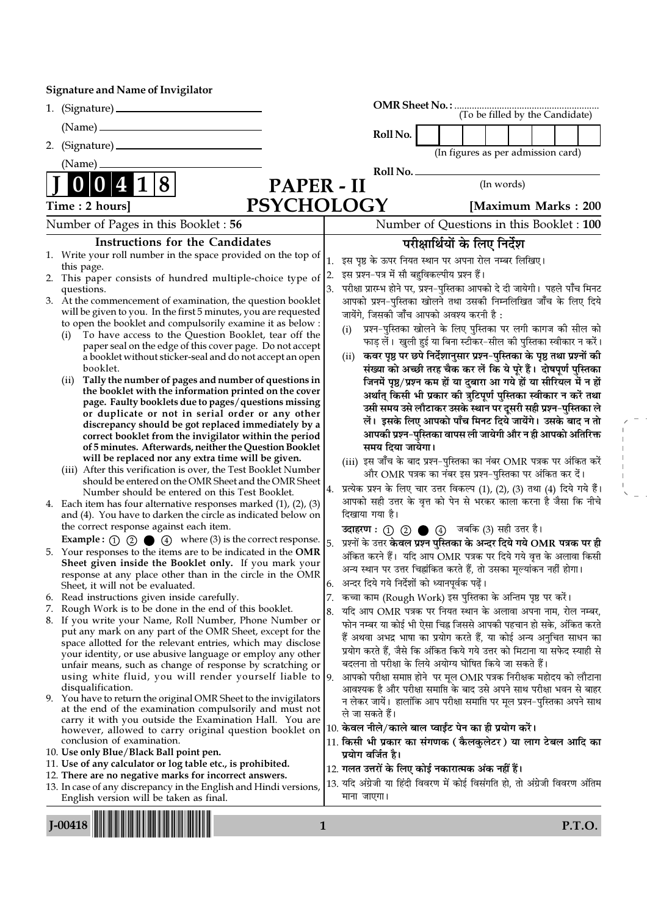**Signature and Name of Invigilator**

1. (Signature) ______________________

   (Name) ______________________

2. (Signature) ______________________

   (Name) ______________________

**OMR Sheet No. :** ............................................
(To be filled by the Candidate)

**Roll No.** | | | | | | | | |
(In figures as per admission card)

**Roll No.** ______________________
(In words)

**J 0 0 4 1 8**

# PAPER - II
# PSYCHOLOGY

**Time : 2 hours]** **[Maximum Marks : 200**

Number of Pages in this Booklet : 56 | Number of Questions in this Booklet : 100

## Instructions for the Candidates

1. Write your roll number in the space provided on the top of this page.
2. This paper consists of hundred multiple-choice type of questions.
3. At the commencement of examination, the question booklet will be given to you. In the first 5 minutes, you are requested to open the booklet and compulsorily examine it as below :
   (i) To have access to the Question Booklet, tear off the paper seal on the edge of this cover page. Do not accept a booklet without sticker-seal and do not accept an open booklet.
   (ii) **Tally the number of pages and number of questions in the booklet with the information printed on the cover page. Faulty booklets due to pages/questions missing or duplicate or not in serial order or any other discrepancy should be got replaced immediately by a correct booklet from the invigilator within the period of 5 minutes. Afterwards, neither the Question Booklet will be replaced nor any extra time will be given.**
   (iii) After this verification is over, the Test Booklet Number should be entered on the OMR Sheet and the OMR Sheet Number should be entered on this Test Booklet.
4. Each item has four alternative responses marked (1), (2), (3) and (4). You have to darken the circle as indicated below on the correct response against each item.
   **Example :** ① ② ● ④ where (3) is the correct response.
5. Your responses to the items are to be indicated in the **OMR Sheet given inside the Booklet only.** If you mark your response at any place other than in the circle in the OMR Sheet, it will not be evaluated.
6. Read instructions given inside carefully.
7. Rough Work is to be done in the end of this booklet.
8. If you write your Name, Roll Number, Phone Number or put any mark on any part of the OMR Sheet, except for the space allotted for the relevant entries, which may disclose your identity, or use abusive language or employ any other unfair means, such as change of response by scratching or using white fluid, you will render yourself liable to disqualification.
9. You have to return the original OMR Sheet to the invigilators at the end of the examination compulsorily and must not carry it with you outside the Examination Hall. You are however, allowed to carry original question booklet on conclusion of examination.
10. **Use only Blue/Black Ball point pen.**
11. **Use of any calculator or log table etc., is prohibited.**
12. **There are no negative marks for incorrect answers.**
13. In case of any discrepancy in the English and Hindi versions, English version will be taken as final.

## परीक्षार्थियों के लिए निर्देश

1. इस पृष्ठ के ऊपर नियत स्थान पर अपना रोल नम्बर लिखिए।
2. इस प्रश्न-पत्र में सौ बहुविकल्पीय प्रश्न हैं।
3. परीक्षा प्रारम्भ होने पर, प्रश्न-पुस्तिका आपको दे दी जायेगी। पहले पाँच मिनट आपको प्रश्न-पुस्तिका खोलने तथा उसकी निम्नलिखित जाँच के लिए दिये जायेंगे, जिसकी जाँच आपको अवश्य करनी है :
   (i) प्रश्न-पुस्तिका खोलने के लिए पुस्तिका पर लगी कागज की सील को फाड़ लें। खुली हुई या बिना स्टीकर-सील की पुस्तिका स्वीकार न करें।
   (ii) **कवर पृष्ठ पर छपे निर्देशानुसार प्रश्न-पुस्तिका के पृष्ठ तथा प्रश्नों की संख्या को अच्छी तरह चैक कर लें कि ये पूरे हैं। दोषपूर्ण पुस्तिका जिनमें पृष्ठ/प्रश्न कम हों या दुबारा आ गये हों या सीरियल में न हों अर्थात् किसी भी प्रकार की त्रुटिपूर्ण पुस्तिका स्वीकार न करें तथा उसी समय उसे लौटाकर उसके स्थान पर दूसरी सही प्रश्न-पुस्तिका ले लें। इसके लिए आपको पाँच मिनट दिये जायेंगे। उसके बाद न तो आपकी प्रश्न-पुस्तिका वापस ली जायेगी और न ही आपको अतिरिक्त समय दिया जायेगा।**
   (iii) इस जाँच के बाद प्रश्न-पुस्तिका का नंबर OMR पत्रक पर अंकित करें और OMR पत्रक का नंबर इस प्रश्न-पुस्तिका पर अंकित कर दें।
4. प्रत्येक प्रश्न के लिए चार उत्तर विकल्प (1), (2), (3) तथा (4) दिये गये हैं। आपको सही उत्तर के वृत्त को पेन से भरकर काला करना है जैसा कि नीचे दिखाया गया है।
   **उदाहरण :** ① ② ● ④ जबकि (3) सही उत्तर है।
5. प्रश्नों के उत्तर **केवल प्रश्न पुस्तिका के अन्दर दिये गये OMR पत्रक पर ही** अंकित करने हैं। यदि आप OMR पत्रक पर दिये गये वृत्त के अलावा किसी अन्य स्थान पर उत्तर चिह्नांकित करते हैं, तो उसका मूल्यांकन नहीं होगा।
6. अन्दर दिये गये निर्देशों को ध्यानपूर्वक पढ़ें।
7. कच्चा काम (Rough Work) इस पुस्तिका के अन्तिम पृष्ठ पर करें।
8. यदि आप OMR पत्रक पर नियत स्थान के अलावा अपना नाम, रोल नम्बर, फोन नम्बर या कोई भी ऐसा चिह्न जिससे आपकी पहचान हो सके, अंकित करते हैं अथवा अभद्र भाषा का प्रयोग करते हैं, या कोई अन्य अनुचित साधन का प्रयोग करते हैं, जैसे कि अंकित किये गये उत्तर को मिटाना या सफेद स्याही से बदलना तो परीक्षा के लिये अयोग्य घोषित किये जा सकते हैं।
9. आपको परीक्षा समाप्त होने पर मूल OMR पत्रक निरीक्षक महोदय को लौटाना आवश्यक है और परीक्षा समाप्ति के बाद उसे अपने साथ परीक्षा भवन से बाहर न लेकर जायें। हालांकि आप परीक्षा समाप्ति पर मूल प्रश्न-पुस्तिका अपने साथ ले जा सकते हैं।
10. **केवल नीले/काले बाल प्वाईंट पेन का ही प्रयोग करें।**
11. **किसी भी प्रकार का संगणक (कैलकुलेटर) या लाग टेबल आदि का प्रयोग वर्जित है।**
12. **गलत उत्तरों के लिए कोई नकारात्मक अंक नहीं हैं।**
13. यदि अंग्रेजी या हिंदी विवरण में कोई विसंगति हो, तो अंग्रेजी विवरण अंतिम माना जाएगा।

J-00418 P.T.O.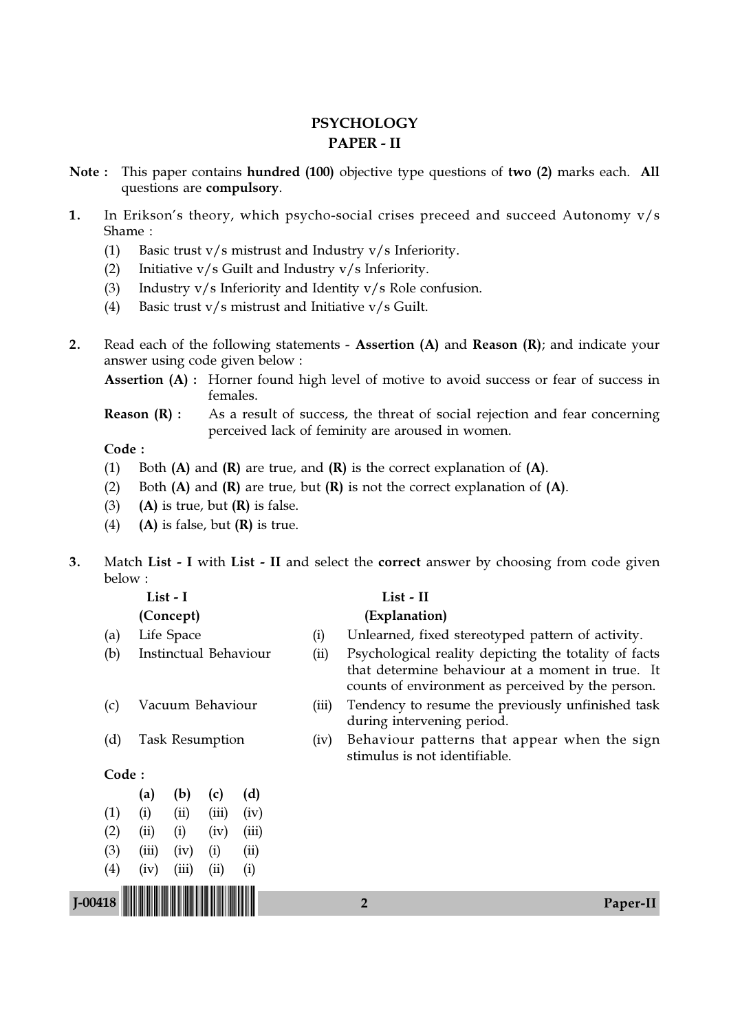# PSYCHOLOGY
## PAPER - II

**Note :** This paper contains **hundred (100)** objective type questions of **two (2)** marks each. **All** questions are **compulsory**.

**1.** In Erikson's theory, which psycho-social crises preceed and succeed Autonomy v/s Shame :

(1) Basic trust v/s mistrust and Industry v/s Inferiority.
(2) Initiative v/s Guilt and Industry v/s Inferiority.
(3) Industry v/s Inferiority and Identity v/s Role confusion.
(4) Basic trust v/s mistrust and Initiative v/s Guilt.

**2.** Read each of the following statements - **Assertion (A)** and **Reason (R)**; and indicate your answer using code given below :

**Assertion (A) :** Horner found high level of motive to avoid success or fear of success in females.

**Reason (R) :** As a result of success, the threat of social rejection and fear concerning perceived lack of feminity are aroused in women.

**Code :**

(1) Both **(A)** and **(R)** are true, and **(R)** is the correct explanation of **(A)**.
(2) Both **(A)** and **(R)** are true, but **(R)** is not the correct explanation of **(A)**.
(3) **(A)** is true, but **(R)** is false.
(4) **(A)** is false, but **(R)** is true.

**3.** Match **List - I** with **List - II** and select the **correct** answer by choosing from code given below :

| | **List - I (Concept)** | | **List - II (Explanation)** |
|---|---|---|---|
| (a) | Life Space | (i) | Unlearned, fixed stereotyped pattern of activity. |
| (b) | Instinctual Behaviour | (ii) | Psychological reality depicting the totality of facts that determine behaviour at a moment in true. It counts of environment as perceived by the person. |
| (c) | Vacuum Behaviour | (iii) | Tendency to resume the previously unfinished task during intervening period. |
| (d) | Task Resumption | (iv) | Behaviour patterns that appear when the sign stimulus is not identifiable. |

**Code :**

| | (a) | (b) | (c) | (d) |
|---|---|---|---|---|
| (1) | (i) | (ii) | (iii) | (iv) |
| (2) | (ii) | (i) | (iv) | (iii) |
| (3) | (iii) | (iv) | (i) | (ii) |
| (4) | (iv) | (iii) | (ii) | (i) |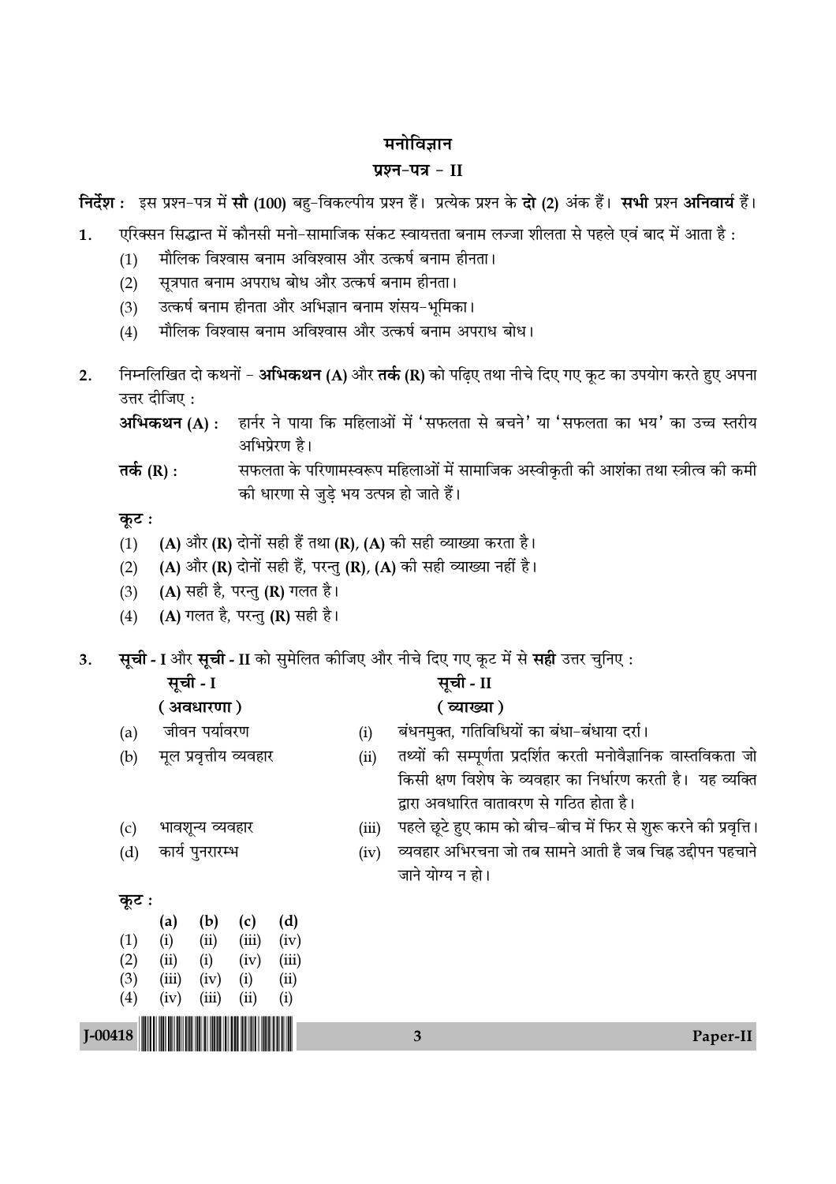# मनोविज्ञान

## प्रश्न-पत्र – II

**निर्देश :** इस प्रश्न-पत्र में **सौ (100)** बहु-विकल्पीय प्रश्न हैं। प्रत्येक प्रश्न के **दो (2)** अंक हैं। **सभी** प्रश्न **अनिवार्य** हैं।

1. एरिक्सन सिद्धान्त में कौनसी मनो-सामाजिक संकट स्वायत्तता बनाम लज्जा शीलता से पहले एवं बाद में आता है :
   (1) मौलिक विश्वास बनाम अविश्वास और उत्कर्ष बनाम हीनता।
   (2) सूत्रपात बनाम अपराध बोध और उत्कर्ष बनाम हीनता।
   (3) उत्कर्ष बनाम हीनता और अभिज्ञान बनाम शंसय-भूमिका।
   (4) मौलिक विश्वास बनाम अविश्वास और उत्कर्ष बनाम अपराध बोध।

2. निम्नलिखित दो कथनों – **अभिकथन (A)** और **तर्क (R)** को पढ़िए तथा नीचे दिए गए कूट का उपयोग करते हुए अपना उत्तर दीजिए :

   **अभिकथन (A) :** हार्नर ने पाया कि महिलाओं में 'सफलता से बचने' या 'सफलता का भय' का उच्च स्तरीय अभिप्रेरण है।

   **तर्क (R) :** सफलता के परिणामस्वरूप महिलाओं में सामाजिक अस्वीकृती की आशंका तथा स्त्रीत्व की कमी की धारणा से जुड़े भय उत्पन्न हो जाते हैं।

   **कूट :**
   (1) **(A)** और **(R)** दोनों सही हैं तथा **(R)**, **(A)** की सही व्याख्या करता है।
   (2) **(A)** और **(R)** दोनों सही हैं, परन्तु **(R)**, **(A)** की सही व्याख्या नहीं है।
   (3) **(A)** सही है, परन्तु **(R)** गलत है।
   (4) **(A)** गलत है, परन्तु **(R)** सही है।

3. **सूची - I** और **सूची - II** को सुमेलित कीजिए और नीचे दिए गए कूट में से **सही** उत्तर चुनिए :

| | सूची - I (अवधारणा) | | सूची - II (व्याख्या) |
|---|---|---|---|
| (a) | जीवन पर्यावरण | (i) | बंधनमुक्त, गतिविधियों का बंधा-बंधाया दर्रा। |
| (b) | मूल प्रवृत्तीय व्यवहार | (ii) | तथ्यों की सम्पूर्णता प्रदर्शित करती मनोवैज्ञानिक वास्तविकता जो किसी क्षण विशेष के व्यवहार का निर्धारण करती है। यह व्यक्ति द्वारा अवधारित वातावरण से गठित होता है। |
| (c) | भावशून्य व्यवहार | (iii) | पहले छूटे हुए काम को बीच-बीच में फिर से शुरू करने की प्रवृत्ति। |
| (d) | कार्य पुनरारम्भ | (iv) | व्यवहार अभिरचना जो तब सामने आती है जब चिह्न उद्दीपन पहचाने जाने योग्य न हो। |

   **कूट :**

| | (a) | (b) | (c) | (d) |
|---|---|---|---|---|
| (1) | (i) | (ii) | (iii) | (iv) |
| (2) | (ii) | (i) | (iv) | (iii) |
| (3) | (iii) | (iv) | (i) | (ii) |
| (4) | (iv) | (iii) | (ii) | (i) |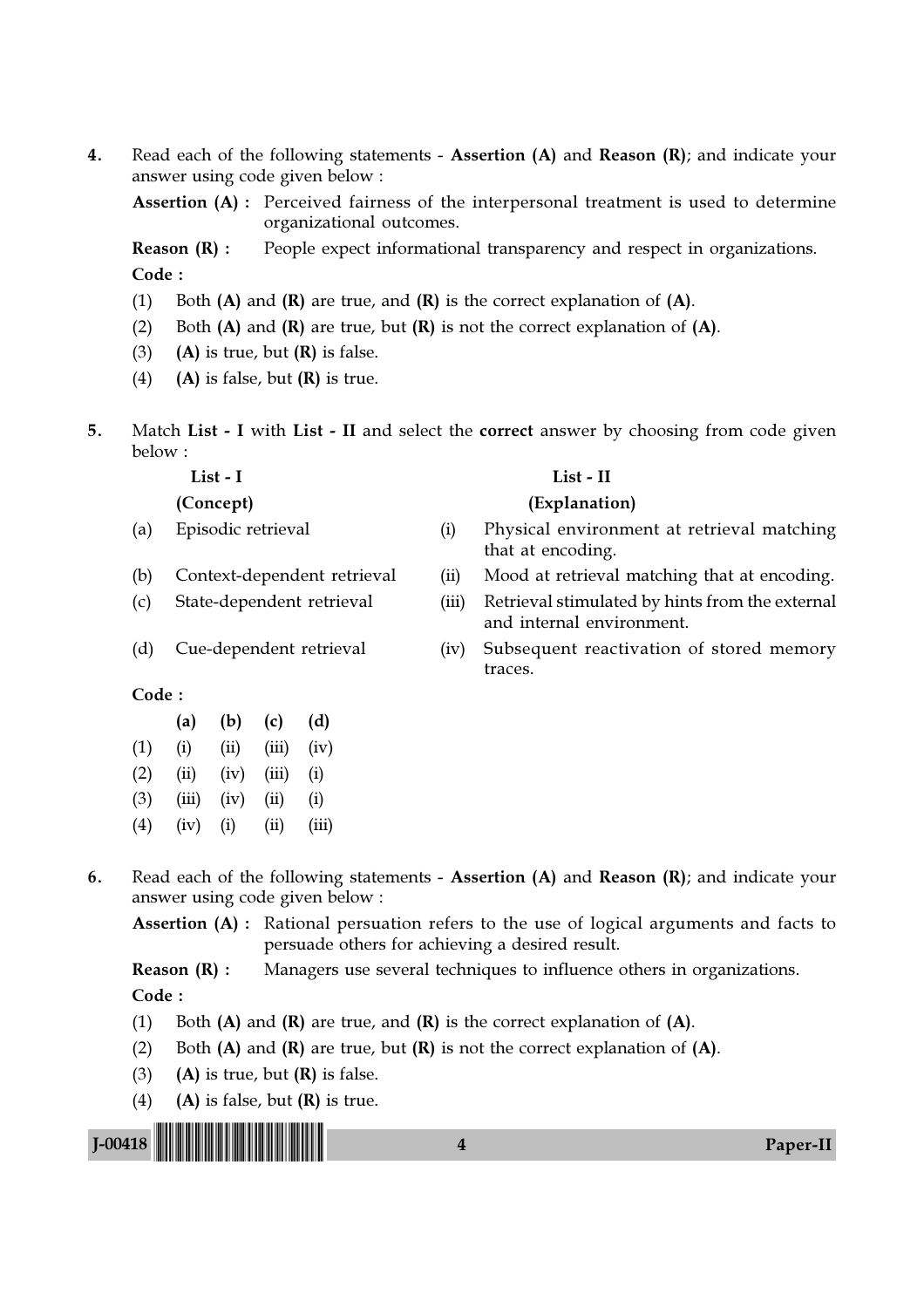4. Read each of the following statements - **Assertion (A)** and **Reason (R)**; and indicate your answer using code given below :

**Assertion (A) :** Perceived fairness of the interpersonal treatment is used to determine organizational outcomes.

**Reason (R) :** People expect informational transparency and respect in organizations.

**Code :**

(1) Both **(A)** and **(R)** are true, and **(R)** is the correct explanation of **(A)**.
(2) Both **(A)** and **(R)** are true, but **(R)** is not the correct explanation of **(A)**.
(3) **(A)** is true, but **(R)** is false.
(4) **(A)** is false, but **(R)** is true.

5. Match **List - I** with **List - II** and select the **correct** answer by choosing from code given below :

| | List - I (Concept) | | List - II (Explanation) |
|---|---|---|---|
| (a) | Episodic retrieval | (i) | Physical environment at retrieval matching that at encoding. |
| (b) | Context-dependent retrieval | (ii) | Mood at retrieval matching that at encoding. |
| (c) | State-dependent retrieval | (iii) | Retrieval stimulated by hints from the external and internal environment. |
| (d) | Cue-dependent retrieval | (iv) | Subsequent reactivation of stored memory traces. |

**Code :**

| | (a) | (b) | (c) | (d) |
|---|---|---|---|---|
| (1) | (i) | (ii) | (iii) | (iv) |
| (2) | (ii) | (iv) | (iii) | (i) |
| (3) | (iii) | (iv) | (ii) | (i) |
| (4) | (iv) | (i) | (ii) | (iii) |

6. Read each of the following statements - **Assertion (A)** and **Reason (R)**; and indicate your answer using code given below :

**Assertion (A) :** Rational persuation refers to the use of logical arguments and facts to persuade others for achieving a desired result.

**Reason (R) :** Managers use several techniques to influence others in organizations.

**Code :**

(1) Both **(A)** and **(R)** are true, and **(R)** is the correct explanation of **(A)**.
(2) Both **(A)** and **(R)** are true, but **(R)** is not the correct explanation of **(A)**.
(3) **(A)** is true, but **(R)** is false.
(4) **(A)** is false, but **(R)** is true.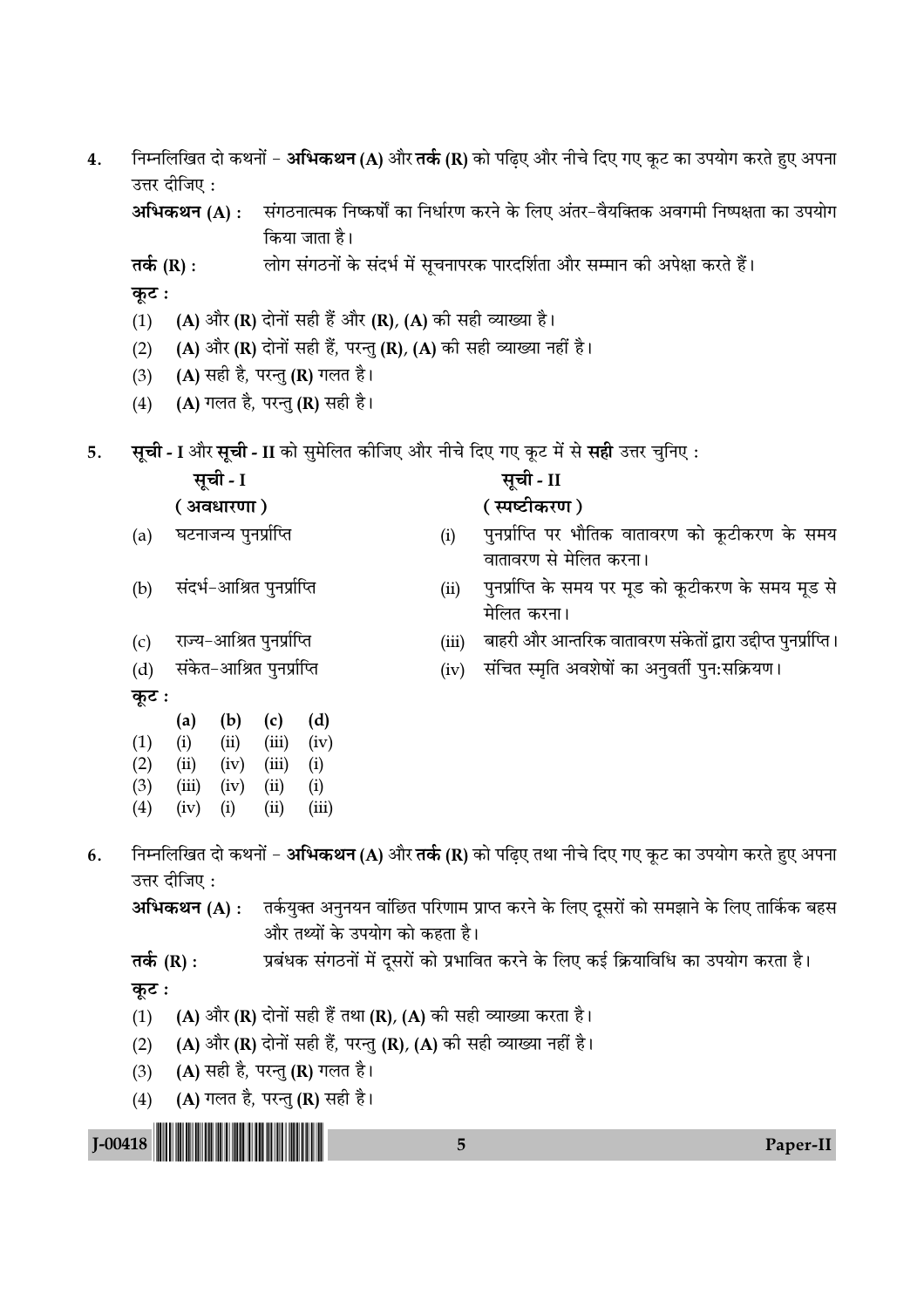4. निम्नलिखित दो कथनों – **अभिकथन (A)** और **तर्क (R)** को पढ़िए और नीचे दिए गए कूट का उपयोग करते हुए अपना उत्तर दीजिए :

**अभिकथन (A) :** संगठनात्मक निष्कर्षों का निर्धारण करने के लिए अंतर-वैयक्तिक अवगमी निष्पक्षता का उपयोग किया जाता है।

**तर्क (R) :** लोग संगठनों के संदर्भ में सूचनापरक पारदर्शिता और सम्मान की अपेक्षा करते हैं।

**कूट :**

(1) **(A)** और **(R)** दोनों सही हैं और **(R)**, **(A)** की सही व्याख्या है।
(2) **(A)** और **(R)** दोनों सही हैं, परन्तु **(R)**, **(A)** की सही व्याख्या नहीं है।
(3) **(A)** सही है, परन्तु **(R)** गलत है।
(4) **(A)** गलत है, परन्तु **(R)** सही है।

5. **सूची - I** और **सूची - II** को सुमेलित कीजिए और नीचे दिए गए कूट में से **सही** उत्तर चुनिए :

| **सूची - I** (**अवधारणा**) | **सूची - II** (**स्पष्टीकरण**) |
|---|---|
| (a) घटनाजन्य पुनर्प्राप्ति | (i) पुनर्प्राप्ति पर भौतिक वातावरण को कूटीकरण के समय वातावरण से मेलित करना। |
| (b) संदर्भ-आश्रित पुनर्प्राप्ति | (ii) पुनर्प्राप्ति के समय पर मूड को कूटीकरण के समय मूड से मेलित करना। |
| (c) राज्य-आश्रित पुनर्प्राप्ति | (iii) बाहरी और आन्तरिक वातावरण संकेतों द्वारा उद्दीप्त पुनर्प्राप्ति। |
| (d) संकेत-आश्रित पुनर्प्राप्ति | (iv) संचित स्मृति अवशेषों का अनुवर्ती पुनःसक्रियण। |

**कूट :**

| | (a) | (b) | (c) | (d) |
|---|---|---|---|---|
| (1) | (i) | (ii) | (iii) | (iv) |
| (2) | (ii) | (iv) | (iii) | (i) |
| (3) | (iii) | (iv) | (ii) | (i) |
| (4) | (iv) | (i) | (ii) | (iii) |

6. निम्नलिखित दो कथनों – **अभिकथन (A)** और **तर्क (R)** को पढ़िए तथा नीचे दिए गए कूट का उपयोग करते हुए अपना उत्तर दीजिए :

**अभिकथन (A) :** तर्कयुक्त अनुनयन वांछित परिणाम प्राप्त करने के लिए दूसरों को समझाने के लिए तार्किक बहस और तथ्यों के उपयोग को कहता है।

**तर्क (R) :** प्रबंधक संगठनों में दूसरों को प्रभावित करने के लिए कई क्रियाविधि का उपयोग करता है।

**कूट :**

(1) **(A)** और **(R)** दोनों सही हैं तथा **(R)**, **(A)** की सही व्याख्या करता है।
(2) **(A)** और **(R)** दोनों सही हैं, परन्तु **(R)**, **(A)** की सही व्याख्या नहीं है।
(3) **(A)** सही है, परन्तु **(R)** गलत है।
(4) **(A)** गलत है, परन्तु **(R)** सही है।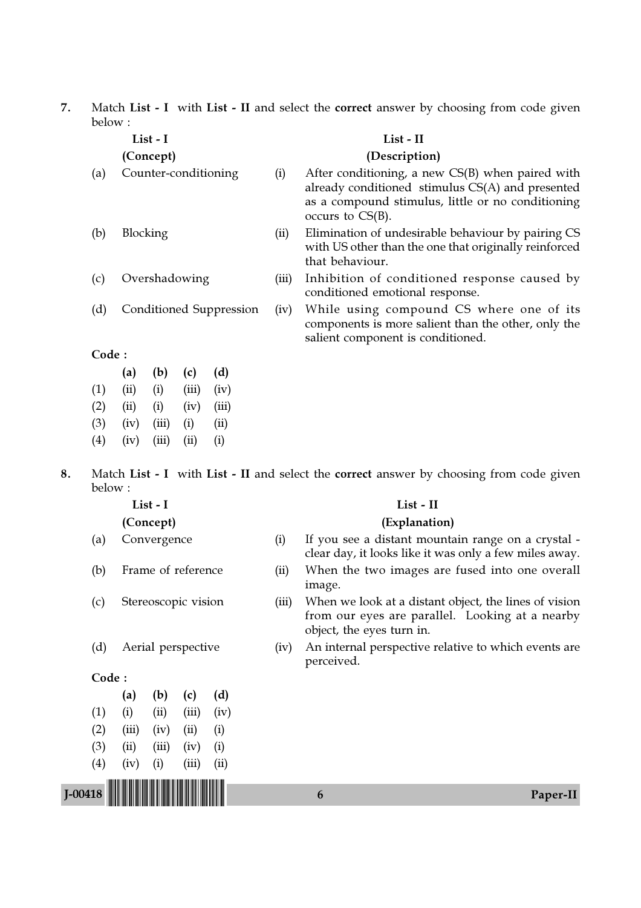7. Match **List - I** with **List - II** and select the **correct** answer by choosing from code given below :

| | **List - I** (Concept) | | **List - II** (Description) |
|---|---|---|---|
| (a) | Counter-conditioning | (i) | After conditioning, a new CS(B) when paired with already conditioned stimulus CS(A) and presented as a compound stimulus, little or no conditioning occurs to CS(B). |
| (b) | Blocking | (ii) | Elimination of undesirable behaviour by pairing CS with US other than the one that originally reinforced that behaviour. |
| (c) | Overshadowing | (iii) | Inhibition of conditioned response caused by conditioned emotional response. |
| (d) | Conditioned Suppression | (iv) | While using compound CS where one of its components is more salient than the other, only the salient component is conditioned. |

**Code :**

| | (a) | (b) | (c) | (d) |
|---|---|---|---|---|
| (1) | (ii) | (i) | (iii) | (iv) |
| (2) | (ii) | (i) | (iv) | (iii) |
| (3) | (iv) | (iii) | (i) | (ii) |
| (4) | (iv) | (iii) | (ii) | (i) |

8. Match **List - I** with **List - II** and select the **correct** answer by choosing from code given below :

| | **List - I** (Concept) | | **List - II** (Explanation) |
|---|---|---|---|
| (a) | Convergence | (i) | If you see a distant mountain range on a crystal - clear day, it looks like it was only a few miles away. |
| (b) | Frame of reference | (ii) | When the two images are fused into one overall image. |
| (c) | Stereoscopic vision | (iii) | When we look at a distant object, the lines of vision from our eyes are parallel. Looking at a nearby object, the eyes turn in. |
| (d) | Aerial perspective | (iv) | An internal perspective relative to which events are perceived. |

**Code :**

| | (a) | (b) | (c) | (d) |
|---|---|---|---|---|
| (1) | (i) | (ii) | (iii) | (iv) |
| (2) | (iii) | (iv) | (ii) | (i) |
| (3) | (ii) | (iii) | (iv) | (i) |
| (4) | (iv) | (i) | (iii) | (ii) |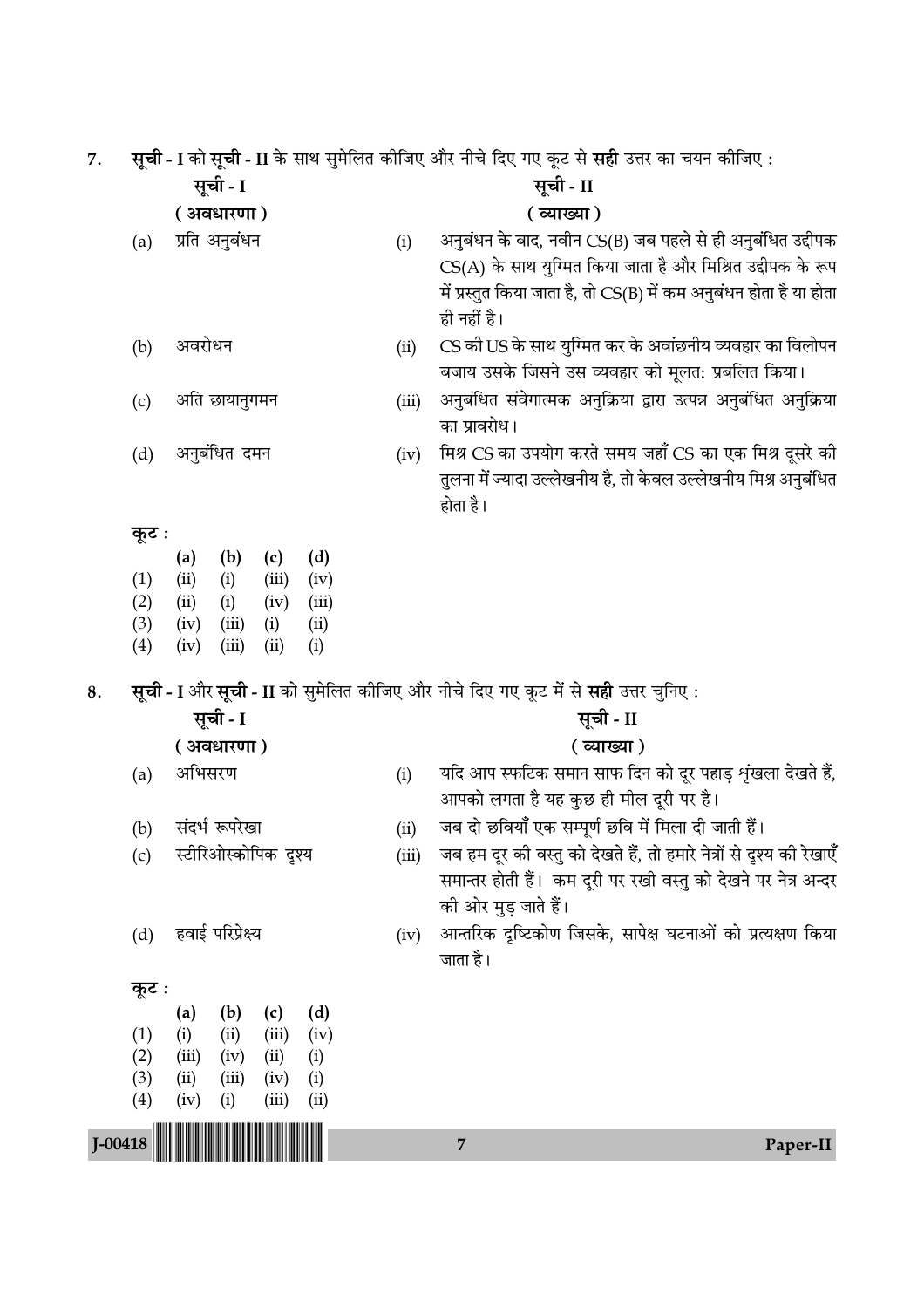7. **सूची - I** को **सूची - II** के साथ सुमेलित कीजिए और नीचे दिए गए कूट से **सही** उत्तर का चयन कीजिए :

| सूची - I (अवधारणा) | | सूची - II (व्याख्या) |
|---|---|---|
| (a) प्रति अनुबंधन | (i) | अनुबंधन के बाद, नवीन CS(B) जब पहले से ही अनुबंधित उद्दीपक CS(A) के साथ युग्मित किया जाता है और मिश्रित उद्दीपक के रूप में प्रस्तुत किया जाता है, तो CS(B) में कम अनुबंधन होता है या होता ही नहीं है। |
| (b) अवरोधन | (ii) | CS की US के साथ युग्मित कर के अवांछनीय व्यवहार का विलोपन बजाय उसके जिसने उस व्यवहार को मूलत: प्रबलित किया। |
| (c) अति छायानुगमन | (iii) | अनुबंधित संवेगात्मक अनुक्रिया द्वारा उत्पन्न अनुबंधित अनुक्रिया का प्रावरोध। |
| (d) अनुबंधित दमन | (iv) | मिश्र CS का उपयोग करते समय जहाँ CS का एक मिश्र दूसरे की तुलना में ज्यादा उल्लेखनीय है, तो केवल उल्लेखनीय मिश्र अनुबंधित होता है। |

**कूट :**

| | (a) | (b) | (c) | (d) |
|---|---|---|---|---|
| (1) | (ii) | (i) | (iii) | (iv) |
| (2) | (ii) | (i) | (iv) | (iii) |
| (3) | (iv) | (iii) | (i) | (ii) |
| (4) | (iv) | (iii) | (ii) | (i) |

8. **सूची - I** और **सूची - II** को सुमेलित कीजिए और नीचे दिए गए कूट में से **सही** उत्तर चुनिए :

| सूची - I (अवधारणा) | | सूची - II (व्याख्या) |
|---|---|---|
| (a) अभिसरण | (i) | यदि आप स्फटिक समान साफ दिन को दूर पहाड़ शृंखला देखते हैं, आपको लगता है यह कुछ ही मील दूरी पर है। |
| (b) संदर्भ रूपरेखा | (ii) | जब दो छवियाँ एक सम्पूर्ण छवि में मिला दी जाती हैं। |
| (c) स्टीरिओस्कोपिक दृश्य | (iii) | जब हम दूर की वस्तु को देखते हैं, तो हमारे नेत्रों से दृश्य की रेखाएँ समान्तर होती हैं। कम दूरी पर रखी वस्तु को देखने पर नेत्र अन्दर की ओर मुड़ जाते हैं। |
| (d) हवाई परिप्रेक्ष्य | (iv) | आन्तरिक दृष्टिकोण जिसके, सापेक्ष घटनाओं को प्रत्यक्षण किया जाता है। |

**कूट :**

| | (a) | (b) | (c) | (d) |
|---|---|---|---|---|
| (1) | (i) | (ii) | (iii) | (iv) |
| (2) | (iii) | (iv) | (ii) | (i) |
| (3) | (ii) | (iii) | (iv) | (i) |
| (4) | (iv) | (i) | (iii) | (ii) |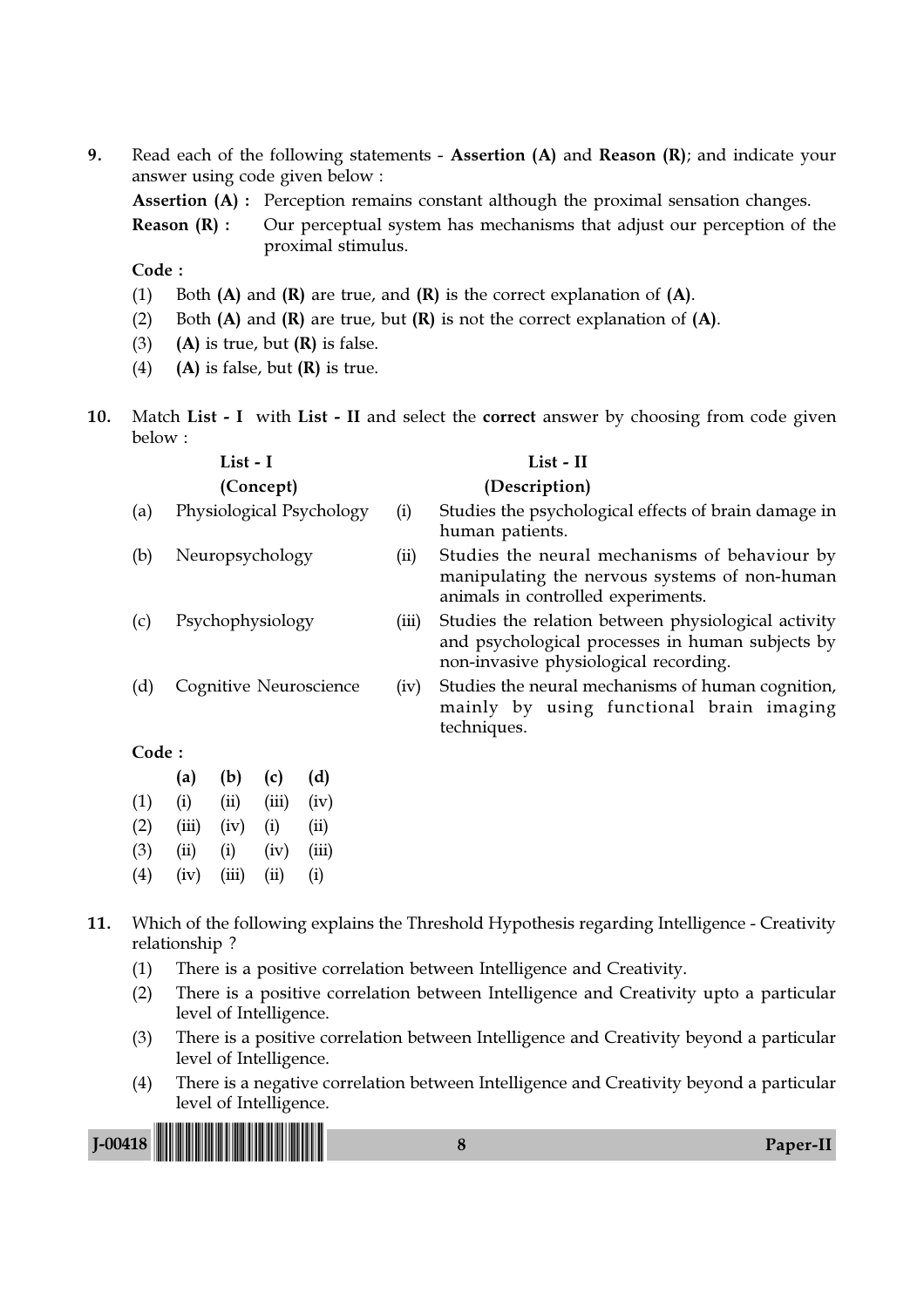9. Read each of the following statements - **Assertion (A)** and **Reason (R)**; and indicate your answer using code given below :

**Assertion (A) :** Perception remains constant although the proximal sensation changes.

**Reason (R) :** Our perceptual system has mechanisms that adjust our perception of the proximal stimulus.

**Code :**

(1) Both **(A)** and **(R)** are true, and **(R)** is the correct explanation of **(A)**.

(2) Both **(A)** and **(R)** are true, but **(R)** is not the correct explanation of **(A)**.

(3) **(A)** is true, but **(R)** is false.

(4) **(A)** is false, but **(R)** is true.

10. Match **List - I** with **List - II** and select the **correct** answer by choosing from code given below :

| | List - I (Concept) | | List - II (Description) |
|---|---|---|---|
| (a) | Physiological Psychology | (i) | Studies the psychological effects of brain damage in human patients. |
| (b) | Neuropsychology | (ii) | Studies the neural mechanisms of behaviour by manipulating the nervous systems of non-human animals in controlled experiments. |
| (c) | Psychophysiology | (iii) | Studies the relation between physiological activity and psychological processes in human subjects by non-invasive physiological recording. |
| (d) | Cognitive Neuroscience | (iv) | Studies the neural mechanisms of human cognition, mainly by using functional brain imaging techniques. |

**Code :**

| | (a) | (b) | (c) | (d) |
|---|---|---|---|---|
| (1) | (i) | (ii) | (iii) | (iv) |
| (2) | (iii) | (iv) | (i) | (ii) |
| (3) | (ii) | (i) | (iv) | (iii) |
| (4) | (iv) | (iii) | (ii) | (i) |

11. Which of the following explains the Threshold Hypothesis regarding Intelligence - Creativity relationship ?

(1) There is a positive correlation between Intelligence and Creativity.

(2) There is a positive correlation between Intelligence and Creativity upto a particular level of Intelligence.

(3) There is a positive correlation between Intelligence and Creativity beyond a particular level of Intelligence.

(4) There is a negative correlation between Intelligence and Creativity beyond a particular level of Intelligence.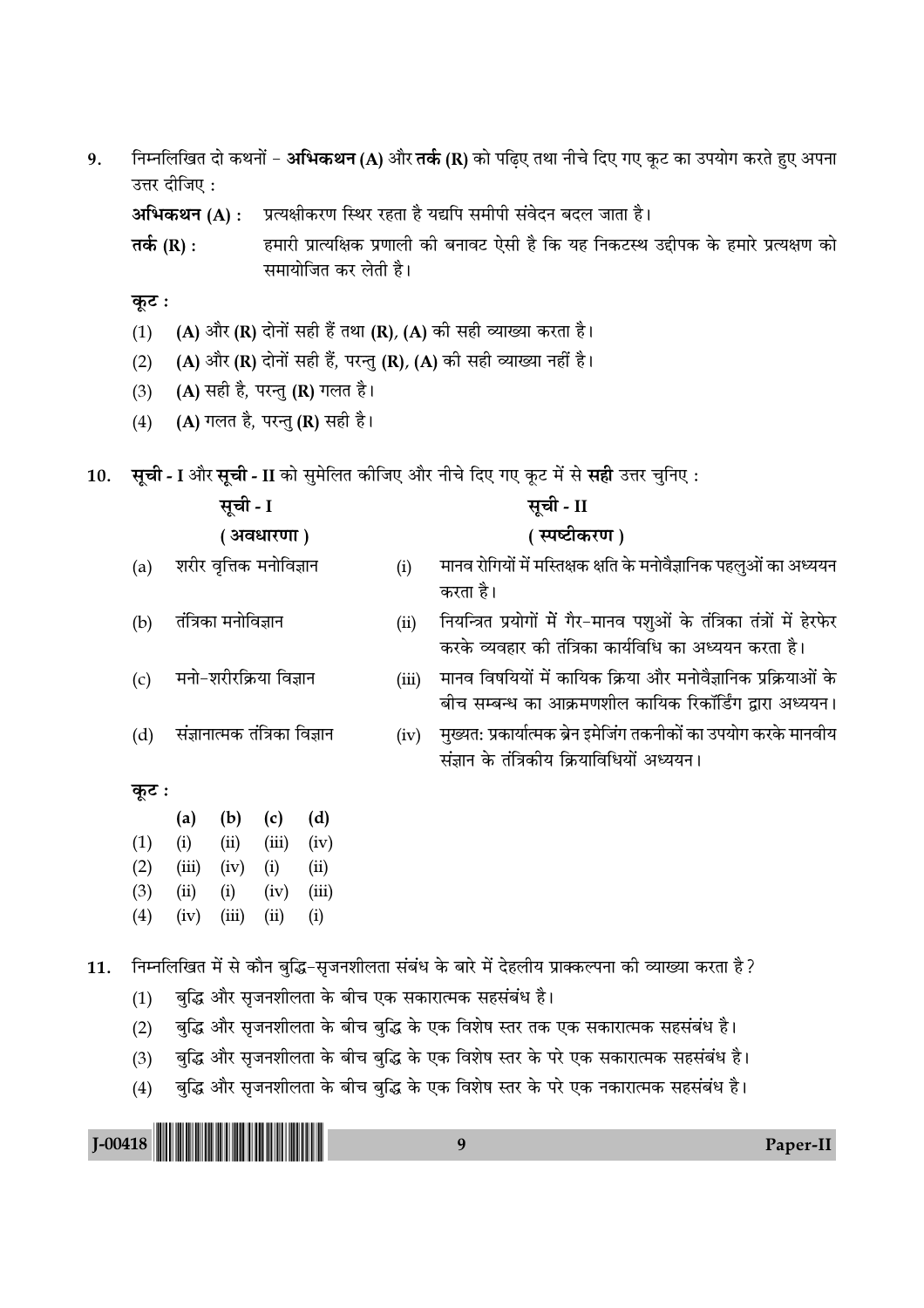9. निम्नलिखित दो कथनों – **अभिकथन (A)** और **तर्क (R)** को पढ़िए तथा नीचे दिए गए कूट का उपयोग करते हुए अपना उत्तर दीजिए :

**अभिकथन (A) :** प्रत्यक्षीकरण स्थिर रहता है यद्यपि समीपी संवेदन बदल जाता है।

**तर्क (R) :** हमारी प्रात्यक्षिक प्रणाली की बनावट ऐसी है कि यह निकटस्थ उद्दीपक के हमारे प्रत्यक्षण को समायोजित कर लेती है।

**कूट :**

(1) **(A)** और **(R)** दोनों सही हैं तथा **(R)**, **(A)** की सही व्याख्या करता है।

(2) **(A)** और **(R)** दोनों सही हैं, परन्तु **(R)**, **(A)** की सही व्याख्या नहीं है।

(3) **(A)** सही है, परन्तु **(R)** गलत है।

(4) **(A)** गलत है, परन्तु **(R)** सही है।

10. **सूची - I** और **सूची - II** को सुमेलित कीजिए और नीचे दिए गए कूट में से **सही** उत्तर चुनिए :

| | सूची - I (अवधारणा) | | सूची - II (स्पष्टीकरण) |
|---|---|---|---|
| (a) | शरीर वृत्तिक मनोविज्ञान | (i) | मानव रोगियों में मस्तिष्क क्षति के मनोवैज्ञानिक पहलुओं का अध्ययन करता है। |
| (b) | तंत्रिका मनोविज्ञान | (ii) | नियन्त्रित प्रयोगों में गैर–मानव पशुओं के तंत्रिका तंत्रों में हेरफेर करके व्यवहार की तंत्रिका कार्यविधि का अध्ययन करता है। |
| (c) | मनो–शरीरक्रिया विज्ञान | (iii) | मानव विषयियों में कायिक क्रिया और मनोवैज्ञानिक प्रक्रियाओं के बीच सम्बन्ध का आक्रमणशील कायिक रिकॉर्डिंग द्वारा अध्ययन। |
| (d) | संज्ञानात्मक तंत्रिका विज्ञान | (iv) | मुख्यत: प्रकार्यात्मक ब्रेन इमेजिंग तकनीकों का उपयोग करके मानवीय संज्ञान के तंत्रिकीय क्रियाविधियों अध्ययन। |

**कूट :**

| | (a) | (b) | (c) | (d) |
|---|---|---|---|---|
| (1) | (i) | (ii) | (iii) | (iv) |
| (2) | (iii) | (iv) | (i) | (ii) |
| (3) | (ii) | (i) | (iv) | (iii) |
| (4) | (iv) | (iii) | (ii) | (i) |

11. निम्नलिखित में से कौन बुद्धि–सृजनशीलता संबंध के बारे में देहलीय प्राक्कल्पना की व्याख्या करता है ?

(1) बुद्धि और सृजनशीलता के बीच एक सकारात्मक सहसंबंध है।

(2) बुद्धि और सृजनशीलता के बीच बुद्धि के एक विशेष स्तर तक एक सकारात्मक सहसंबंध है।

(3) बुद्धि और सृजनशीलता के बीच बुद्धि के एक विशेष स्तर के परे एक सकारात्मक सहसंबंध है।

(4) बुद्धि और सृजनशीलता के बीच बुद्धि के एक विशेष स्तर के परे एक नकारात्मक सहसंबंध है।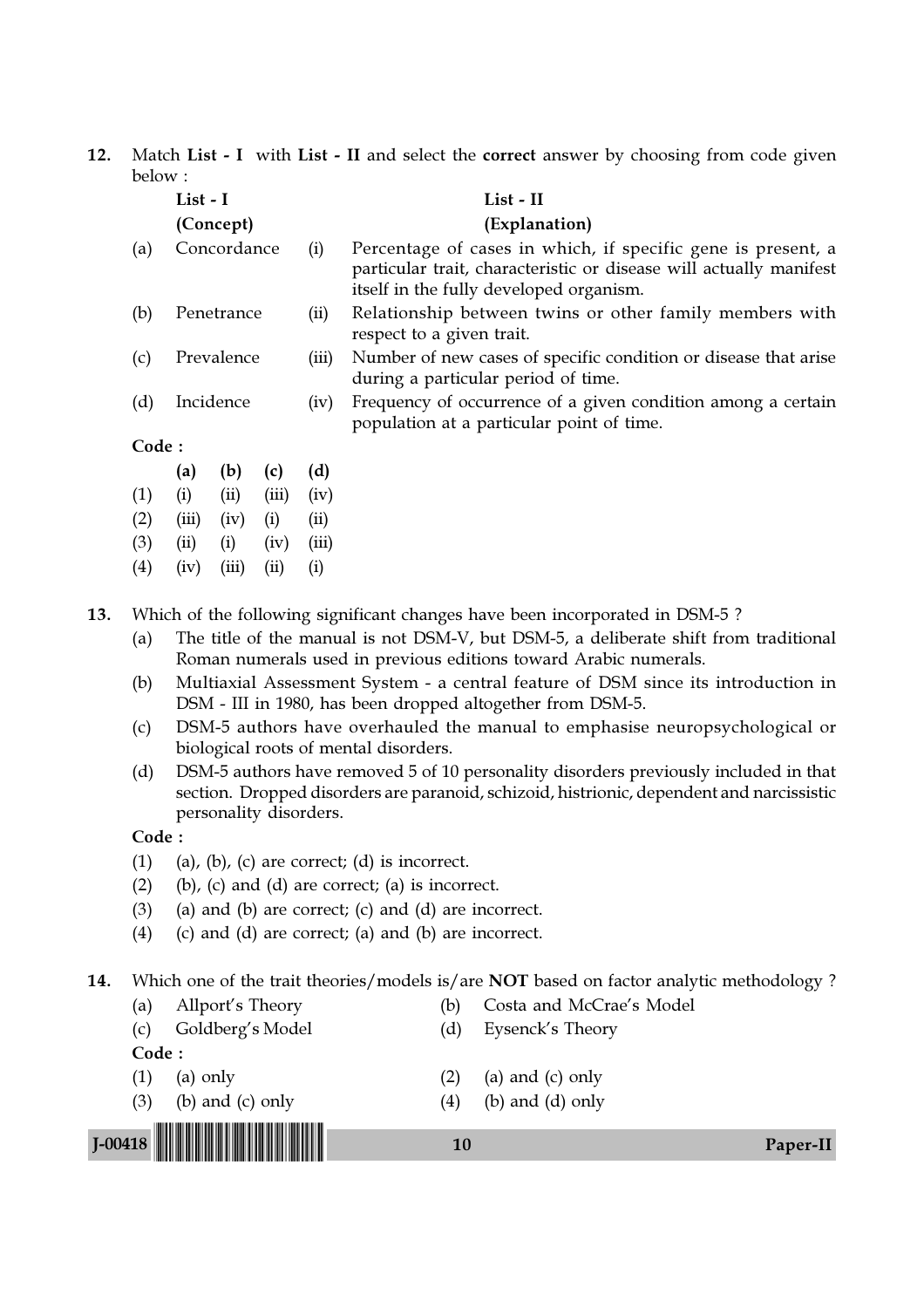12. Match **List - I** with **List - II** and select the **correct** answer by choosing from code given below :

| | **List - I** | | **List - II** |
|---|---|---|---|
| | **(Concept)** | | **(Explanation)** |
| (a) | Concordance | (i) | Percentage of cases in which, if specific gene is present, a particular trait, characteristic or disease will actually manifest itself in the fully developed organism. |
| (b) | Penetrance | (ii) | Relationship between twins or other family members with respect to a given trait. |
| (c) | Prevalence | (iii) | Number of new cases of specific condition or disease that arise during a particular period of time. |
| (d) | Incidence | (iv) | Frequency of occurrence of a given condition among a certain population at a particular point of time. |

**Code :**

| | **(a)** | **(b)** | **(c)** | **(d)** |
|---|---|---|---|---|
| (1) | (i) | (ii) | (iii) | (iv) |
| (2) | (iii) | (iv) | (i) | (ii) |
| (3) | (ii) | (i) | (iv) | (iii) |
| (4) | (iv) | (iii) | (ii) | (i) |

13. Which of the following significant changes have been incorporated in DSM-5 ?
   - (a) The title of the manual is not DSM-V, but DSM-5, a deliberate shift from traditional Roman numerals used in previous editions toward Arabic numerals.
   - (b) Multiaxial Assessment System - a central feature of DSM since its introduction in DSM - III in 1980, has been dropped altogether from DSM-5.
   - (c) DSM-5 authors have overhauled the manual to emphasise neuropsychological or biological roots of mental disorders.
   - (d) DSM-5 authors have removed 5 of 10 personality disorders previously included in that section. Dropped disorders are paranoid, schizoid, histrionic, dependent and narcissistic personality disorders.

   **Code :**
   - (1) (a), (b), (c) are correct; (d) is incorrect.
   - (2) (b), (c) and (d) are correct; (a) is incorrect.
   - (3) (a) and (b) are correct; (c) and (d) are incorrect.
   - (4) (c) and (d) are correct; (a) and (b) are incorrect.

14. Which one of the trait theories/models is/are **NOT** based on factor analytic methodology ?
   - (a) Allport's Theory
   - (b) Costa and McCrae's Model
   - (c) Goldberg's Model
   - (d) Eysenck's Theory

   **Code :**
   - (1) (a) only
   - (2) (a) and (c) only
   - (3) (b) and (c) only
   - (4) (b) and (d) only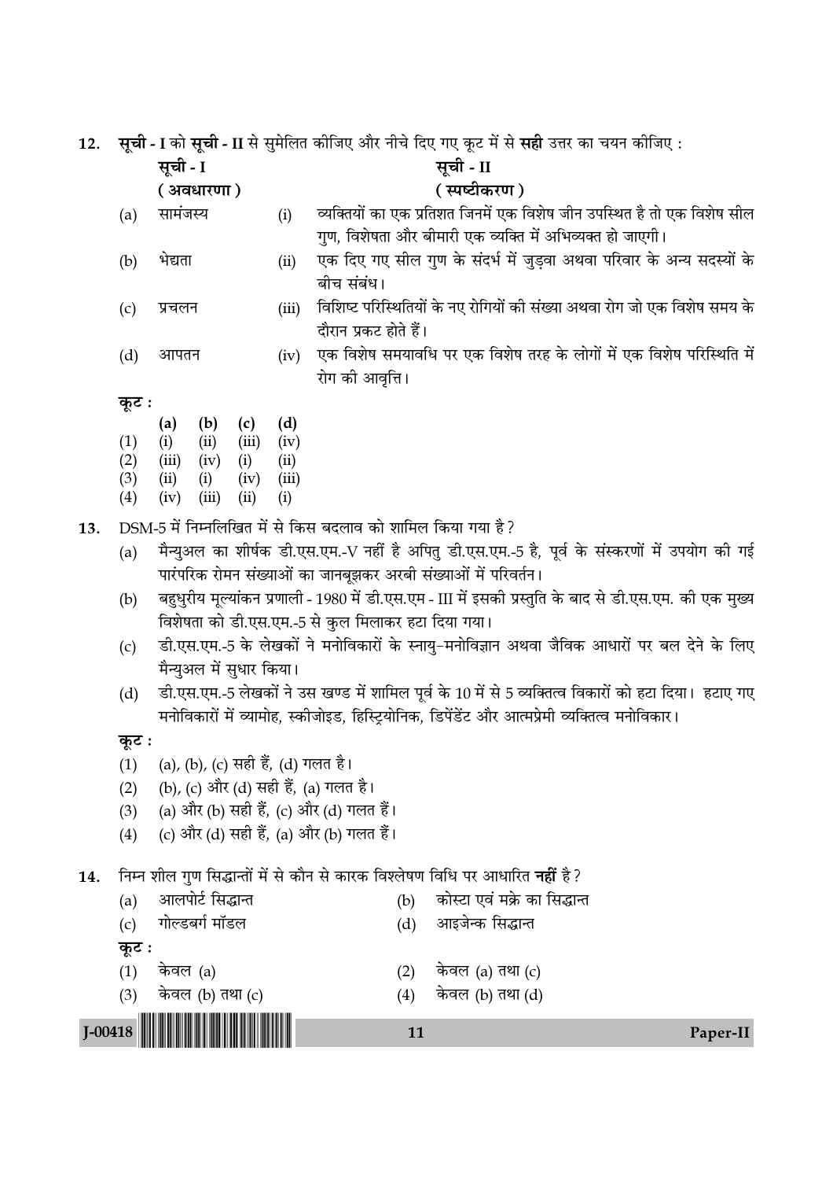12. **सूची - I** को **सूची - II** से सुमेलित कीजिए और नीचे दिए गए कूट में से **सही** उत्तर का चयन कीजिए :

| | सूची - I (अवधारणा) | | सूची - II (स्पष्टीकरण) |
|---|---|---|---|
| (a) | सामंजस्य | (i) | व्यक्तियों का एक प्रतिशत जिनमें एक विशेष जीन उपस्थित है तो एक विशेष सील गुण, विशेषता और बीमारी एक व्यक्ति में अभिव्यक्त हो जाएगी। |
| (b) | भेद्यता | (ii) | एक दिए गए सील गुण के संदर्भ में जुड़वा अथवा परिवार के अन्य सदस्यों के बीच संबंध। |
| (c) | प्रचलन | (iii) | विशिष्ट परिस्थितियों के नए रोगियों की संख्या अथवा रोग जो एक विशेष समय के दौरान प्रकट होते हैं। |
| (d) | आपतन | (iv) | एक विशेष समयावधि पर एक विशेष तरह के लोगों में एक विशेष परिस्थिति में रोग की आवृत्ति। |

**कूट :**

| | (a) | (b) | (c) | (d) |
|---|---|---|---|---|
| (1) | (i) | (ii) | (iii) | (iv) |
| (2) | (iii) | (iv) | (i) | (ii) |
| (3) | (ii) | (i) | (iv) | (iii) |
| (4) | (iv) | (iii) | (ii) | (i) |

13. DSM-5 में निम्नलिखित में से किस बदलाव को शामिल किया गया है?
   (a) मैन्युअल का शीर्षक डी.एस.एम.-V नहीं है अपितु डी.एस.एम.-5 है, पूर्व के संस्करणों में उपयोग की गई पारंपरिक रोमन संख्याओं का जानबूझकर अरबी संख्याओं में परिवर्तन।
   (b) बहुधुरीय मूल्यांकन प्रणाली - 1980 में डी.एस.एम - III में इसकी प्रस्तुति के बाद से डी.एस.एम. की एक मुख्य विशेषता को डी.एस.एम.-5 से कुल मिलाकर हटा दिया गया।
   (c) डी.एस.एम.-5 के लेखकों ने मनोविकारों के स्नायु-मनोविज्ञान अथवा जैविक आधारों पर बल देने के लिए मैन्युअल में सुधार किया।
   (d) डी.एस.एम.-5 लेखकों ने उस खण्ड में शामिल पूर्व के 10 में से 5 व्यक्तित्व विकारों को हटा दिया। हटाए गए मनोविकारों में व्यामोह, स्कीजोइड, हिस्ट्रियोनिक, डिपेंडेंट और आत्मप्रेमी व्यक्तित्व मनोविकार।

   **कूट :**
   (1) (a), (b), (c) सही हैं, (d) गलत है।
   (2) (b), (c) और (d) सही हैं, (a) गलत है।
   (3) (a) और (b) सही हैं, (c) और (d) गलत हैं।
   (4) (c) और (d) सही हैं, (a) और (b) गलत हैं।

14. निम्न शील गुण सिद्धान्तों में से कौन से कारक विश्लेषण विधि पर आधारित **नहीं** है?
   (a) आलपोर्ट सिद्धान्त
   (b) कोस्टा एवं मक्रे का सिद्धान्त
   (c) गोल्डबर्ग मॉडल
   (d) आइजेन्क सिद्धान्त

   **कूट :**
   (1) केवल (a)
   (2) केवल (a) तथा (c)
   (3) केवल (b) तथा (c)
   (4) केवल (b) तथा (d)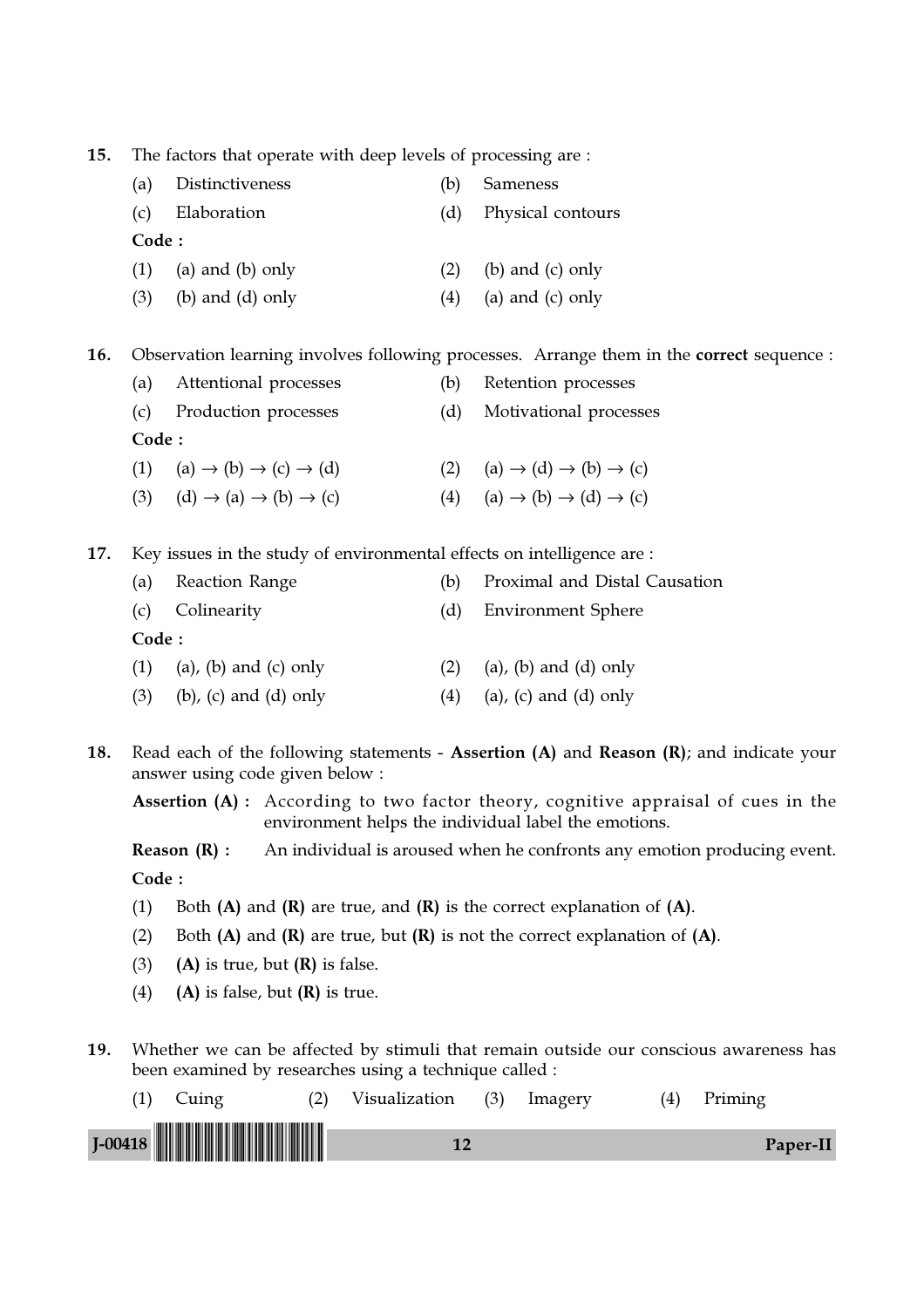15. The factors that operate with deep levels of processing are :

    (a) Distinctiveness (b) Sameness

    (c) Elaboration (d) Physical contours

    **Code :**

    (1) (a) and (b) only (2) (b) and (c) only

    (3) (b) and (d) only (4) (a) and (c) only

16. Observation learning involves following processes. Arrange them in the **correct** sequence :

    (a) Attentional processes (b) Retention processes

    (c) Production processes (d) Motivational processes

    **Code :**

    (1) (a) → (b) → (c) → (d) (2) (a) → (d) → (b) → (c)

    (3) (d) → (a) → (b) → (c) (4) (a) → (b) → (d) → (c)

17. Key issues in the study of environmental effects on intelligence are :

    (a) Reaction Range (b) Proximal and Distal Causation

    (c) Colinearity (d) Environment Sphere

    **Code :**

    (1) (a), (b) and (c) only (2) (a), (b) and (d) only

    (3) (b), (c) and (d) only (4) (a), (c) and (d) only

18. Read each of the following statements - **Assertion (A)** and **Reason (R)**; and indicate your answer using code given below :

    **Assertion (A) :** According to two factor theory, cognitive appraisal of cues in the environment helps the individual label the emotions.

    **Reason (R) :** An individual is aroused when he confronts any emotion producing event.

    **Code :**

    (1) Both **(A)** and **(R)** are true, and **(R)** is the correct explanation of **(A)**.

    (2) Both **(A)** and **(R)** are true, but **(R)** is not the correct explanation of **(A)**.

    (3) **(A)** is true, but **(R)** is false.

    (4) **(A)** is false, but **(R)** is true.

19. Whether we can be affected by stimuli that remain outside our conscious awareness has been examined by researches using a technique called :

    (1) Cuing (2) Visualization (3) Imagery (4) Priming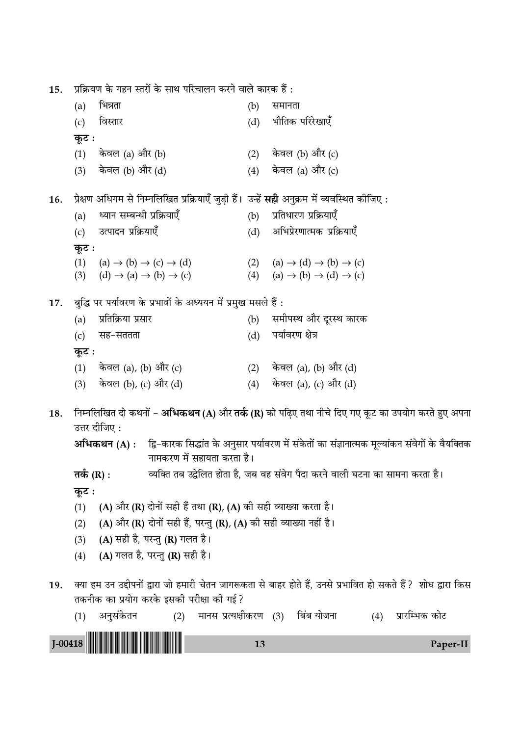15. प्रक्रियण के गहन स्तरों के साथ परिचालन करने वाले कारक हैं :

(a) भिन्नता (b) समानता

(c) विस्तार (d) भौतिक परिरेखाएँ

**कूट :**

(1) केवल (a) और (b) (2) केवल (b) और (c)

(3) केवल (b) और (d) (4) केवल (a) और (c)

16. प्रेक्षण अधिगम से निम्नलिखित प्रक्रियाएँ जुड़ी हैं। उन्हें **सही** अनुक्रम में व्यवस्थित कीजिए :

(a) ध्यान सम्बन्धी प्रक्रियाएँ (b) प्रतिधारण प्रक्रियाएँ

(c) उत्पादन प्रक्रियाएँ (d) अभिप्रेरणात्मक प्रक्रियाएँ

**कूट :**

(1) (a) → (b) → (c) → (d) (2) (a) → (d) → (b) → (c)

(3) (d) → (a) → (b) → (c) (4) (a) → (b) → (d) → (c)

17. बुद्धि पर पर्यावरण के प्रभावों के अध्ययन में प्रमुख मसले हैं :

(a) प्रतिक्रिया प्रसार (b) समीपस्थ और दूरस्थ कारक

(c) सह-सततता (d) पर्यावरण क्षेत्र

**कूट :**

(1) केवल (a), (b) और (c) (2) केवल (a), (b) और (d)

(3) केवल (b), (c) और (d) (4) केवल (a), (c) और (d)

18. निम्नलिखित दो कथनों - **अभिकथन (A)** और **तर्क (R)** को पढ़िए तथा नीचे दिए गए कूट का उपयोग करते हुए अपना उत्तर दीजिए :

**अभिकथन (A) :** द्वि-कारक सिद्धांत के अनुसार पर्यावरण में संकेतों का संज्ञानात्मक मूल्यांकन संवेगों के वैयक्तिक नामकरण में सहायता करता है।

**तर्क (R) :** व्यक्ति तब उद्वेलित होता है, जब वह संवेग पैदा करने वाली घटना का सामना करता है।

**कूट :**

(1) **(A)** और **(R)** दोनों सही हैं तथा **(R)**, **(A)** की सही व्याख्या करता है।

(2) **(A)** और **(R)** दोनों सही हैं, परन्तु **(R)**, **(A)** की सही व्याख्या नहीं है।

(3) **(A)** सही है, परन्तु **(R)** गलत है।

(4) **(A)** गलत है, परन्तु **(R)** सही है।

19. क्या हम उन उद्दीपनों द्वारा जो हमारी चेतन जागरूकता से बाहर होते हैं, उनसे प्रभावित हो सकते हैं? शोध द्वारा किस तकनीक का प्रयोग करके इसकी परीक्षा की गई?

(1) अनुसंकेतन (2) मानस प्रत्यक्षीकरण (3) बिंब योजना (4) प्रारम्भिक कोट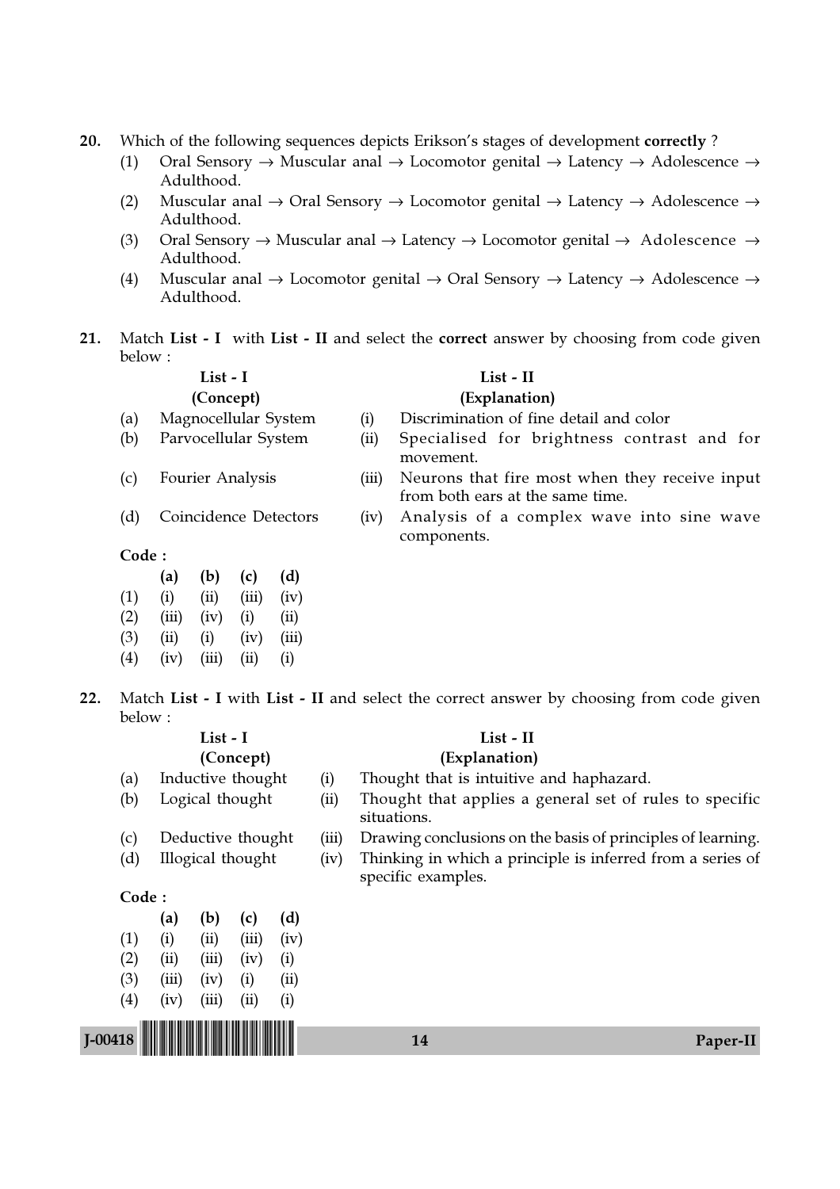20. Which of the following sequences depicts Erikson's stages of development **correctly** ?

   (1) Oral Sensory → Muscular anal → Locomotor genital → Latency → Adolescence → Adulthood.

   (2) Muscular anal → Oral Sensory → Locomotor genital → Latency → Adolescence → Adulthood.

   (3) Oral Sensory → Muscular anal → Latency → Locomotor genital → Adolescence → Adulthood.

   (4) Muscular anal → Locomotor genital → Oral Sensory → Latency → Adolescence → Adulthood.

21. Match **List - I** with **List - II** and select the **correct** answer by choosing from code given below :

| | List - I (Concept) | | List - II (Explanation) |
|---|---|---|---|
| (a) | Magnocellular System | (i) | Discrimination of fine detail and color |
| (b) | Parvocellular System | (ii) | Specialised for brightness contrast and for movement. |
| (c) | Fourier Analysis | (iii) | Neurons that fire most when they receive input from both ears at the same time. |
| (d) | Coincidence Detectors | (iv) | Analysis of a complex wave into sine wave components. |

**Code :**

| | (a) | (b) | (c) | (d) |
|---|---|---|---|---|
| (1) | (i) | (ii) | (iii) | (iv) |
| (2) | (iii) | (iv) | (i) | (ii) |
| (3) | (ii) | (i) | (iv) | (iii) |
| (4) | (iv) | (iii) | (ii) | (i) |

22. Match **List - I** with **List - II** and select the correct answer by choosing from code given below :

| | List - I (Concept) | | List - II (Explanation) |
|---|---|---|---|
| (a) | Inductive thought | (i) | Thought that is intuitive and haphazard. |
| (b) | Logical thought | (ii) | Thought that applies a general set of rules to specific situations. |
| (c) | Deductive thought | (iii) | Drawing conclusions on the basis of principles of learning. |
| (d) | Illogical thought | (iv) | Thinking in which a principle is inferred from a series of specific examples. |

**Code :**

| | (a) | (b) | (c) | (d) |
|---|---|---|---|---|
| (1) | (i) | (ii) | (iii) | (iv) |
| (2) | (ii) | (iii) | (iv) | (i) |
| (3) | (iii) | (iv) | (i) | (ii) |
| (4) | (iv) | (iii) | (ii) | (i) |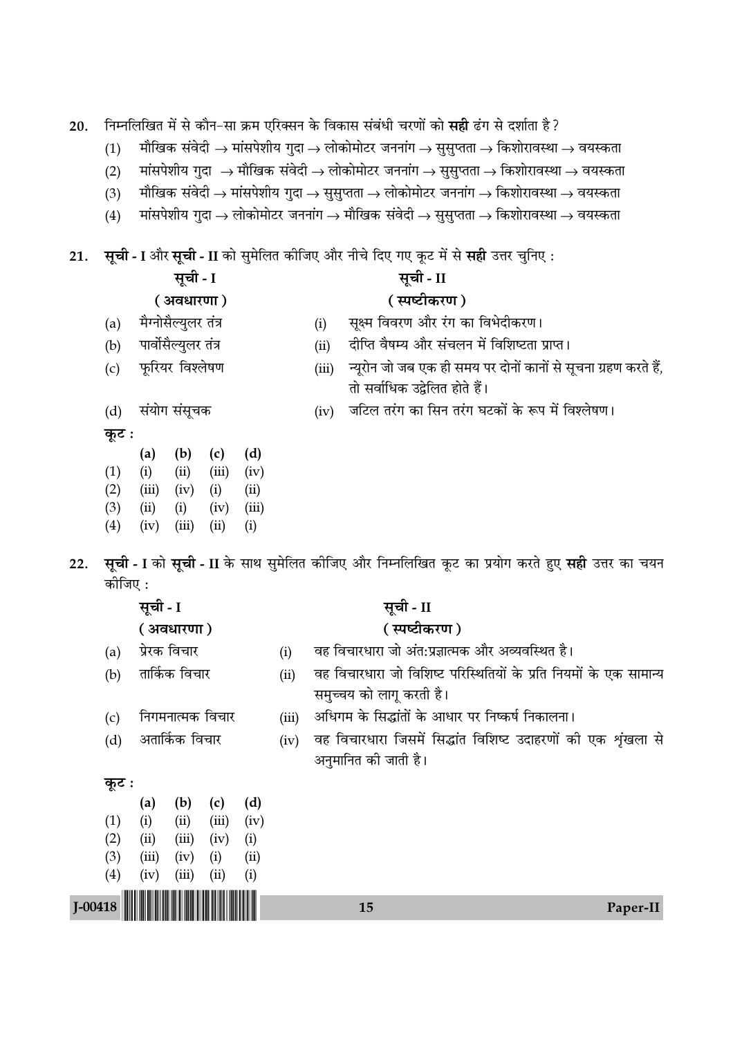20. निम्नलिखित में से कौन-सा क्रम एरिक्सन के विकास संबंधी चरणों को **सही** ढंग से दर्शाता है?

(1) मौखिक संवेदी → मांसपेशीय गुदा → लोकोमोटर जननांग → सुसुप्तता → किशोरावस्था → वयस्कता

(2) मांसपेशीय गुदा → मौखिक संवेदी → लोकोमोटर जननांग → सुसुप्तता → किशोरावस्था → वयस्कता

(3) मौखिक संवेदी → मांसपेशीय गुदा → सुसुप्तता → लोकोमोटर जननांग → किशोरावस्था → वयस्कता

(4) मांसपेशीय गुदा → लोकोमोटर जननांग → मौखिक संवेदी → सुसुप्तता → किशोरावस्था → वयस्कता

21. **सूची - I** और **सूची - II** को सुमेलित कीजिए और नीचे दिए गए कूट में से **सही** उत्तर चुनिए :

| **सूची - I** **(अवधारणा)** | **सूची - II** **(स्पष्टीकरण)** |
|---|---|
| (a) मैग्नोसैल्युलर तंत्र | (i) सूक्ष्म विवरण और रंग का विभेदीकरण। |
| (b) पार्वोसैल्युलर तंत्र | (ii) दीप्ति वैषम्य और संचलन में विशिष्टता प्राप्त। |
| (c) फूरियर विश्लेषण | (iii) न्यूरोन जो जब एक ही समय पर दोनों कानों से सूचना ग्रहण करते हैं, तो सर्वाधिक उद्वेलित होते हैं। |
| (d) संयोग संसूचक | (iv) जटिल तरंग का सिन तरंग घटकों के रूप में विश्लेषण। |

**कूट :**

| | (a) | (b) | (c) | (d) |
|---|---|---|---|---|
| (1) | (i) | (ii) | (iii) | (iv) |
| (2) | (iii) | (iv) | (i) | (ii) |
| (3) | (ii) | (i) | (iv) | (iii) |
| (4) | (iv) | (iii) | (ii) | (i) |

22. **सूची - I** को **सूची - II** के साथ सुमेलित कीजिए और निम्नलिखित कूट का प्रयोग करते हुए **सही** उत्तर का चयन कीजिए :

| **सूची - I** **(अवधारणा)** | **सूची - II** **(स्पष्टीकरण)** |
|---|---|
| (a) प्रेरक विचार | (i) वह विचारधारा जो अंत:प्रज्ञात्मक और अव्यवस्थित है। |
| (b) तार्किक विचार | (ii) वह विचारधारा जो विशिष्ट परिस्थितियों के प्रति नियमों के एक सामान्य समुच्चय को लागू करती है। |
| (c) निगमनात्मक विचार | (iii) अधिगम के सिद्धांतों के आधार पर निष्कर्ष निकालना। |
| (d) अतार्किक विचार | (iv) वह विचारधारा जिसमें सिद्धांत विशिष्ट उदाहरणों की एक शृंखला से अनुमानित की जाती है। |

**कूट :**

| | (a) | (b) | (c) | (d) |
|---|---|---|---|---|
| (1) | (i) | (ii) | (iii) | (iv) |
| (2) | (ii) | (iii) | (iv) | (i) |
| (3) | (iii) | (iv) | (i) | (ii) |
| (4) | (iv) | (iii) | (ii) | (i) |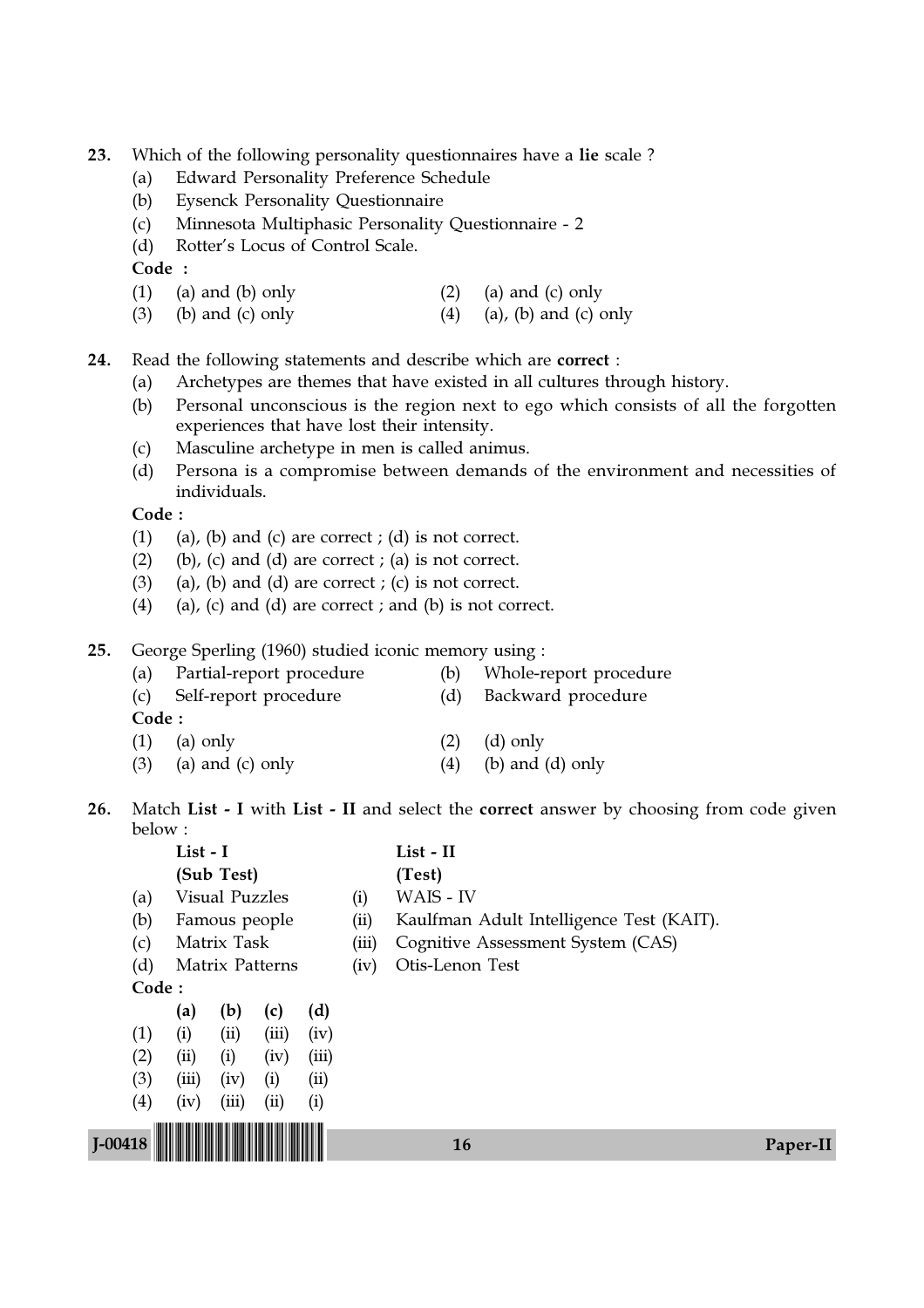23. Which of the following personality questionnaires have a **lie** scale ?

 (a) Edward Personality Preference Schedule
 (b) Eysenck Personality Questionnaire
 (c) Minnesota Multiphasic Personality Questionnaire - 2
 (d) Rotter's Locus of Control Scale.

 **Code :**

 (1) (a) and (b) only (2) (a) and (c) only
 (3) (b) and (c) only (4) (a), (b) and (c) only

24. Read the following statements and describe which are **correct** :

 (a) Archetypes are themes that have existed in all cultures through history.
 (b) Personal unconscious is the region next to ego which consists of all the forgotten experiences that have lost their intensity.
 (c) Masculine archetype in men is called animus.
 (d) Persona is a compromise between demands of the environment and necessities of individuals.

 **Code :**

 (1) (a), (b) and (c) are correct ; (d) is not correct.
 (2) (b), (c) and (d) are correct ; (a) is not correct.
 (3) (a), (b) and (d) are correct ; (c) is not correct.
 (4) (a), (c) and (d) are correct ; and (b) is not correct.

25. George Sperling (1960) studied iconic memory using :

 (a) Partial-report procedure (b) Whole-report procedure
 (c) Self-report procedure (d) Backward procedure

 **Code :**

 (1) (a) only (2) (d) only
 (3) (a) and (c) only (4) (b) and (d) only

26. Match **List - I** with **List - II** and select the **correct** answer by choosing from code given below :

| | List - I (Sub Test) | | List - II (Test) |
|---|---|---|---|
| (a) | Visual Puzzles | (i) | WAIS - IV |
| (b) | Famous people | (ii) | Kaulfman Adult Intelligence Test (KAIT). |
| (c) | Matrix Task | (iii) | Cognitive Assessment System (CAS) |
| (d) | Matrix Patterns | (iv) | Otis-Lenon Test |

 **Code :**

| | (a) | (b) | (c) | (d) |
|---|---|---|---|---|
| (1) | (i) | (ii) | (iii) | (iv) |
| (2) | (ii) | (i) | (iv) | (iii) |
| (3) | (iii) | (iv) | (i) | (ii) |
| (4) | (iv) | (iii) | (ii) | (i) |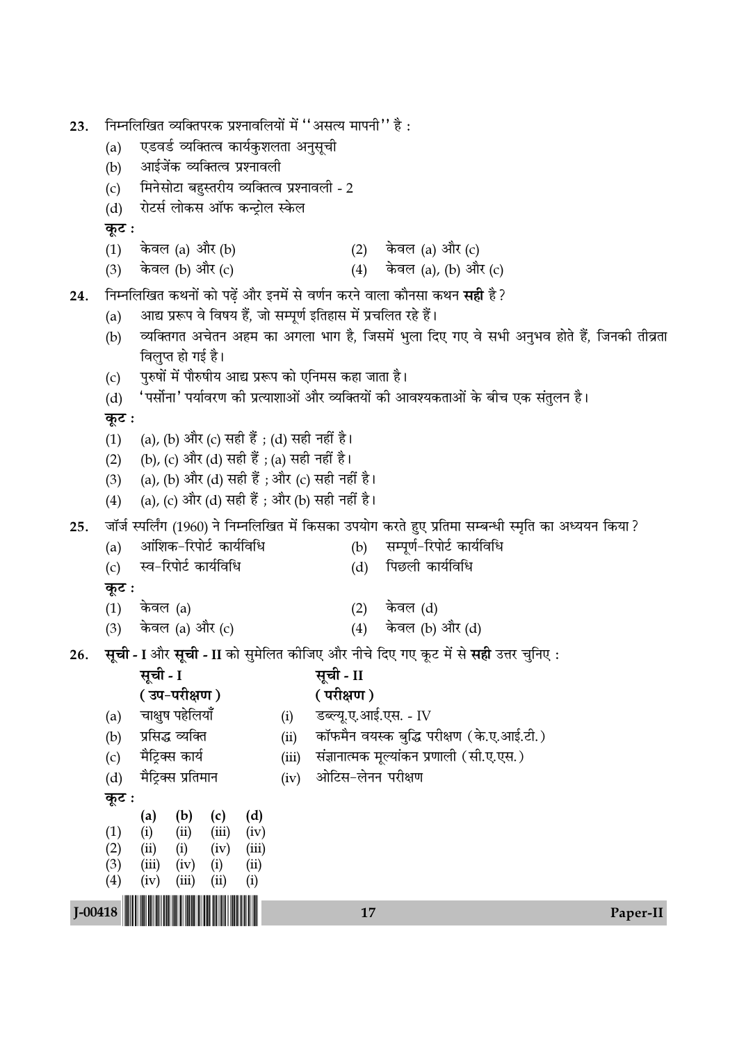23. निम्नलिखित व्यक्तिपरक प्रश्नावलियों में "असत्य मापनी" है :

(a) एडवर्ड व्यक्तित्व कार्यकुशलता अनुसूची
(b) आईजेंक व्यक्तित्व प्रश्नावली
(c) मिनेसोटा बहुस्तरीय व्यक्तित्व प्रश्नावली - 2
(d) रोटर्स लोकस ऑफ कन्ट्रोल स्केल

**कूट :**

(1) केवल (a) और (b)
(2) केवल (a) और (c)
(3) केवल (b) और (c)
(4) केवल (a), (b) और (c)

24. निम्नलिखित कथनों को पढ़ें और इनमें से वर्णन करने वाला कौनसा कथन **सही** है ?

(a) आद्य प्ररूप वे विषय हैं, जो सम्पूर्ण इतिहास में प्रचलित रहे हैं।
(b) व्यक्तिगत अचेतन अहम का अगला भाग है, जिसमें भुला दिए गए वे सभी अनुभव होते हैं, जिनकी तीव्रता विलुप्त हो गई है।
(c) पुरुषों में पौरुषीय आद्य प्ररूप को एनिमस कहा जाता है।
(d) 'पर्सोना' पर्यावरण की प्रत्याशाओं और व्यक्तियों की आवश्यकताओं के बीच एक संतुलन है।

**कूट :**

(1) (a), (b) और (c) सही हैं ; (d) सही नहीं है।
(2) (b), (c) और (d) सही हैं ; (a) सही नहीं है।
(3) (a), (b) और (d) सही हैं ; और (c) सही नहीं है।
(4) (a), (c) और (d) सही हैं ; और (b) सही नहीं है।

25. जॉर्ज स्पर्लिंग (1960) ने निम्नलिखित में किसका उपयोग करते हुए प्रतिमा सम्बन्धी स्मृति का अध्ययन किया ?

(a) आंशिक-रिपोर्ट कार्यविधि
(b) सम्पूर्ण-रिपोर्ट कार्यविधि
(c) स्व-रिपोर्ट कार्यविधि
(d) पिछली कार्यविधि

**कूट :**

(1) केवल (a)
(2) केवल (d)
(3) केवल (a) और (c)
(4) केवल (b) और (d)

26. **सूची - I** और **सूची - II** को सुमेलित कीजिए और नीचे दिए गए कूट में से **सही** उत्तर चुनिए :

| | सूची - I (उप-परीक्षण) | | सूची - II (परीक्षण) |
|---|---|---|---|
| (a) | चाक्षुष पहेलियाँ | (i) | डब्ल्यू.ए.आई.एस. - IV |
| (b) | प्रसिद्ध व्यक्ति | (ii) | कॉफमैन वयस्क बुद्धि परीक्षण (के.ए.आई.टी.) |
| (c) | मैट्रिक्स कार्य | (iii) | संज्ञानात्मक मूल्यांकन प्रणाली (सी.ए.एस.) |
| (d) | मैट्रिक्स प्रतिमान | (iv) | ओटिस-लेनन परीक्षण |

**कूट :**

| | (a) | (b) | (c) | (d) |
|---|---|---|---|---|
| (1) | (i) | (ii) | (iii) | (iv) |
| (2) | (ii) | (i) | (iv) | (iii) |
| (3) | (iii) | (iv) | (i) | (ii) |
| (4) | (iv) | (iii) | (ii) | (i) |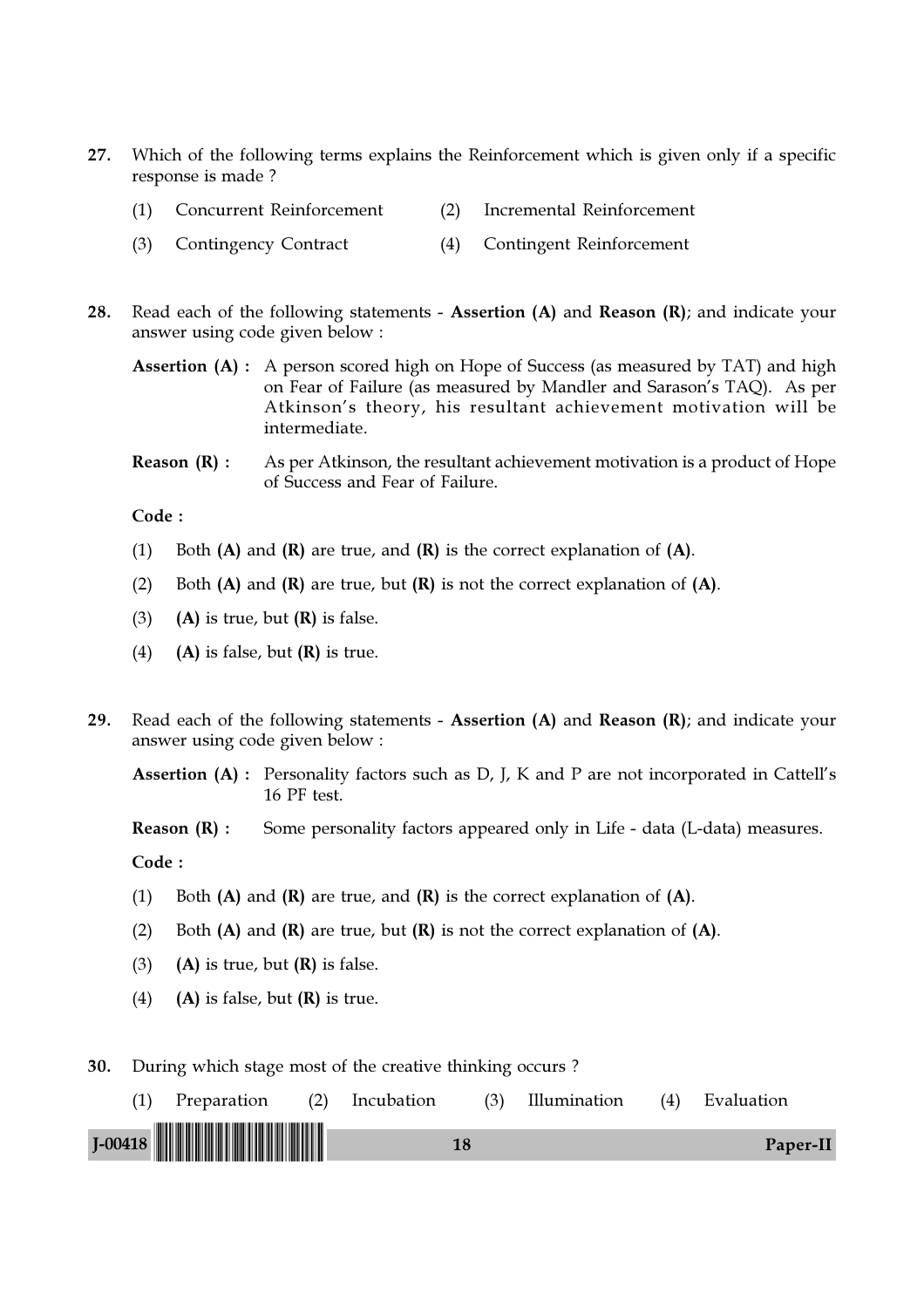27. Which of the following terms explains the Reinforcement which is given only if a specific response is made ?

    (1) Concurrent Reinforcement
    (2) Incremental Reinforcement
    (3) Contingency Contract
    (4) Contingent Reinforcement

28. Read each of the following statements - **Assertion (A)** and **Reason (R)**; and indicate your answer using code given below :

    **Assertion (A) :** A person scored high on Hope of Success (as measured by TAT) and high on Fear of Failure (as measured by Mandler and Sarason's TAQ). As per Atkinson's theory, his resultant achievement motivation will be intermediate.

    **Reason (R) :** As per Atkinson, the resultant achievement motivation is a product of Hope of Success and Fear of Failure.

    **Code :**

    (1) Both **(A)** and **(R)** are true, and **(R)** is the correct explanation of **(A)**.
    (2) Both **(A)** and **(R)** are true, but **(R)** is not the correct explanation of **(A)**.
    (3) **(A)** is true, but **(R)** is false.
    (4) **(A)** is false, but **(R)** is true.

29. Read each of the following statements - **Assertion (A)** and **Reason (R)**; and indicate your answer using code given below :

    **Assertion (A) :** Personality factors such as D, J, K and P are not incorporated in Cattell's 16 PF test.

    **Reason (R) :** Some personality factors appeared only in Life - data (L-data) measures.

    **Code :**

    (1) Both **(A)** and **(R)** are true, and **(R)** is the correct explanation of **(A)**.
    (2) Both **(A)** and **(R)** are true, but **(R)** is not the correct explanation of **(A)**.
    (3) **(A)** is true, but **(R)** is false.
    (4) **(A)** is false, but **(R)** is true.

30. During which stage most of the creative thinking occurs ?

    (1) Preparation
    (2) Incubation
    (3) Illumination
    (4) Evaluation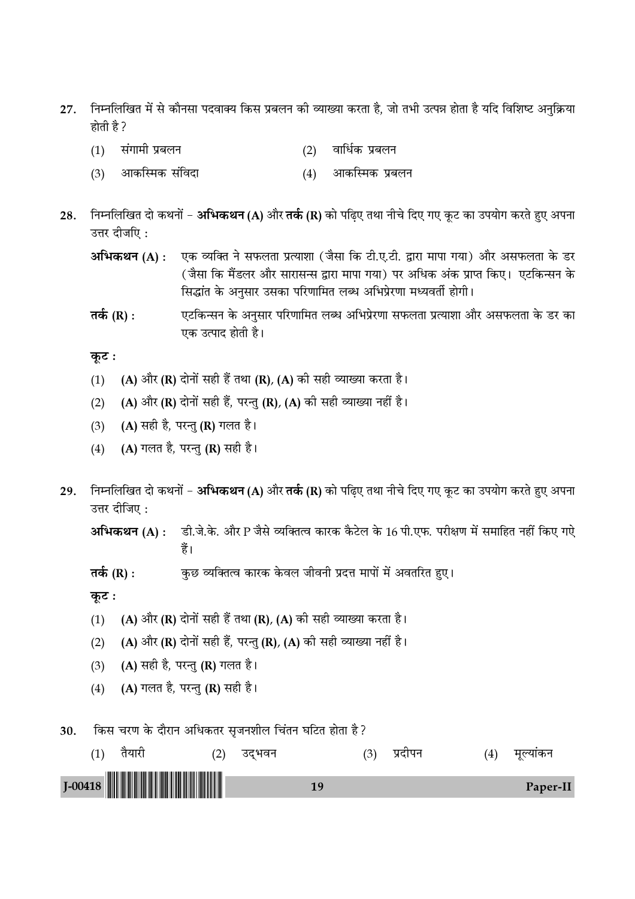27. निम्नलिखित में से कौनसा पदवाक्य किस प्रबलन की व्याख्या करता है, जो तभी उत्पन्न होता है यदि विशिष्ट अनुक्रिया होती है?

    (1) संगामी प्रबलन
    (2) वार्धिक प्रबलन
    (3) आकस्मिक संविदा
    (4) आकस्मिक प्रबलन

28. निम्नलिखित दो कथनों – **अभिकथन (A)** और **तर्क (R)** को पढ़िए तथा नीचे दिए गए कूट का उपयोग करते हुए अपना उत्तर दीजिए :

    **अभिकथन (A) :** एक व्यक्ति ने सफलता प्रत्याशा (जैसा कि टी.ए.टी. द्वारा मापा गया) और असफलता के डर (जैसा कि मैंडलर और सारासन्स द्वारा मापा गया) पर अधिक अंक प्राप्त किए। एटकिन्सन के सिद्धांत के अनुसार उसका परिणामित लब्ध अभिप्रेरणा मध्यवर्ती होगी।

    **तर्क (R) :** एटकिन्सन के अनुसार परिणामित लब्ध अभिप्रेरणा सफलता प्रत्याशा और असफलता के डर का एक उत्पाद होती है।

    **कूट :**

    (1) **(A)** और **(R)** दोनों सही हैं तथा **(R)**, **(A)** की सही व्याख्या करता है।
    (2) **(A)** और **(R)** दोनों सही हैं, परन्तु **(R)**, **(A)** की सही व्याख्या नहीं है।
    (3) **(A)** सही है, परन्तु **(R)** गलत है।
    (4) **(A)** गलत है, परन्तु **(R)** सही है।

29. निम्नलिखित दो कथनों – **अभिकथन (A)** और **तर्क (R)** को पढ़िए तथा नीचे दिए गए कूट का उपयोग करते हुए अपना उत्तर दीजिए :

    **अभिकथन (A) :** डी.जे.के. और P जैसे व्यक्तित्व कारक कैटेल के 16 पी.एफ. परीक्षण में समाहित नहीं किए गऐ हैं।

    **तर्क (R) :** कुछ व्यक्तित्व कारक केवल जीवनी प्रदत्त मापों में अवतरित हुए।

    **कूट :**

    (1) **(A)** और **(R)** दोनों सही हैं तथा **(R)**, **(A)** की सही व्याख्या करता है।
    (2) **(A)** और **(R)** दोनों सही हैं, परन्तु **(R)**, **(A)** की सही व्याख्या नहीं है।
    (3) **(A)** सही है, परन्तु **(R)** गलत है।
    (4) **(A)** गलत है, परन्तु **(R)** सही है।

30. किस चरण के दौरान अधिकतर सृजनशील चिंतन घटित होता है?

    (1) तैयारी
    (2) उद्भवन
    (3) प्रदीपन
    (4) मूल्यांकन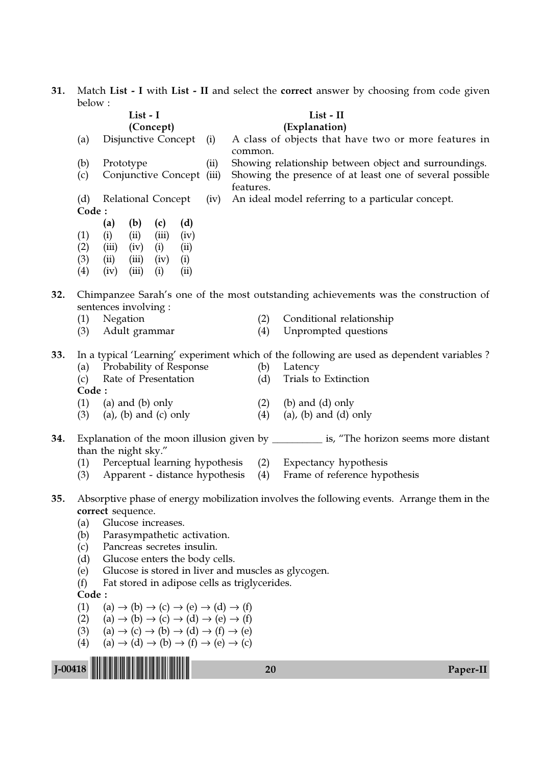31. Match **List - I** with **List - II** and select the **correct** answer by choosing from code given below :

| | List - I (Concept) | | List - II (Explanation) |
|---|---|---|---|
| (a) | Disjunctive Concept | (i) | A class of objects that have two or more features in common. |
| (b) | Prototype | (ii) | Showing relationship between object and surroundings. |
| (c) | Conjunctive Concept | (iii) | Showing the presence of at least one of several possible features. |
| (d) | Relational Concept | (iv) | An ideal model referring to a particular concept. |

**Code :**

| | (a) | (b) | (c) | (d) |
|---|---|---|---|---|
| (1) | (i) | (ii) | (iii) | (iv) |
| (2) | (iii) | (iv) | (i) | (ii) |
| (3) | (ii) | (iii) | (iv) | (i) |
| (4) | (iv) | (iii) | (i) | (ii) |

32. Chimpanzee Sarah's one of the most outstanding achievements was the construction of sentences involving :
    (1) Negation
    (2) Conditional relationship
    (3) Adult grammar
    (4) Unprompted questions

33. In a typical 'Learning' experiment which of the following are used as dependent variables ?
    (a) Probability of Response
    (b) Latency
    (c) Rate of Presentation
    (d) Trials to Extinction

    **Code :**
    (1) (a) and (b) only
    (2) (b) and (d) only
    (3) (a), (b) and (c) only
    (4) (a), (b) and (d) only

34. Explanation of the moon illusion given by __________ is, "The horizon seems more distant than the night sky."
    (1) Perceptual learning hypothesis
    (2) Expectancy hypothesis
    (3) Apparent - distance hypothesis
    (4) Frame of reference hypothesis

35. Absorptive phase of energy mobilization involves the following events. Arrange them in the **correct** sequence.
    (a) Glucose increases.
    (b) Parasympathetic activation.
    (c) Pancreas secretes insulin.
    (d) Glucose enters the body cells.
    (e) Glucose is stored in liver and muscles as glycogen.
    (f) Fat stored in adipose cells as triglycerides.

    **Code :**
    (1) (a) → (b) → (c) → (e) → (d) → (f)
    (2) (a) → (b) → (c) → (d) → (e) → (f)
    (3) (a) → (c) → (b) → (d) → (f) → (e)
    (4) (a) → (d) → (b) → (f) → (e) → (c)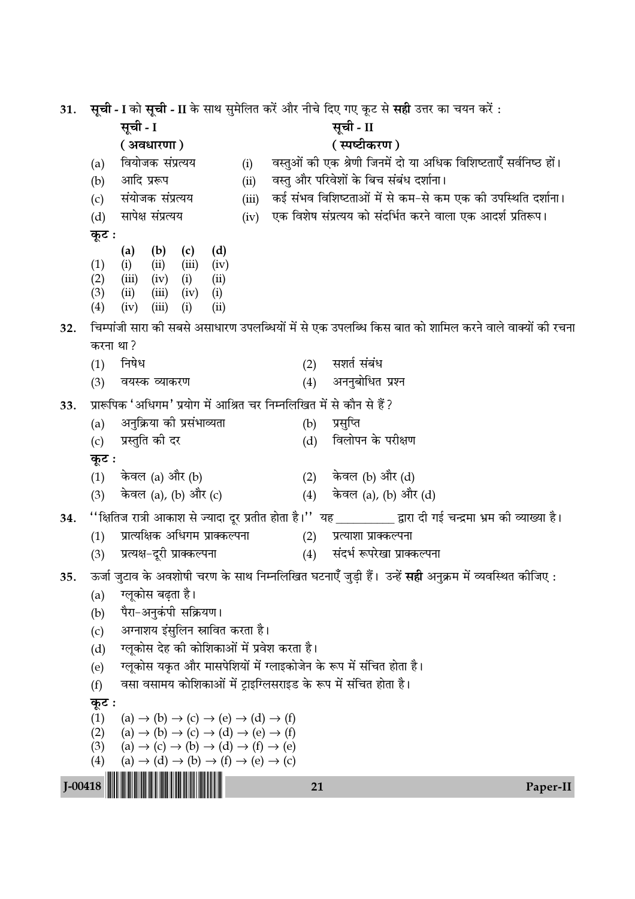31. **सूची - I** को **सूची - II** के साथ सुमेलित करें और नीचे दिए गए कूट से **सही** उत्तर का चयन करें :

| सूची - I (अवधारणा) | | सूची - II (स्पष्टीकरण) | |
|---|---|---|---|
| (a) | वियोजक संप्रत्यय | (i) | वस्तुओं की एक श्रेणी जिनमें दो या अधिक विशिष्टताएँ सर्वनिष्ठ हों। |
| (b) | आदि प्ररूप | (ii) | वस्तु और परिवेशों के बिच संबंध दर्शाना। |
| (c) | संयोजक संप्रत्यय | (iii) | कई संभव विशिष्टताओं में से कम-से कम एक की उपस्थिति दर्शाना। |
| (d) | सापेक्ष संप्रत्यय | (iv) | एक विशेष संप्रत्यय को संदर्भित करने वाला एक आदर्श प्रतिरूप। |

**कूट :**

| | (a) | (b) | (c) | (d) |
|---|---|---|---|---|
| (1) | (i) | (ii) | (iii) | (iv) |
| (2) | (iii) | (iv) | (i) | (ii) |
| (3) | (ii) | (iii) | (iv) | (i) |
| (4) | (iv) | (iii) | (i) | (ii) |

32. चिम्पांजी सारा की सबसे असाधारण उपलब्धियों में से एक उपलब्धि किस बात को शामिल करने वाले वाक्यों की रचना करना था ?

   (1) निषेध
   (2) सशर्त संबंध
   (3) वयस्क व्याकरण
   (4) अननुबोधित प्रश्न

33. प्रारूपिक 'अधिगम' प्रयोग में आश्रित चर निम्नलिखित में से कौन से हैं ?

   (a) अनुक्रिया की प्रसंभाव्यता
   (b) प्रसुप्ति
   (c) प्रस्तुति की दर
   (d) विलोपन के परीक्षण

   **कूट :**

   (1) केवल (a) और (b)
   (2) केवल (b) और (d)
   (3) केवल (a), (b) और (c)
   (4) केवल (a), (b) और (d)

34. ''क्षितिज रात्री आकाश से ज्यादा दूर प्रतीत होता है।'' यह __________ द्वारा दी गई चन्द्रमा भ्रम की व्याख्या है।

   (1) प्रात्यक्षिक अधिगम प्राक्कल्पना
   (2) प्रत्याशा प्राक्कल्पना
   (3) प्रत्यक्ष-दूरी प्राक्कल्पना
   (4) संदर्भ रूपरेखा प्राक्कल्पना

35. ऊर्जा जुटाव के अवशोषी चरण के साथ निम्नलिखित घटनाएँ जुड़ी हैं। उन्हें **सही** अनुक्रम में व्यवस्थित कीजिए :

   (a) ग्लूकोस बढ़ता है।
   (b) पैरा-अनुकंपी सक्रियण।
   (c) अग्नाशय इंसुलिन स्रावित करता है।
   (d) ग्लूकोस देह की कोशिकाओं में प्रवेश करता है।
   (e) ग्लूकोस यकृत और मासपेशियों में ग्लाइकोजेन के रूप में संचित होता है।
   (f) वसा वसामय कोशिकाओं में ट्राइग्लिसराइड के रूप में संचित होता है।

   **कूट :**

   (1) (a) → (b) → (c) → (e) → (d) → (f)
   (2) (a) → (b) → (c) → (d) → (e) → (f)
   (3) (a) → (c) → (b) → (d) → (f) → (e)
   (4) (a) → (d) → (b) → (f) → (e) → (c)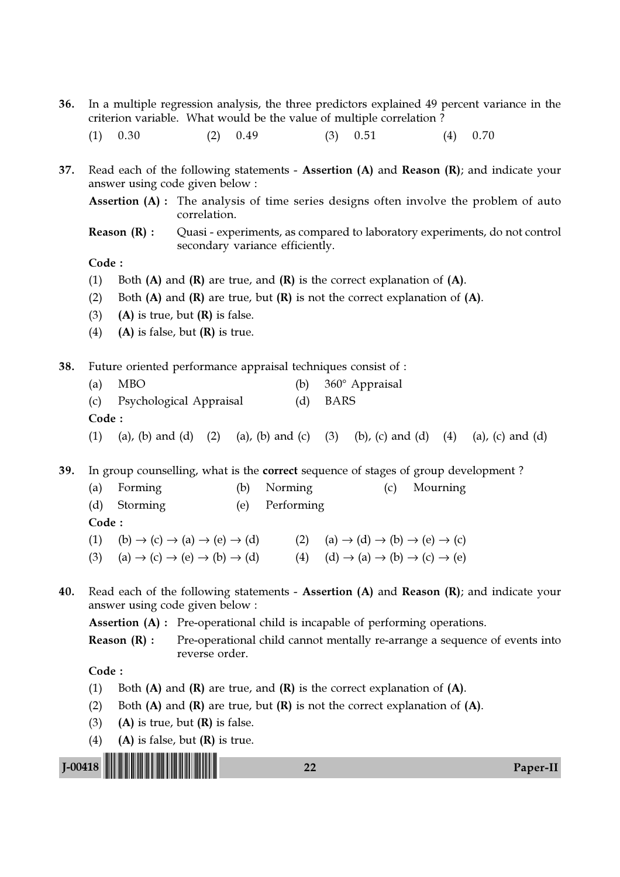36. In a multiple regression analysis, the three predictors explained 49 percent variance in the criterion variable. What would be the value of multiple correlation ?

(1) 0.30 (2) 0.49 (3) 0.51 (4) 0.70

37. Read each of the following statements - **Assertion (A)** and **Reason (R)**; and indicate your answer using code given below :

**Assertion (A) :** The analysis of time series designs often involve the problem of auto correlation.

**Reason (R) :** Quasi - experiments, as compared to laboratory experiments, do not control secondary variance efficiently.

**Code :**

(1) Both **(A)** and **(R)** are true, and **(R)** is the correct explanation of **(A)**.

(2) Both **(A)** and **(R)** are true, but **(R)** is not the correct explanation of **(A)**.

(3) **(A)** is true, but **(R)** is false.

(4) **(A)** is false, but **(R)** is true.

38. Future oriented performance appraisal techniques consist of :

(a) MBO (b) 360° Appraisal

(c) Psychological Appraisal (d) BARS

**Code :**

(1) (a), (b) and (d) (2) (a), (b) and (c) (3) (b), (c) and (d) (4) (a), (c) and (d)

39. In group counselling, what is the **correct** sequence of stages of group development ?

(a) Forming (b) Norming (c) Mourning

(d) Storming (e) Performing

**Code :**

(1) (b) → (c) → (a) → (e) → (d) (2) (a) → (d) → (b) → (e) → (c)

(3) (a) → (c) → (e) → (b) → (d) (4) (d) → (a) → (b) → (c) → (e)

40. Read each of the following statements - **Assertion (A)** and **Reason (R)**; and indicate your answer using code given below :

**Assertion (A) :** Pre-operational child is incapable of performing operations.

**Reason (R) :** Pre-operational child cannot mentally re-arrange a sequence of events into reverse order.

**Code :**

(1) Both **(A)** and **(R)** are true, and **(R)** is the correct explanation of **(A)**.

(2) Both **(A)** and **(R)** are true, but **(R)** is not the correct explanation of **(A)**.

(3) **(A)** is true, but **(R)** is false.

(4) **(A)** is false, but **(R)** is true.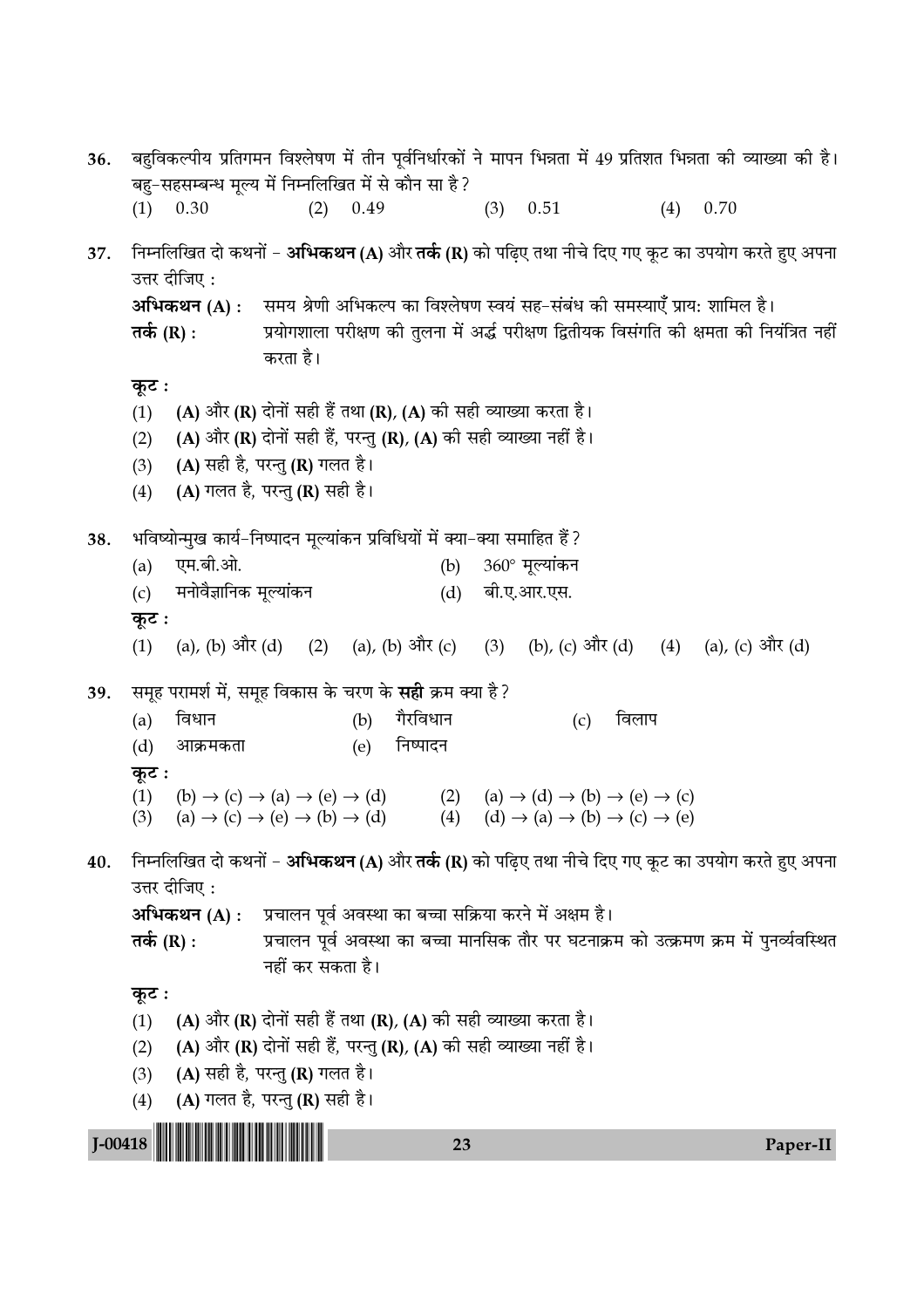36. बहुविकल्पीय प्रतिगमन विश्लेषण में तीन पूर्वनिर्धारकों ने मापन भिन्नता में 49 प्रतिशत भिन्नता की व्याख्या की है। बहु-सहसम्बन्ध मूल्य में निम्नलिखित में से कौन सा है?

(1) 0.30 (2) 0.49 (3) 0.51 (4) 0.70

37. निम्नलिखित दो कथनों - **अभिकथन (A)** और **तर्क (R)** को पढ़िए तथा नीचे दिए गए कूट का उपयोग करते हुए अपना उत्तर दीजिए :

**अभिकथन (A) :** समय श्रेणी अभिकल्प का विश्लेषण स्वयं सह-संबंध की समस्याएँ प्राय: शामिल है।

**तर्क (R) :** प्रयोगशाला परीक्षण की तुलना में अर्द्ध परीक्षण द्वितीयक विसंगति की क्षमता की नियंत्रित नहीं करता है।

**कूट :**

(1) **(A)** और **(R)** दोनों सही हैं तथा **(R)**, **(A)** की सही व्याख्या करता है।

(2) **(A)** और **(R)** दोनों सही हैं, परन्तु **(R)**, **(A)** की सही व्याख्या नहीं है।

(3) **(A)** सही है, परन्तु **(R)** गलत है।

(4) **(A)** गलत है, परन्तु **(R)** सही है।

38. भविष्योन्मुख कार्य-निष्पादन मूल्यांकन प्रविधियों में क्या-क्या समाहित हैं?

(a) एम.बी.ओ. (b) 360° मूल्यांकन

(c) मनोवैज्ञानिक मूल्यांकन (d) बी.ए.आर.एस.

**कूट :**

(1) (a), (b) और (d) (2) (a), (b) और (c) (3) (b), (c) और (d) (4) (a), (c) और (d)

39. समूह परामर्श में, समूह विकास के चरण के **सही** क्रम क्या है?

(a) विधान (b) गैरविधान (c) विलाप

(d) आक्रमकता (e) निष्पादन

**कूट :**

(1) (b) → (c) → (a) → (e) → (d) (2) (a) → (d) → (b) → (e) → (c)

(3) (a) → (c) → (e) → (b) → (d) (4) (d) → (a) → (b) → (c) → (e)

40. निम्नलिखित दो कथनों - **अभिकथन (A)** और **तर्क (R)** को पढ़िए तथा नीचे दिए गए कूट का उपयोग करते हुए अपना उत्तर दीजिए :

**अभिकथन (A) :** प्रचालन पूर्व अवस्था का बच्चा सक्रिया करने में अक्षम है।

**तर्क (R) :** प्रचालन पूर्व अवस्था का बच्चा मानसिक तौर पर घटनाक्रम को उत्क्रमण क्रम में पुनर्व्यवस्थित नहीं कर सकता है।

**कूट :**

(1) **(A)** और **(R)** दोनों सही हैं तथा **(R)**, **(A)** की सही व्याख्या करता है।

(2) **(A)** और **(R)** दोनों सही हैं, परन्तु **(R)**, **(A)** की सही व्याख्या नहीं है।

(3) **(A)** सही है, परन्तु **(R)** गलत है।

(4) **(A)** गलत है, परन्तु **(R)** सही है।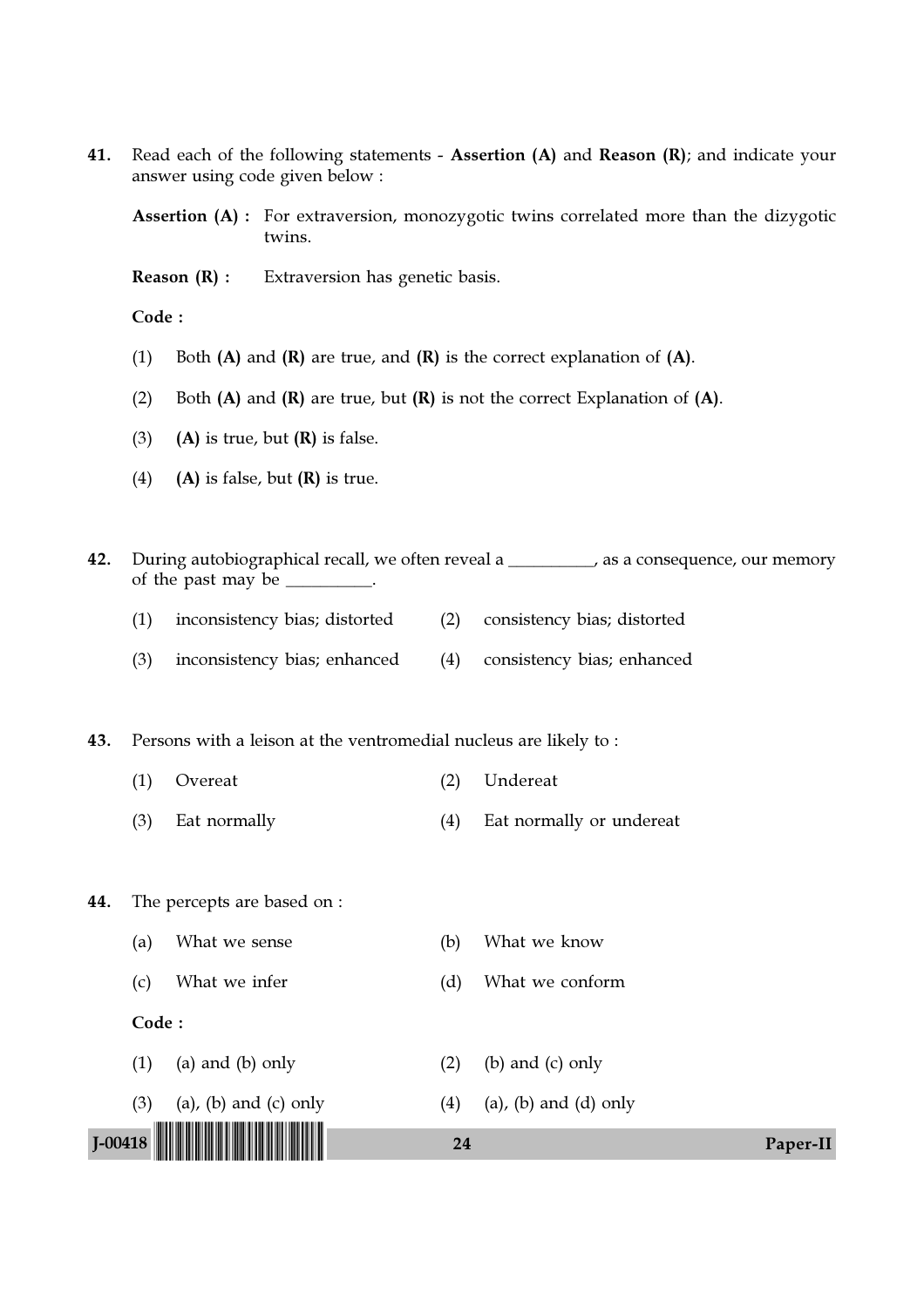41. Read each of the following statements - **Assertion (A)** and **Reason (R)**; and indicate your answer using code given below :

**Assertion (A) :** For extraversion, monozygotic twins correlated more than the dizygotic twins.

**Reason (R) :** Extraversion has genetic basis.

**Code :**

(1) Both **(A)** and **(R)** are true, and **(R)** is the correct explanation of **(A)**.

(2) Both **(A)** and **(R)** are true, but **(R)** is not the correct Explanation of **(A)**.

(3) **(A)** is true, but **(R)** is false.

(4) **(A)** is false, but **(R)** is true.

42. During autobiographical recall, we often reveal a __________, as a consequence, our memory of the past may be __________.

(1) inconsistency bias; distorted  (2) consistency bias; distorted

(3) inconsistency bias; enhanced  (4) consistency bias; enhanced

43. Persons with a leison at the ventromedial nucleus are likely to :

(1) Overeat  (2) Undereat

(3) Eat normally  (4) Eat normally or undereat

44. The percepts are based on :

(a) What we sense  (b) What we know

(c) What we infer  (d) What we conform

**Code :**

(1) (a) and (b) only  (2) (b) and (c) only

(3) (a), (b) and (c) only  (4) (a), (b) and (d) only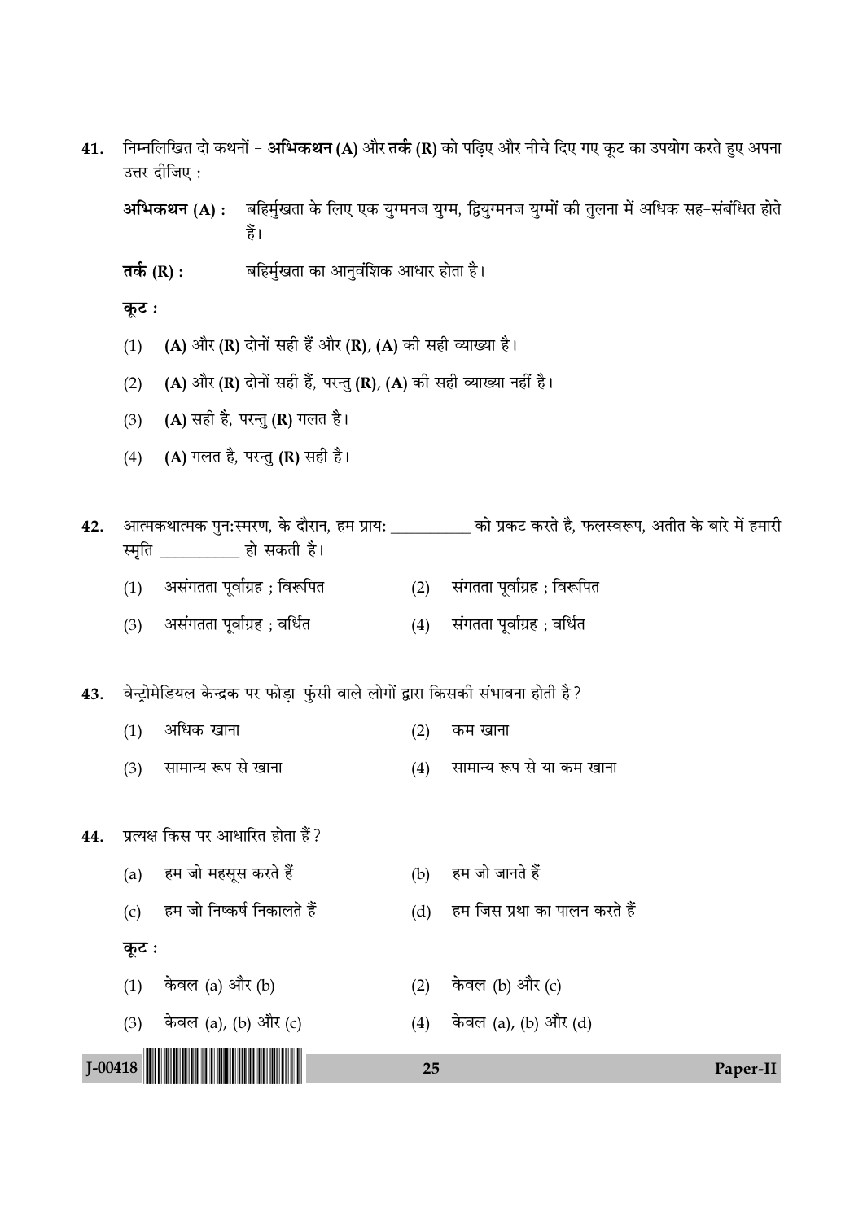41. निम्नलिखित दो कथनों – **अभिकथन (A)** और **तर्क (R)** को पढ़िए और नीचे दिए गए कूट का उपयोग करते हुए अपना उत्तर दीजिए :

**अभिकथन (A) :** बहिर्मुखता के लिए एक युग्मनज युग्म, द्वियुग्मनज युग्मों की तुलना में अधिक सह–संबंधित होते हैं।

**तर्क (R) :** बहिर्मुखता का आनुवंशिक आधार होता है।

**कूट :**

(1) **(A)** और **(R)** दोनों सही हैं और **(R)**, **(A)** की सही व्याख्या है।

(2) **(A)** और **(R)** दोनों सही हैं, परन्तु **(R)**, **(A)** की सही व्याख्या नहीं है।

(3) **(A)** सही है, परन्तु **(R)** गलत है।

(4) **(A)** गलत है, परन्तु **(R)** सही है।

42. आत्मकथात्मक पुनःस्मरण, के दौरान, हम प्रायः __________ को प्रकट करते है, फलस्वरूप, अतीत के बारे में हमारी स्मृति __________ हो सकती है।

(1) असंगतता पूर्वाग्रह ; विरूपित  (2) संगतता पूर्वाग्रह ; विरूपित

(3) असंगतता पूर्वाग्रह ; वर्धित  (4) संगतता पूर्वाग्रह ; वर्धित

43. वेन्ट्रोमेडियल केन्द्रक पर फोड़ा–फुंसी वाले लोगों द्वारा किसकी संभावना होती है ?

(1) अधिक खाना  (2) कम खाना

(3) सामान्य रूप से खाना  (4) सामान्य रूप से या कम खाना

44. प्रत्यक्ष किस पर आधारित होता हैं ?

(a) हम जो महसूस करते हैं  (b) हम जो जानते हैं

(c) हम जो निष्कर्ष निकालते हैं  (d) हम जिस प्रथा का पालन करते हैं

**कूट :**

(1) केवल (a) और (b)  (2) केवल (b) और (c)

(3) केवल (a), (b) और (c)  (4) केवल (a), (b) और (d)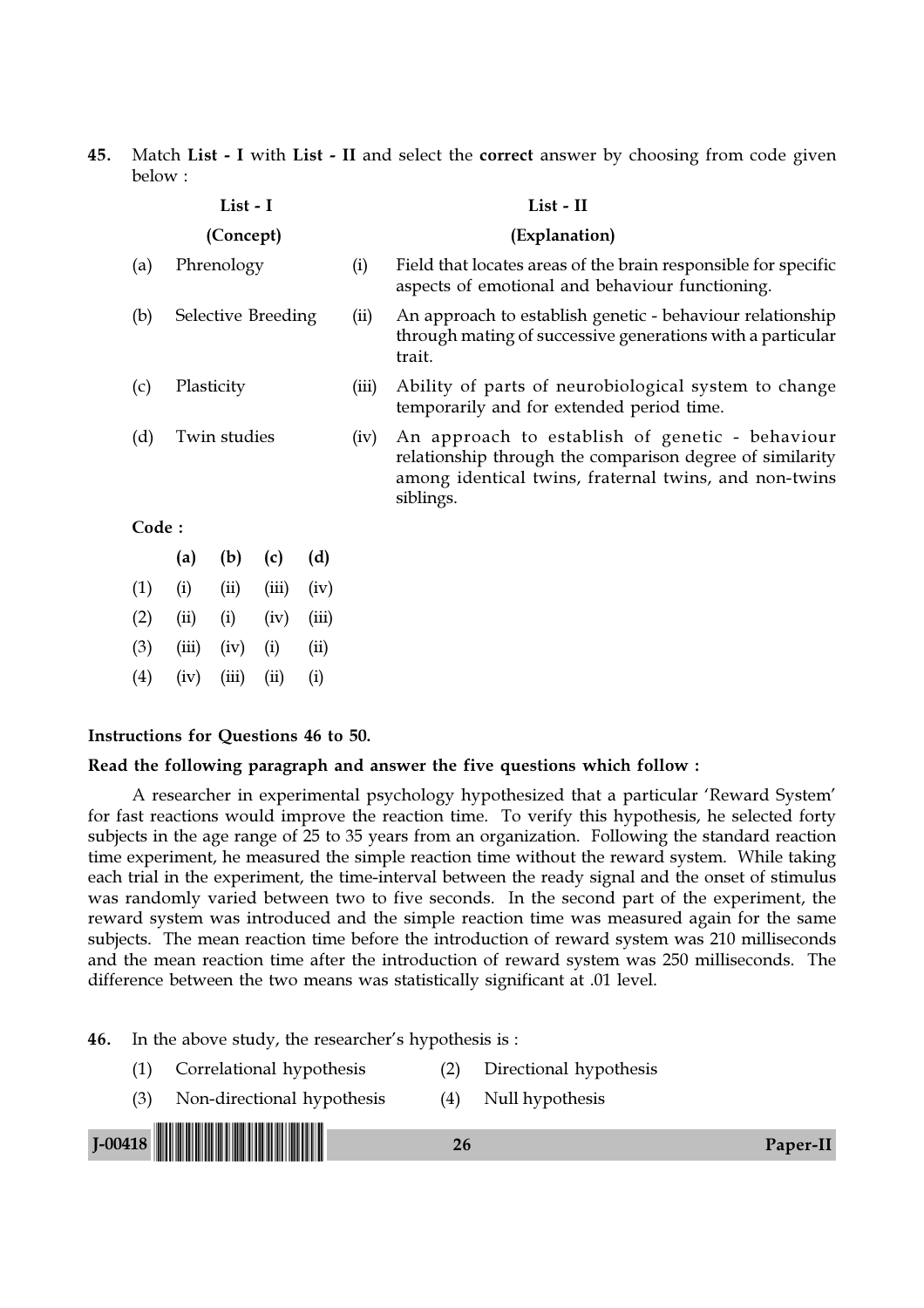45. Match **List - I** with **List - II** and select the **correct** answer by choosing from code given below :

| | List - I (Concept) | | List - II (Explanation) |
|---|---|---|---|
| (a) | Phrenology | (i) | Field that locates areas of the brain responsible for specific aspects of emotional and behaviour functioning. |
| (b) | Selective Breeding | (ii) | An approach to establish genetic - behaviour relationship through mating of successive generations with a particular trait. |
| (c) | Plasticity | (iii) | Ability of parts of neurobiological system to change temporarily and for extended period time. |
| (d) | Twin studies | (iv) | An approach to establish of genetic - behaviour relationship through the comparison degree of similarity among identical twins, fraternal twins, and non-twins siblings. |

**Code :**

| | (a) | (b) | (c) | (d) |
|---|---|---|---|---|
| (1) | (i) | (ii) | (iii) | (iv) |
| (2) | (ii) | (i) | (iv) | (iii) |
| (3) | (iii) | (iv) | (i) | (ii) |
| (4) | (iv) | (iii) | (ii) | (i) |

**Instructions for Questions 46 to 50.**

**Read the following paragraph and answer the five questions which follow :**

A researcher in experimental psychology hypothesized that a particular 'Reward System' for fast reactions would improve the reaction time. To verify this hypothesis, he selected forty subjects in the age range of 25 to 35 years from an organization. Following the standard reaction time experiment, he measured the simple reaction time without the reward system. While taking each trial in the experiment, the time-interval between the ready signal and the onset of stimulus was randomly varied between two to five seconds. In the second part of the experiment, the reward system was introduced and the simple reaction time was measured again for the same subjects. The mean reaction time before the introduction of reward system was 210 milliseconds and the mean reaction time after the introduction of reward system was 250 milliseconds. The difference between the two means was statistically significant at .01 level.

46. In the above study, the researcher's hypothesis is :

(1) Correlational hypothesis
(2) Directional hypothesis
(3) Non-directional hypothesis
(4) Null hypothesis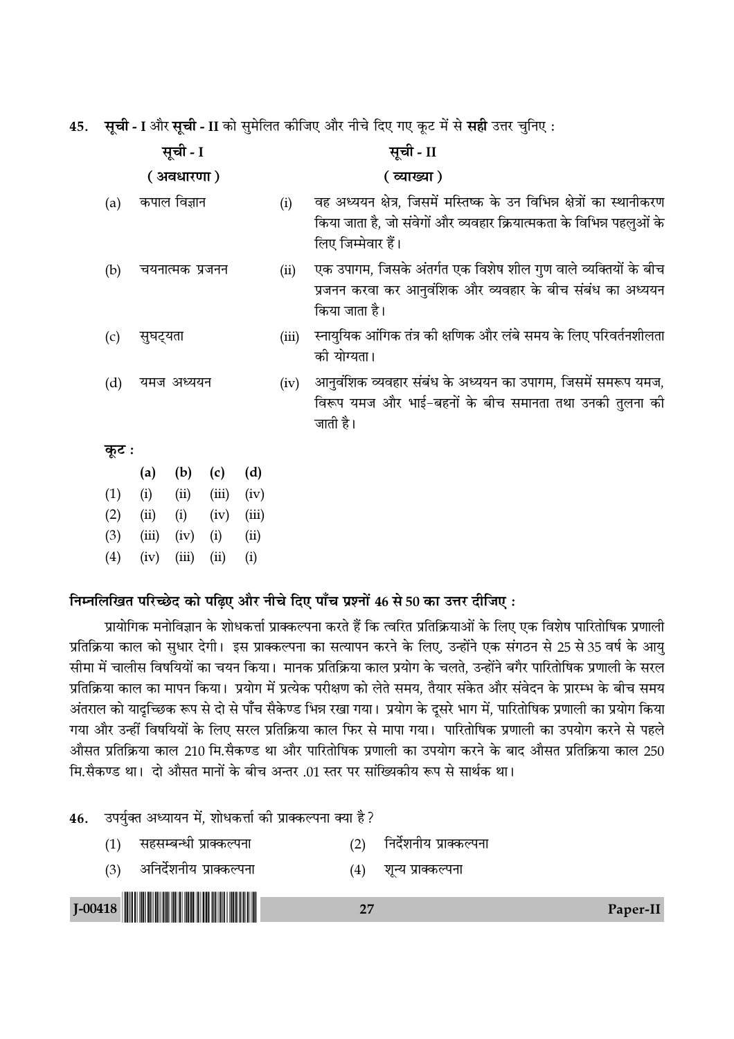45. **सूची - I** और **सूची - II** को सुमेलित कीजिए और नीचे दिए गए कूट में से **सही** उत्तर चुनिए :

| | **सूची - I** <br> **( अवधारणा )** | | **सूची - II** <br> **( व्याख्या )** |
|---|---|---|---|
| (a) | कपाल विज्ञान | (i) | वह अध्ययन क्षेत्र, जिसमें मस्तिष्क के उन विभिन्न क्षेत्रों का स्थानीकरण किया जाता है, जो संवेगों और व्यवहार क्रियात्मकता के विभिन्न पहलुओं के लिए जिम्मेवार हैं। |
| (b) | चयनात्मक प्रजनन | (ii) | एक उपागम, जिसके अंतर्गत एक विशेष शील गुण वाले व्यक्तियों के बीच प्रजनन करवा कर आनुवंशिक और व्यवहार के बीच संबंध का अध्ययन किया जाता है। |
| (c) | सुघट्यता | (iii) | स्नायुयिक आंगिक तंत्र की क्षणिक और लंबे समय के लिए परिवर्तनशीलता की योग्यता। |
| (d) | यमज अध्ययन | (iv) | आनुवंशिक व्यवहार संबंध के अध्ययन का उपागम, जिसमें समरूप यमज, विरूप यमज और भाई-बहनों के बीच समानता तथा उनकी तुलना की जाती है। |

**कूट :**

| | (a) | (b) | (c) | (d) |
|---|---|---|---|---|
| (1) | (i) | (ii) | (iii) | (iv) |
| (2) | (ii) | (i) | (iv) | (iii) |
| (3) | (iii) | (iv) | (i) | (ii) |
| (4) | (iv) | (iii) | (ii) | (i) |

**निम्नलिखित परिच्छेद को पढ़िए और नीचे दिए गए पाँच प्रश्नों 46 से 50 का उत्तर दीजिए :**

प्रायोगिक मनोविज्ञान के शोधकर्त्ता प्राक्कल्पना करते हैं कि त्वरित प्रतिक्रियाओं के लिए एक विशेष पारितोषिक प्रणाली प्रतिक्रिया काल को सुधार देगी। इस प्राक्कल्पना का सत्यापन करने के लिए, उन्होंने एक संगठन से 25 से 35 वर्ष के आयु सीमा में चालीस विषयियों का चयन किया। मानक प्रतिक्रिया काल प्रयोग के चलते, उन्होंने बगैर पारितोषिक प्रणाली के सरल प्रतिक्रिया काल का मापन किया। प्रयोग में प्रत्येक परीक्षण को लेते समय, तैयार संकेत और संवेदन के प्रारम्भ के बीच समय अंतराल को यादृच्छिक रूप से दो से पाँच सैकेण्ड भिन्न रखा गया। प्रयोग के दूसरे भाग में, पारितोषिक प्रणाली का प्रयोग किया गया और उन्हीं विषयियों के लिए सरल प्रतिक्रिया काल फिर से मापा गया। पारितोषिक प्रणाली का उपयोग करने से पहले औसत प्रतिक्रिया काल 210 मि.सैकण्ड था और पारितोषिक प्रणाली का उपयोग करने के बाद औसत प्रतिक्रिया काल 250 मि.सैकण्ड था। दो औसत मानों के बीच अन्तर .01 स्तर पर सांख्यिकीय रूप से सार्थक था।

46. उपर्युक्त अध्ययन में, शोधकर्त्ता की प्राक्कल्पना क्या है ?
    (1) सहसम्बन्धी प्राक्कल्पना
    (2) निर्देशनीय प्राक्कल्पना
    (3) अनिर्देशनीय प्राक्कल्पना
    (4) शून्य प्राक्कल्पना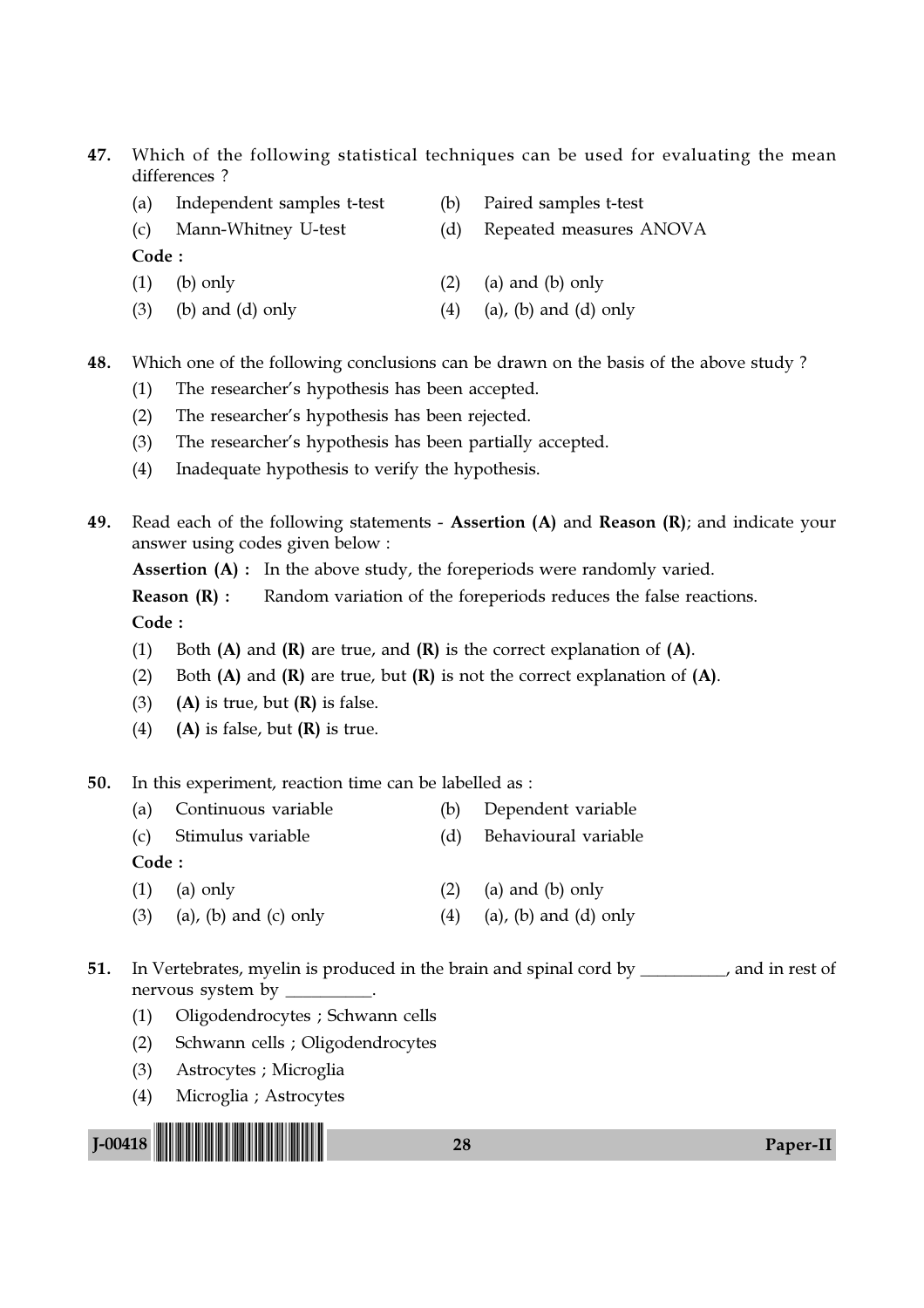47. Which of the following statistical techniques can be used for evaluating the mean differences ?

(a) Independent samples t-test
(b) Paired samples t-test
(c) Mann-Whitney U-test
(d) Repeated measures ANOVA

**Code :**

(1) (b) only
(2) (a) and (b) only
(3) (b) and (d) only
(4) (a), (b) and (d) only

48. Which one of the following conclusions can be drawn on the basis of the above study ?

(1) The researcher's hypothesis has been accepted.
(2) The researcher's hypothesis has been rejected.
(3) The researcher's hypothesis has been partially accepted.
(4) Inadequate hypothesis to verify the hypothesis.

49. Read each of the following statements - **Assertion (A)** and **Reason (R)**; and indicate your answer using codes given below :

**Assertion (A) :** In the above study, the foreperiods were randomly varied.

**Reason (R) :** Random variation of the foreperiods reduces the false reactions.

**Code :**

(1) Both **(A)** and **(R)** are true, and **(R)** is the correct explanation of **(A)**.
(2) Both **(A)** and **(R)** are true, but **(R)** is not the correct explanation of **(A)**.
(3) **(A)** is true, but **(R)** is false.
(4) **(A)** is false, but **(R)** is true.

50. In this experiment, reaction time can be labelled as :

(a) Continuous variable
(b) Dependent variable
(c) Stimulus variable
(d) Behavioural variable

**Code :**

(1) (a) only
(2) (a) and (b) only
(3) (a), (b) and (c) only
(4) (a), (b) and (d) only

51. In Vertebrates, myelin is produced in the brain and spinal cord by __________, and in rest of nervous system by __________.

(1) Oligodendrocytes ; Schwann cells
(2) Schwann cells ; Oligodendrocytes
(3) Astrocytes ; Microglia
(4) Microglia ; Astrocytes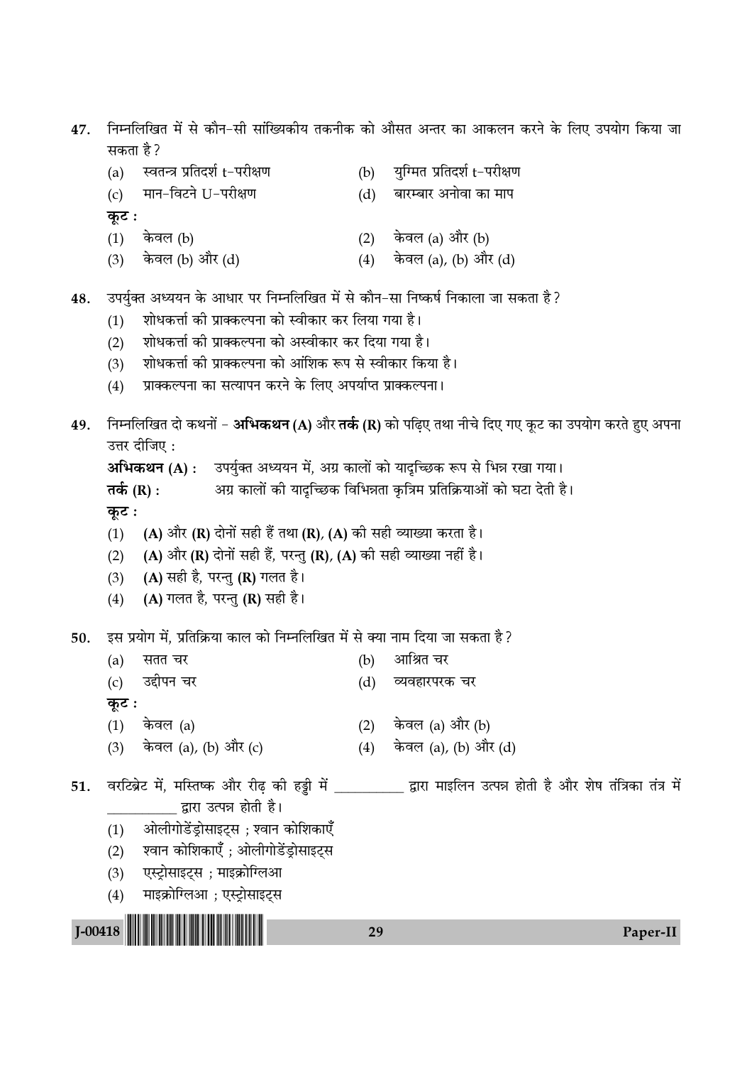47. निम्नलिखित में से कौन-सी सांख्यिकीय तकनीक को औसत अन्तर का आकलन करने के लिए उपयोग किया जा सकता है?

(a) स्वतन्त्र प्रतिदर्श t-परीक्षण
(b) युग्मित प्रतिदर्श t-परीक्षण
(c) मान-विटने U-परीक्षण
(d) बारम्बार अनोवा का माप

**कूट :**

(1) केवल (b)
(2) केवल (a) और (b)
(3) केवल (b) और (d)
(4) केवल (a), (b) और (d)

48. उपर्युक्त अध्ययन के आधार पर निम्नलिखित में से कौन-सा निष्कर्ष निकाला जा सकता है?

(1) शोधकर्त्ता की प्राक्कल्पना को स्वीकार कर लिया गया है।
(2) शोधकर्त्ता की प्राक्कल्पना को अस्वीकार कर दिया गया है।
(3) शोधकर्त्ता की प्राक्कल्पना को आंशिक रूप से स्वीकार किया है।
(4) प्राक्कल्पना का सत्यापन करने के लिए अपर्याप्त प्राक्कल्पना।

49. निम्नलिखित दो कथनों - **अभिकथन (A)** और **तर्क (R)** को पढ़िए तथा नीचे दिए गए कूट का उपयोग करते हुए अपना उत्तर दीजिए :

**अभिकथन (A) :** उपर्युक्त अध्ययन में, अग्र कालों को यादृच्छिक रूप से भिन्न रखा गया।

**तर्क (R) :** अग्र कालों की यादृच्छिक विभिन्नता कृत्रिम प्रतिक्रियाओं को घटा देती है।

**कूट :**

(1) **(A)** और **(R)** दोनों सही हैं तथा **(R)**, **(A)** की सही व्याख्या करता है।
(2) **(A)** और **(R)** दोनों सही हैं, परन्तु **(R)**, **(A)** की सही व्याख्या नहीं है।
(3) **(A)** सही है, परन्तु **(R)** गलत है।
(4) **(A)** गलत है, परन्तु **(R)** सही है।

50. इस प्रयोग में, प्रतिक्रिया काल को निम्नलिखित में से क्या नाम दिया जा सकता है?

(a) सतत चर
(b) आश्रित चर
(c) उद्दीपन चर
(d) व्यवहारपरक चर

**कूट :**

(1) केवल (a)
(2) केवल (a) और (b)
(3) केवल (a), (b) और (c)
(4) केवल (a), (b) और (d)

51. वरटिब्रेट में, मस्तिष्क और रीढ़ की हड्डी में __________ द्वारा माइलिन उत्पन्न होती है और शेष तंत्रिका तंत्र में __________ द्वारा उत्पन्न होती है।

(1) ओलीगोडेंड्रोसाइट्स ; श्वान कोशिकाएँ
(2) श्वान कोशिकाएँ ; ओलीगोडेंड्रोसाइट्स
(3) एस्ट्रोसाइट्स ; माइक्रोग्लिआ
(4) माइक्रोग्लिआ ; एस्ट्रोसाइट्स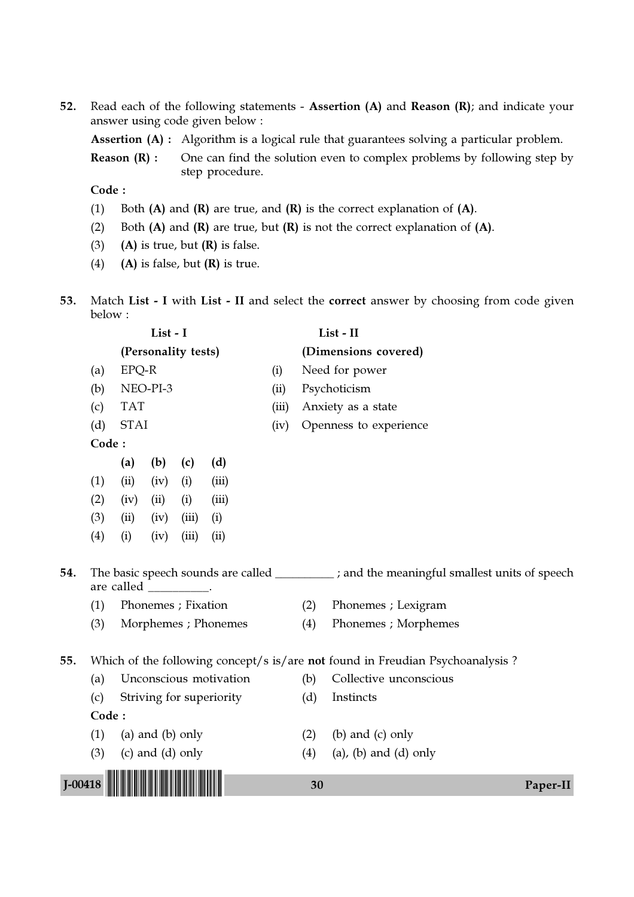52. Read each of the following statements - **Assertion (A)** and **Reason (R)**; and indicate your answer using code given below :

**Assertion (A) :** Algorithm is a logical rule that guarantees solving a particular problem.

**Reason (R) :** One can find the solution even to complex problems by following step by step procedure.

**Code :**

(1) Both **(A)** and **(R)** are true, and **(R)** is the correct explanation of **(A)**.

(2) Both **(A)** and **(R)** are true, but **(R)** is not the correct explanation of **(A)**.

(3) **(A)** is true, but **(R)** is false.

(4) **(A)** is false, but **(R)** is true.

53. Match **List - I** with **List - II** and select the **correct** answer by choosing from code given below :

| | List - I (Personality tests) | | List - II (Dimensions covered) |
|---|---|---|---|
| (a) | EPQ-R | (i) | Need for power |
| (b) | NEO-PI-3 | (ii) | Psychoticism |
| (c) | TAT | (iii) | Anxiety as a state |
| (d) | STAI | (iv) | Openness to experience |

**Code :**

| | (a) | (b) | (c) | (d) |
|---|---|---|---|---|
| (1) | (ii) | (iv) | (i) | (iii) |
| (2) | (iv) | (ii) | (i) | (iii) |
| (3) | (ii) | (iv) | (iii) | (i) |
| (4) | (i) | (iv) | (iii) | (ii) |

54. The basic speech sounds are called __________ ; and the meaningful smallest units of speech are called __________.

(1) Phonemes ; Fixation

(2) Phonemes ; Lexigram

(3) Morphemes ; Phonemes

(4) Phonemes ; Morphemes

55. Which of the following concept/s is/are **not** found in Freudian Psychoanalysis ?

(a) Unconscious motivation

(b) Collective unconscious

(c) Striving for superiority

(d) Instincts

**Code :**

(1) (a) and (b) only

(2) (b) and (c) only

(3) (c) and (d) only

(4) (a), (b) and (d) only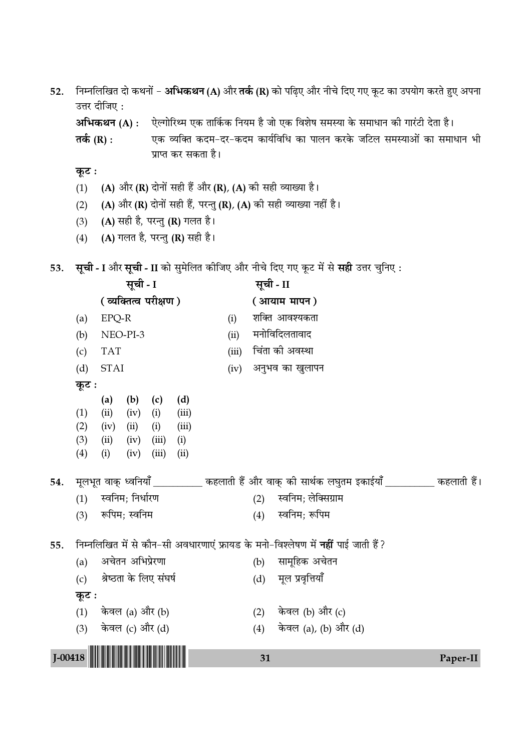52. निम्नलिखित दो कथनों – **अभिकथन (A)** और **तर्क (R)** को पढ़िए और नीचे दिए गए कूट का उपयोग करते हुए अपना उत्तर दीजिए :

**अभिकथन (A) :** ऐल्गोरिथ्म एक तार्किक नियम है जो एक विशेष समस्या के समाधान की गारंटी देता है।

**तर्क (R) :** एक व्यक्ति कदम-दर-कदम कार्यविधि का पालन करके जटिल समस्याओं का समाधान भी प्राप्त कर सकता है।

**कूट :**

(1) **(A)** और **(R)** दोनों सही हैं और **(R)**, **(A)** की सही व्याख्या है।

(2) **(A)** और **(R)** दोनों सही हैं, परन्तु **(R)**, **(A)** की सही व्याख्या नहीं है।

(3) **(A)** सही है, परन्तु **(R)** गलत है।

(4) **(A)** गलत है, परन्तु **(R)** सही है।

53. **सूची - I** और **सूची - II** को सुमेलित कीजिए और नीचे दिए गए कूट में से **सही** उत्तर चुनिए :

| | सूची - I (व्यक्तित्व परीक्षण) | | सूची - II (आयाम मापन) |
|---|---|---|---|
| (a) | EPQ-R | (i) | शक्ति आवश्यकता |
| (b) | NEO-PI-3 | (ii) | मनोविदिलतावाद |
| (c) | TAT | (iii) | चिंता की अवस्था |
| (d) | STAI | (iv) | अनुभव का खुलापन |

**कूट :**

| | (a) | (b) | (c) | (d) |
|---|---|---|---|---|
| (1) | (ii) | (iv) | (i) | (iii) |
| (2) | (iv) | (ii) | (i) | (iii) |
| (3) | (ii) | (iv) | (iii) | (i) |
| (4) | (i) | (iv) | (iii) | (ii) |

54. मूलभूत वाक् ध्वनियाँ __________ कहलाती हैं और वाक् की सार्थक लघुतम इकाईयाँ __________ कहलाती हैं।

(1) स्वनिम; निर्धारण

(2) स्वनिम; लेक्सिग्राम

(3) रूपिम; स्वनिम

(4) स्वनिम; रूपिम

55. निम्नलिखित में से कौन-सी अवधारणाएं फ्रायड के मनो-विश्लेषण में **नहीं** पाई जाती हैं ?

(a) अचेतन अभिप्रेरणा

(b) सामूहिक अचेतन

(c) श्रेष्ठता के लिए संघर्ष

(d) मूल प्रवृत्तियाँ

**कूट :**

(1) केवल (a) और (b)

(2) केवल (b) और (c)

(3) केवल (c) और (d)

(4) केवल (a), (b) और (d)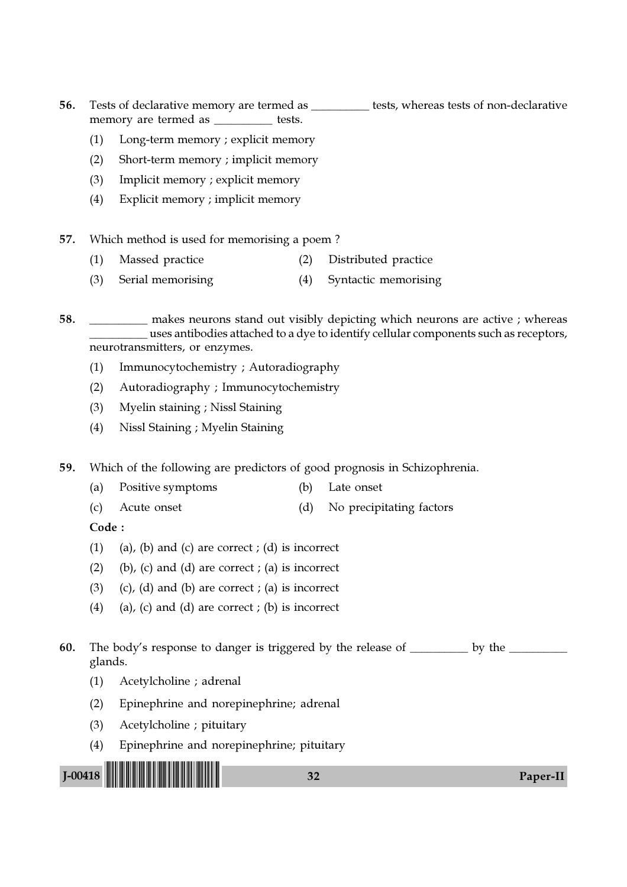56. Tests of declarative memory are termed as __________ tests, whereas tests of non-declarative memory are termed as __________ tests.

    (1) Long-term memory ; explicit memory
    (2) Short-term memory ; implicit memory
    (3) Implicit memory ; explicit memory
    (4) Explicit memory ; implicit memory

57. Which method is used for memorising a poem ?

    (1) Massed practice
    (2) Distributed practice
    (3) Serial memorising
    (4) Syntactic memorising

58. __________ makes neurons stand out visibly depicting which neurons are active ; whereas __________ uses antibodies attached to a dye to identify cellular components such as receptors, neurotransmitters, or enzymes.

    (1) Immunocytochemistry ; Autoradiography
    (2) Autoradiography ; Immunocytochemistry
    (3) Myelin staining ; Nissl Staining
    (4) Nissl Staining ; Myelin Staining

59. Which of the following are predictors of good prognosis in Schizophrenia.

    (a) Positive symptoms
    (b) Late onset
    (c) Acute onset
    (d) No precipitating factors

    **Code :**

    (1) (a), (b) and (c) are correct ; (d) is incorrect
    (2) (b), (c) and (d) are correct ; (a) is incorrect
    (3) (c), (d) and (b) are correct ; (a) is incorrect
    (4) (a), (c) and (d) are correct ; (b) is incorrect

60. The body's response to danger is triggered by the release of __________ by the __________ glands.

    (1) Acetylcholine ; adrenal
    (2) Epinephrine and norepinephrine; adrenal
    (3) Acetylcholine ; pituitary
    (4) Epinephrine and norepinephrine; pituitary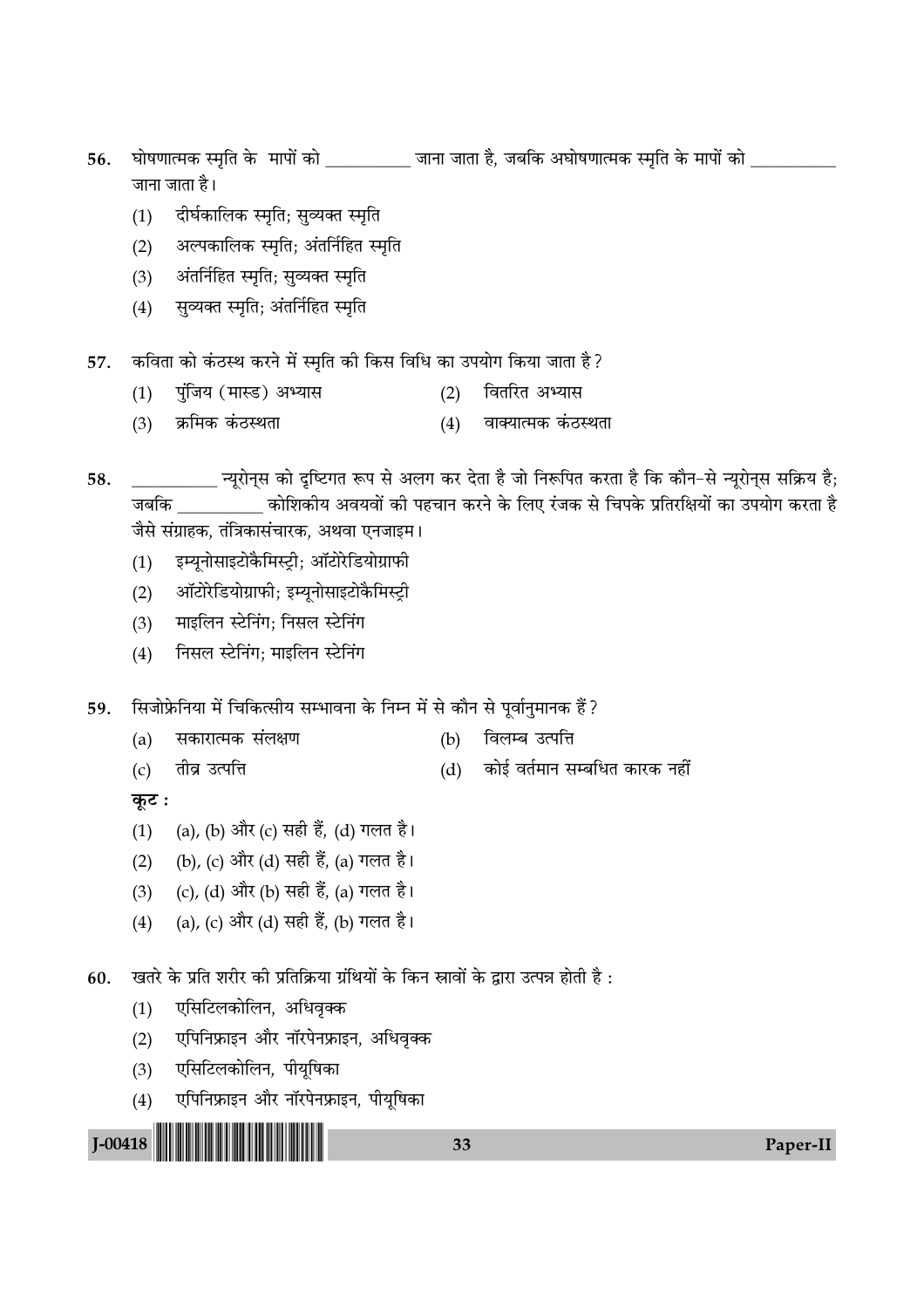56. घोषणात्मक स्मृति के मापों को __________ जाना जाता है, जबकि अघोषणात्मक स्मृति के मापों को __________ जाना जाता है।

    (1) दीर्घकालिक स्मृति; सुव्यक्त स्मृति
    (2) अल्पकालिक स्मृति; अंतर्निहित स्मृति
    (3) अंतर्निहित स्मृति; सुव्यक्त स्मृति
    (4) सुव्यक्त स्मृति; अंतर्निहित स्मृति

57. कविता को कंठस्थ करने में स्मृति की किस विधि का उपयोग किया जाता है?

    (1) पुंजिय (मास्ड) अभ्यास
    (2) वितरित अभ्यास
    (3) क्रमिक कंठस्थता
    (4) वाक्यात्मक कंठस्थता

58. __________ न्यूरोन्स को दृष्टिगत रूप से अलग कर देता है जो निरूपित करता है कि कौन-से न्यूरोन्स सक्रिय है; जबकि __________ कोशिकीय अवयवों की पहचान करने के लिए रंजक से चिपके प्रतिरक्षियों का उपयोग करता है जैसे संग्राहक, तंत्रिकासंचारक, अथवा एनजाइम।

    (1) इम्यूनोसाइटोकैमिस्ट्री; ऑटोरेडियोग्राफी
    (2) ऑटोरेडियोग्राफी; इम्यूनोसाइटोकैमिस्ट्री
    (3) माइलिन स्टेनिंग; निसल स्टेनिंग
    (4) निसल स्टेनिंग; माइलिन स्टेनिंग

59. सिजोफ्रेनिया में चिकित्सीय सम्भावना के निम्न में से कौन से पूर्वानुमानक हैं?

    (a) सकारात्मक संलक्षण
    (b) विलम्ब उत्पत्ति
    (c) तीव्र उत्पत्ति
    (d) कोई वर्तमान सम्बधित कारक नहीं

    **कूट :**

    (1) (a), (b) और (c) सही हैं, (d) गलत है।
    (2) (b), (c) और (d) सही हैं, (a) गलत है।
    (3) (c), (d) और (b) सही हैं, (a) गलत है।
    (4) (a), (c) और (d) सही हैं, (b) गलत है।

60. खतरे के प्रति शरीर की प्रतिक्रिया ग्रंथियों के किन स्रावों के द्वारा उत्पन्न होती है :

    (1) एसिटिलकोलिन, अधिवृक्क
    (2) एपिनिफ्राइन और नॉरपेनफ्राइन, अधिवृक्क
    (3) एसिटिलकोलिन, पीयूषिका
    (4) एपिनिफ्राइन और नॉरपेनफ्राइन, पीयूषिका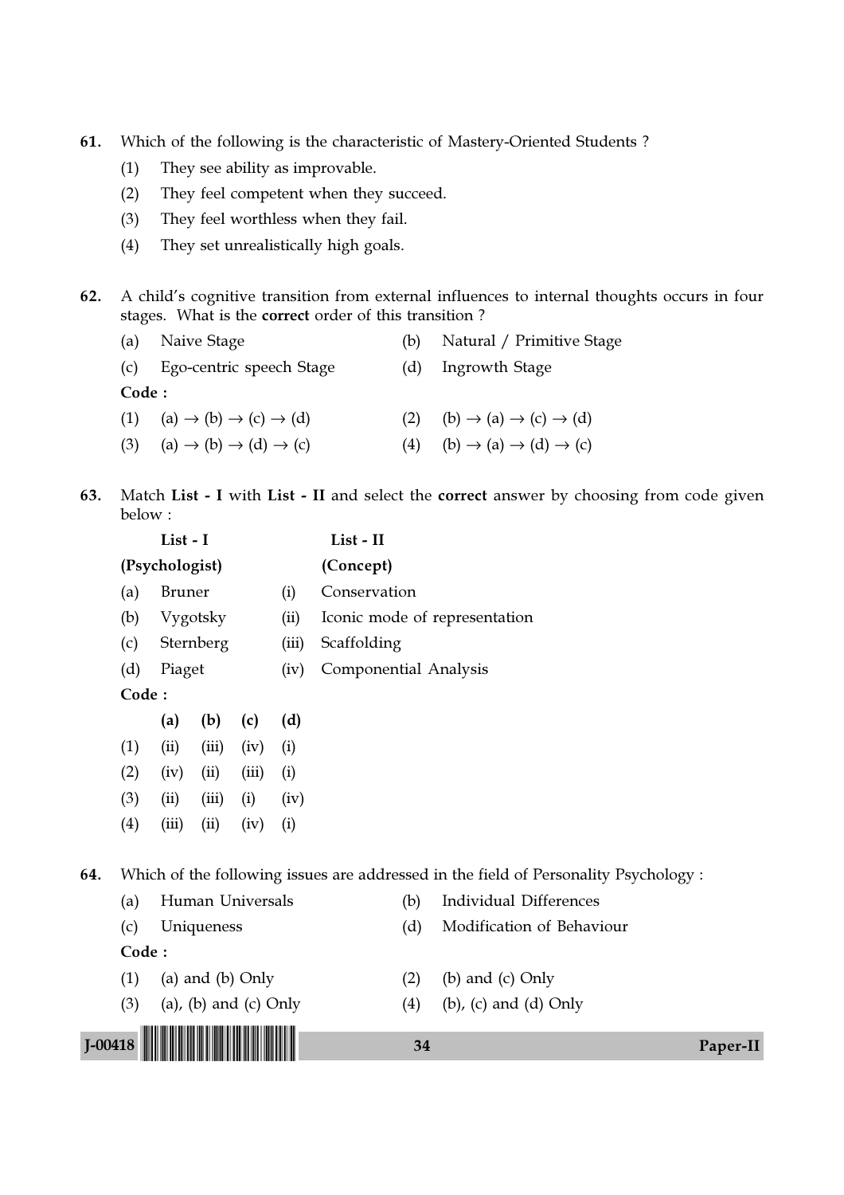61. Which of the following is the characteristic of Mastery-Oriented Students ?

 (1) They see ability as improvable.

 (2) They feel competent when they succeed.

 (3) They feel worthless when they fail.

 (4) They set unrealistically high goals.

62. A child's cognitive transition from external influences to internal thoughts occurs in four stages. What is the **correct** order of this transition ?

 (a) Naive Stage
 (b) Natural / Primitive Stage
 (c) Ego-centric speech Stage
 (d) Ingrowth Stage

 **Code :**

 (1) (a) → (b) → (c) → (d)
 (2) (b) → (a) → (c) → (d)
 (3) (a) → (b) → (d) → (c)
 (4) (b) → (a) → (d) → (c)

63. Match **List - I** with **List - II** and select the **correct** answer by choosing from code given below :

| **List - I** (Psychologist) | | **List - II** (Concept) | |
|---|---|---|---|
| (a) | Bruner | (i) | Conservation |
| (b) | Vygotsky | (ii) | Iconic mode of representation |
| (c) | Sternberg | (iii) | Scaffolding |
| (d) | Piaget | (iv) | Componential Analysis |

 **Code :**

| | (a) | (b) | (c) | (d) |
|---|---|---|---|---|
| (1) | (ii) | (iii) | (iv) | (i) |
| (2) | (iv) | (ii) | (iii) | (i) |
| (3) | (ii) | (iii) | (i) | (iv) |
| (4) | (iii) | (ii) | (iv) | (i) |

64. Which of the following issues are addressed in the field of Personality Psychology :

 (a) Human Universals
 (b) Individual Differences
 (c) Uniqueness
 (d) Modification of Behaviour

 **Code :**

 (1) (a) and (b) Only
 (2) (b) and (c) Only
 (3) (a), (b) and (c) Only
 (4) (b), (c) and (d) Only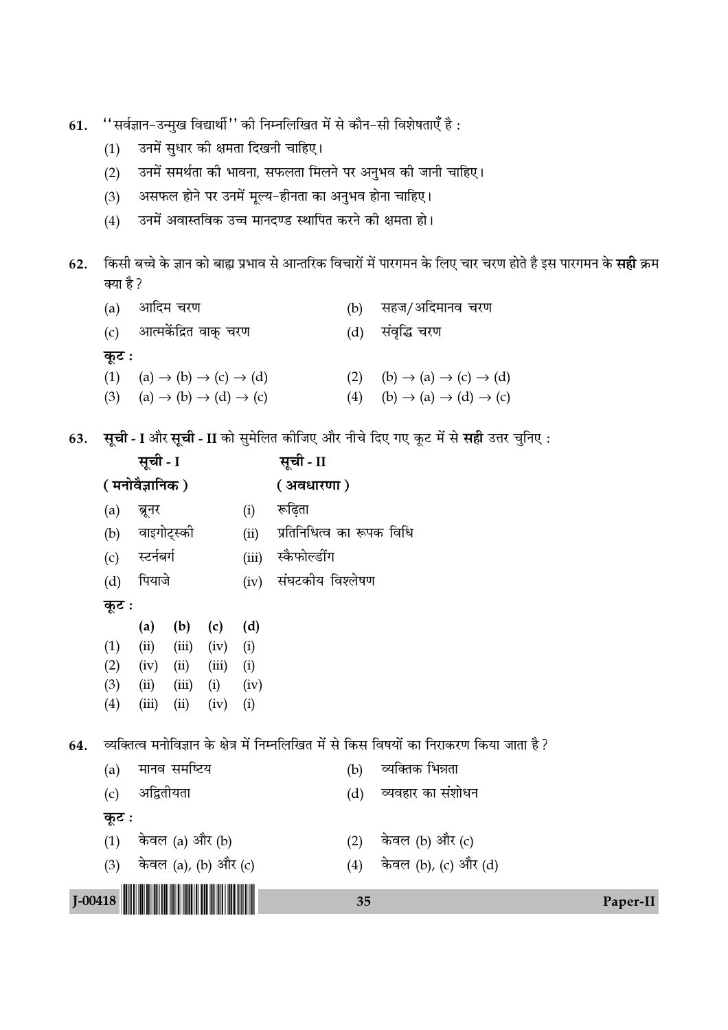61. ''सर्वज्ञान-उन्मुख विद्यार्थी'' की निम्नलिखित में से कौन-सी विशेषताएँ है :

   (1) उनमें सुधार की क्षमता दिखनी चाहिए।
   (2) उनमें समर्थता की भावना, सफलता मिलने पर अनुभव की जानी चाहिए।
   (3) असफल होने पर उनमें मूल्य-हीनता का अनुभव होना चाहिए।
   (4) उनमें अवास्तविक उच्च मानदण्ड स्थापित करने की क्षमता हो।

62. किसी बच्चे के ज्ञान को बाह्य प्रभाव से आन्तरिक विचारों में पारगमन के लिए चार चरण होते है इस पारगमन के **सही** क्रम क्या है ?

   (a) आदिम चरण
   (b) सहज/अदिमानव चरण
   (c) आत्मकेंद्रित वाक् चरण
   (d) संवृद्धि चरण

   **कूट :**

   (1) (a) → (b) → (c) → (d)
   (2) (b) → (a) → (c) → (d)
   (3) (a) → (b) → (d) → (c)
   (4) (b) → (a) → (d) → (c)

63. **सूची - I** और **सूची - II** को सुमेलित कीजिए और नीचे दिए गए कूट में से **सही** उत्तर चुनिए :

| **सूची - I** (मनोवैज्ञानिक) | **सूची - II** (अवधारणा) |
|---|---|
| (a) ब्रूनर | (i) रूढ़िता |
| (b) वाइगोट्स्की | (ii) प्रतिनिधित्व का रूपक विधि |
| (c) स्टर्नबर्ग | (iii) स्कैफोल्डींग |
| (d) पियाजे | (iv) संघटकीय विश्लेषण |

   **कूट :**

| | (a) | (b) | (c) | (d) |
|---|---|---|---|---|
| (1) | (ii) | (iii) | (iv) | (i) |
| (2) | (iv) | (ii) | (iii) | (i) |
| (3) | (ii) | (iii) | (i) | (iv) |
| (4) | (iii) | (ii) | (iv) | (i) |

64. व्यक्तित्व मनोविज्ञान के क्षेत्र में निम्नलिखित में से किस विषयों का निराकरण किया जाता है ?

   (a) मानव समष्टिय
   (b) व्यक्तिक भिन्नता
   (c) अद्वितीयता
   (d) व्यवहार का संशोधन

   **कूट :**

   (1) केवल (a) और (b)
   (2) केवल (b) और (c)
   (3) केवल (a), (b) और (c)
   (4) केवल (b), (c) और (d)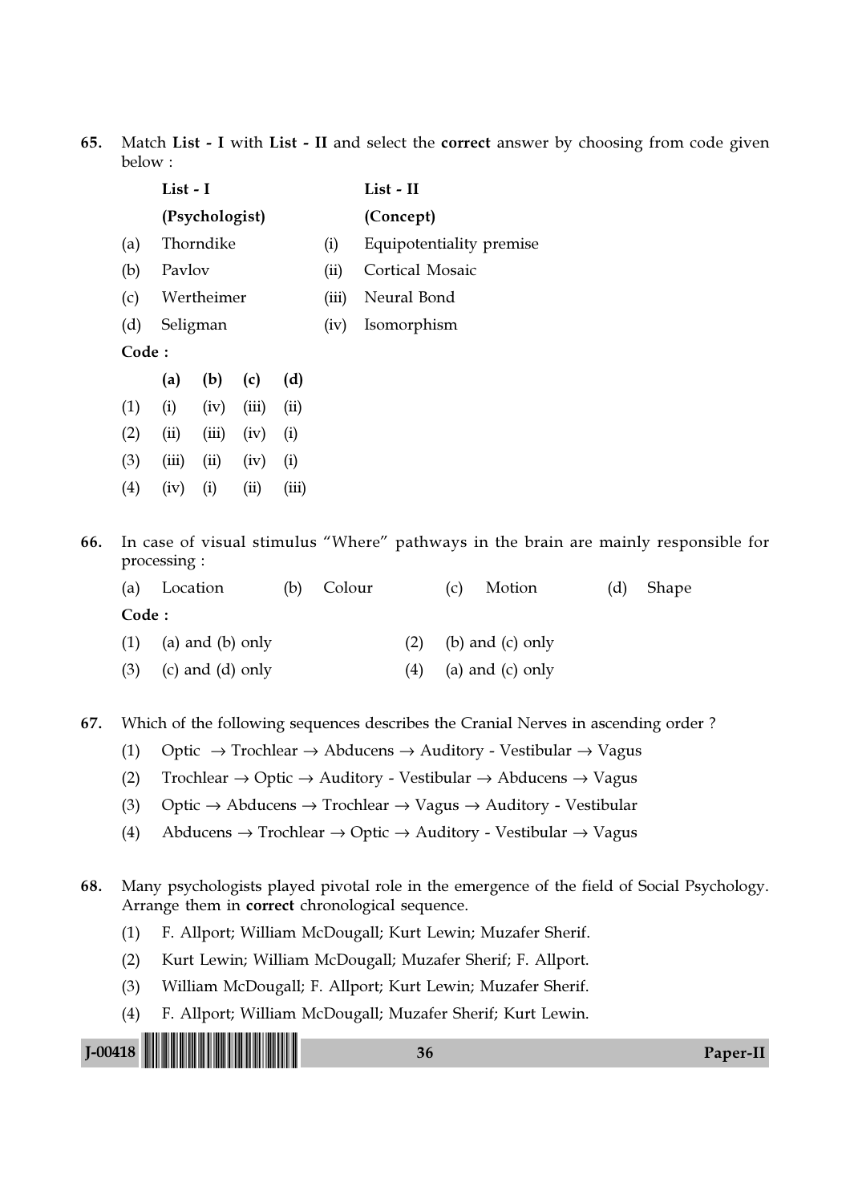65. Match **List - I** with **List - II** and select the **correct** answer by choosing from code given below :

| | **List - I** | | **List - II** |
|---|---|---|---|
| | **(Psychologist)** | | **(Concept)** |
| (a) | Thorndike | (i) | Equipotentiality premise |
| (b) | Pavlov | (ii) | Cortical Mosaic |
| (c) | Wertheimer | (iii) | Neural Bond |
| (d) | Seligman | (iv) | Isomorphism |

**Code :**

| | **(a)** | **(b)** | **(c)** | **(d)** |
|---|---|---|---|---|
| (1) | (i) | (iv) | (iii) | (ii) |
| (2) | (ii) | (iii) | (iv) | (i) |
| (3) | (iii) | (ii) | (iv) | (i) |
| (4) | (iv) | (i) | (ii) | (iii) |

66. In case of visual stimulus "Where" pathways in the brain are mainly responsible for processing :

(a) Location (b) Colour (c) Motion (d) Shape

**Code :**

(1) (a) and (b) only (2) (b) and (c) only

(3) (c) and (d) only (4) (a) and (c) only

67. Which of the following sequences describes the Cranial Nerves in ascending order ?

(1) Optic → Trochlear → Abducens → Auditory - Vestibular → Vagus

(2) Trochlear → Optic → Auditory - Vestibular → Abducens → Vagus

(3) Optic → Abducens → Trochlear → Vagus → Auditory - Vestibular

(4) Abducens → Trochlear → Optic → Auditory - Vestibular → Vagus

68. Many psychologists played pivotal role in the emergence of the field of Social Psychology. Arrange them in **correct** chronological sequence.

(1) F. Allport; William McDougall; Kurt Lewin; Muzafer Sherif.

(2) Kurt Lewin; William McDougall; Muzafer Sherif; F. Allport.

(3) William McDougall; F. Allport; Kurt Lewin; Muzafer Sherif.

(4) F. Allport; William McDougall; Muzafer Sherif; Kurt Lewin.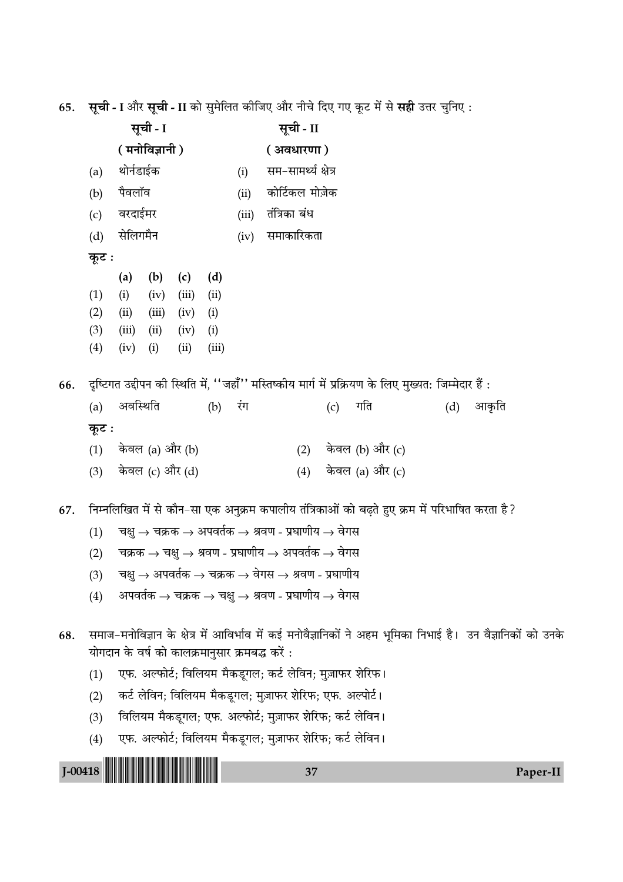65. **सूची - I** और **सूची - II** को सुमेलित कीजिए और नीचे दिए गए कूट में से **सही** उत्तर चुनिए :

| | सूची - I (मनोविज्ञानी) | | सूची - II (अवधारणा) |
|---|---|---|---|
| (a) | थोर्नडाईक | (i) | सम-सामर्थ्य क्षेत्र |
| (b) | पैवलॉव | (ii) | कोर्टिकल मोज़ेक |
| (c) | वरदाईमर | (iii) | तंत्रिका बंध |
| (d) | सेलिगमैन | (iv) | समाकारिकता |

**कूट :**

| | (a) | (b) | (c) | (d) |
|---|---|---|---|---|
| (1) | (i) | (iv) | (iii) | (ii) |
| (2) | (ii) | (iii) | (iv) | (i) |
| (3) | (iii) | (ii) | (iv) | (i) |
| (4) | (iv) | (i) | (ii) | (iii) |

66. दृष्टिगत उद्दीपन की स्थिति में, ''जहाँ'' मस्तिष्कीय मार्ग में प्रक्रियण के लिए मुख्यत: जिम्मेदार हैं :

(a) अवस्थिति  (b) रंग  (c) गति  (d) आकृति

**कूट :**

(1) केवल (a) और (b)
(2) केवल (b) और (c)
(3) केवल (c) और (d)
(4) केवल (a) और (c)

67. निम्नलिखित में से कौन-सा एक अनुक्रम कपालीय तंत्रिकाओं को बढ़ते हुए क्रम में परिभाषित करता है?

(1) चक्षु → चक्रक → अपवर्तक → श्रवण - प्रघाणीय → वेगस
(2) चक्रक → चक्षु → श्रवण - प्रघाणीय → अपवर्तक → वेगस
(3) चक्षु → अपवर्तक → चक्रक → वेगस → श्रवण - प्रघाणीय
(4) अपवर्तक → चक्रक → चक्षु → श्रवण - प्रघाणीय → वेगस

68. समाज-मनोविज्ञान के क्षेत्र में आविर्भाव में कई मनोवैज्ञानिकों ने अहम भूमिका निभाई है। उन वैज्ञानिकों को उनके योगदान के वर्ष को कालक्रमानुसार क्रमबद्ध करें :

(1) एफ. अल्फोर्ट; विलियम मैकडूगल; कर्ट लेविन; मुज़ाफर शेरिफ।
(2) कर्ट लेविन; विलियम मैकडूगल; मुज़ाफर शेरिफ; एफ. अल्पोर्ट।
(3) विलियम मैकडूगल; एफ. अल्फोर्ट; मुज़ाफर शेरिफ; कर्ट लेविन।
(4) एफ. अल्फोर्ट; विलियम मैकडूगल; मुज़ाफर शेरिफ; कर्ट लेविन।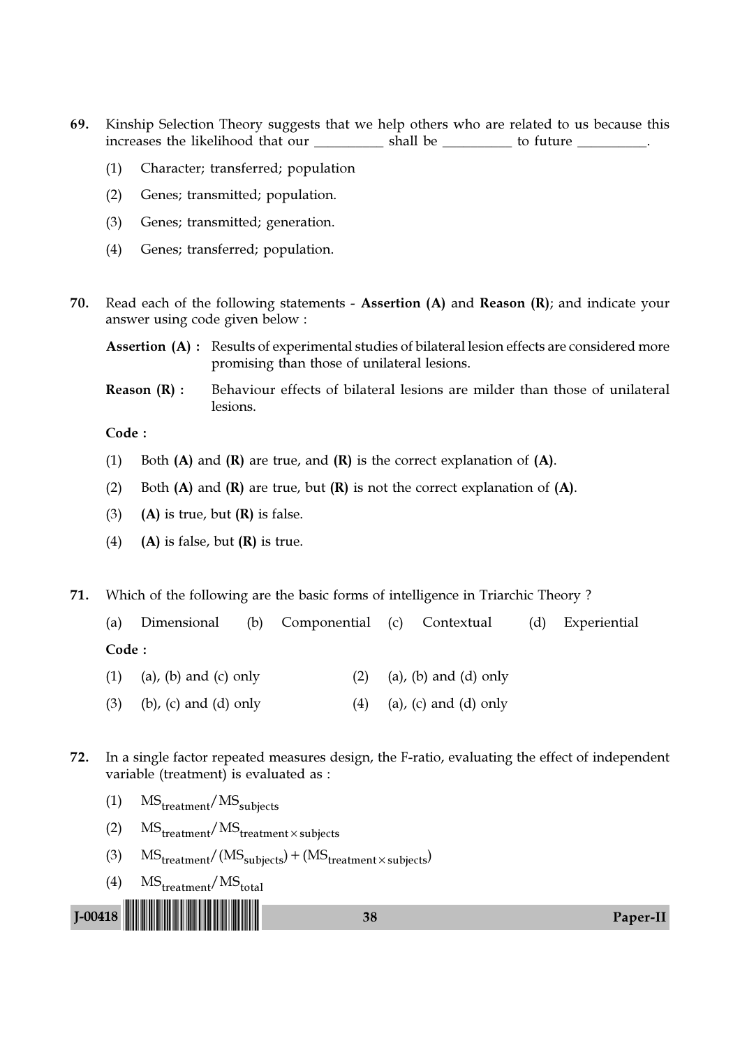69. Kinship Selection Theory suggests that we help others who are related to us because this increases the likelihood that our __________ shall be __________ to future __________.

    (1) Character; transferred; population

    (2) Genes; transmitted; population.

    (3) Genes; transmitted; generation.

    (4) Genes; transferred; population.

70. Read each of the following statements - **Assertion (A)** and **Reason (R)**; and indicate your answer using code given below :

    **Assertion (A) :** Results of experimental studies of bilateral lesion effects are considered more promising than those of unilateral lesions.

    **Reason (R) :** Behaviour effects of bilateral lesions are milder than those of unilateral lesions.

    **Code :**

    (1) Both **(A)** and **(R)** are true, and **(R)** is the correct explanation of **(A)**.

    (2) Both **(A)** and **(R)** are true, but **(R)** is not the correct explanation of **(A)**.

    (3) **(A)** is true, but **(R)** is false.

    (4) **(A)** is false, but **(R)** is true.

71. Which of the following are the basic forms of intelligence in Triarchic Theory ?

    (a) Dimensional (b) Componential (c) Contextual (d) Experiential

    **Code :**

    (1) (a), (b) and (c) only (2) (a), (b) and (d) only

    (3) (b), (c) and (d) only (4) (a), (c) and (d) only

72. In a single factor repeated measures design, the F-ratio, evaluating the effect of independent variable (treatment) is evaluated as :

    (1) $MS_{treatment}/MS_{subjects}$

    (2) $MS_{treatment}/MS_{treatment \times subjects}$

    (3) $MS_{treatment}/(MS_{subjects}) + (MS_{treatment \times subjects})$

    (4) $MS_{treatment}/MS_{total}$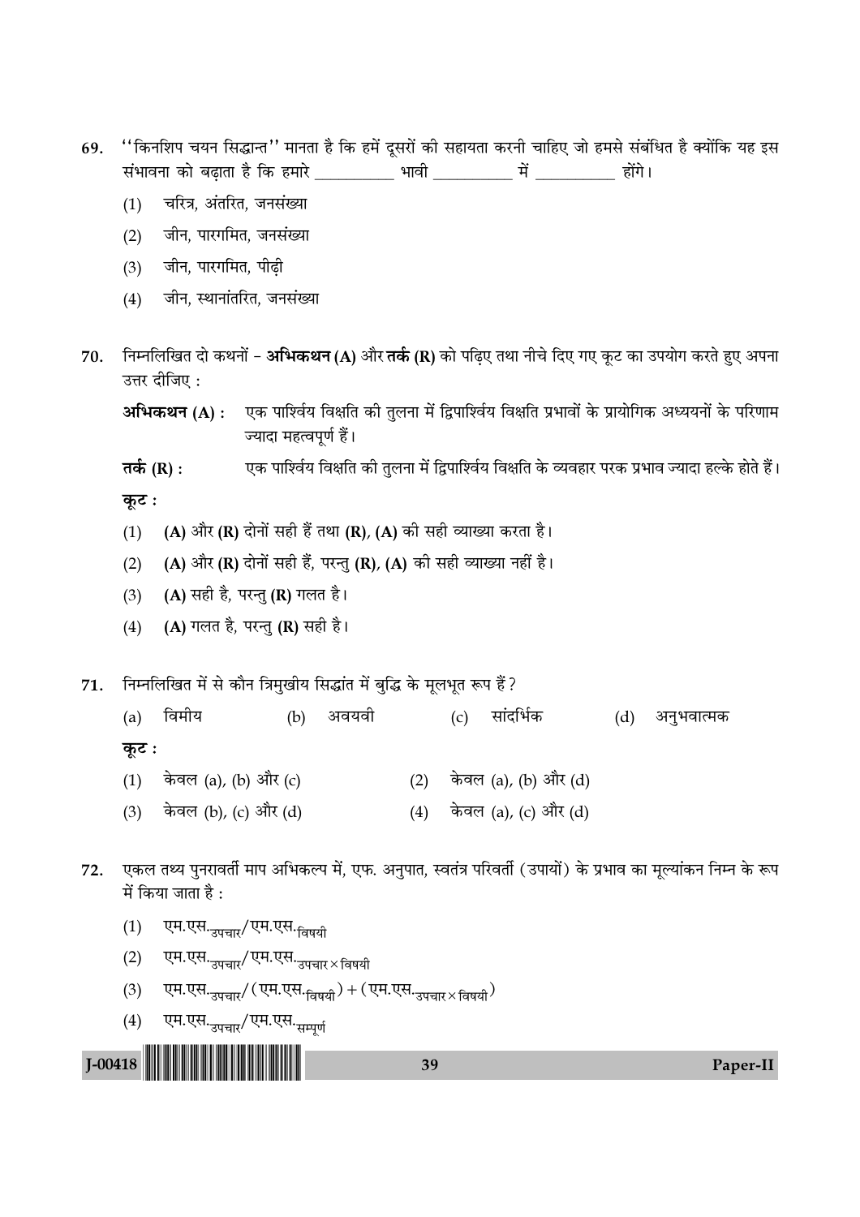69. ''किनशिप चयन सिद्धान्त'' मानता है कि हमें दूसरों की सहायता करनी चाहिए जो हमसे संबंधित है क्योंकि यह इस संभावना को बढ़ाता है कि हमारे __________ भावी __________ में __________ होंगे।

    (1) चरित्र, अंतरित, जनसंख्या
    (2) जीन, पारगमित, जनसंख्या
    (3) जीन, पारगमित, पीढ़ी
    (4) जीन, स्थानांतरित, जनसंख्या

70. निम्नलिखित दो कथनों - **अभिकथन (A)** और **तर्क (R)** को पढ़िए तथा नीचे दिए गए कूट का उपयोग करते हुए अपना उत्तर दीजिए :

    **अभिकथन (A) :** एक पार्श्विय विक्षति की तुलना में द्विपार्श्विय विक्षति प्रभावों के प्रायोगिक अध्ययनों के परिणाम ज्यादा महत्वपूर्ण हैं।

    **तर्क (R) :** एक पार्श्विय विक्षति की तुलना में द्विपार्श्विय विक्षति के व्यवहार परक प्रभाव ज्यादा हल्के होते हैं।

    **कूट :**
    (1) **(A)** और **(R)** दोनों सही हैं तथा **(R)**, **(A)** की सही व्याख्या करता है।
    (2) **(A)** और **(R)** दोनों सही हैं, परन्तु **(R)**, **(A)** की सही व्याख्या नहीं है।
    (3) **(A)** सही है, परन्तु **(R)** गलत है।
    (4) **(A)** गलत है, परन्तु **(R)** सही है।

71. निम्नलिखित में से कौन त्रिमुखीय सिद्धांत में बुद्धि के मूलभूत रूप हैं ?

    (a) विमीय (b) अवयवी (c) सांदर्भिक (d) अनुभवात्मक

    **कूट :**
    (1) केवल (a), (b) और (c)
    (2) केवल (a), (b) और (d)
    (3) केवल (b), (c) और (d)
    (4) केवल (a), (c) और (d)

72. एकल तथ्य पुनरावर्ती माप अभिकल्प में, एफ. अनुपात, स्वतंत्र परिवर्ती (उपायों) के प्रभाव का मूल्यांकन निम्न के रूप में किया जाता है :

    (1) एम.एस.$_{\text{उपचार}}$/एम.एस.$_{\text{विषयी}}$
    (2) एम.एस.$_{\text{उपचार}}$/एम.एस.$_{\text{उपचार} \times \text{विषयी}}$
    (3) एम.एस.$_{\text{उपचार}}$/(एम.एस.$_{\text{विषयी}}$) + (एम.एस.$_{\text{उपचार} \times \text{विषयी}}$)
    (4) एम.एस.$_{\text{उपचार}}$/एम.एस.$_{\text{सम्पूर्ण}}$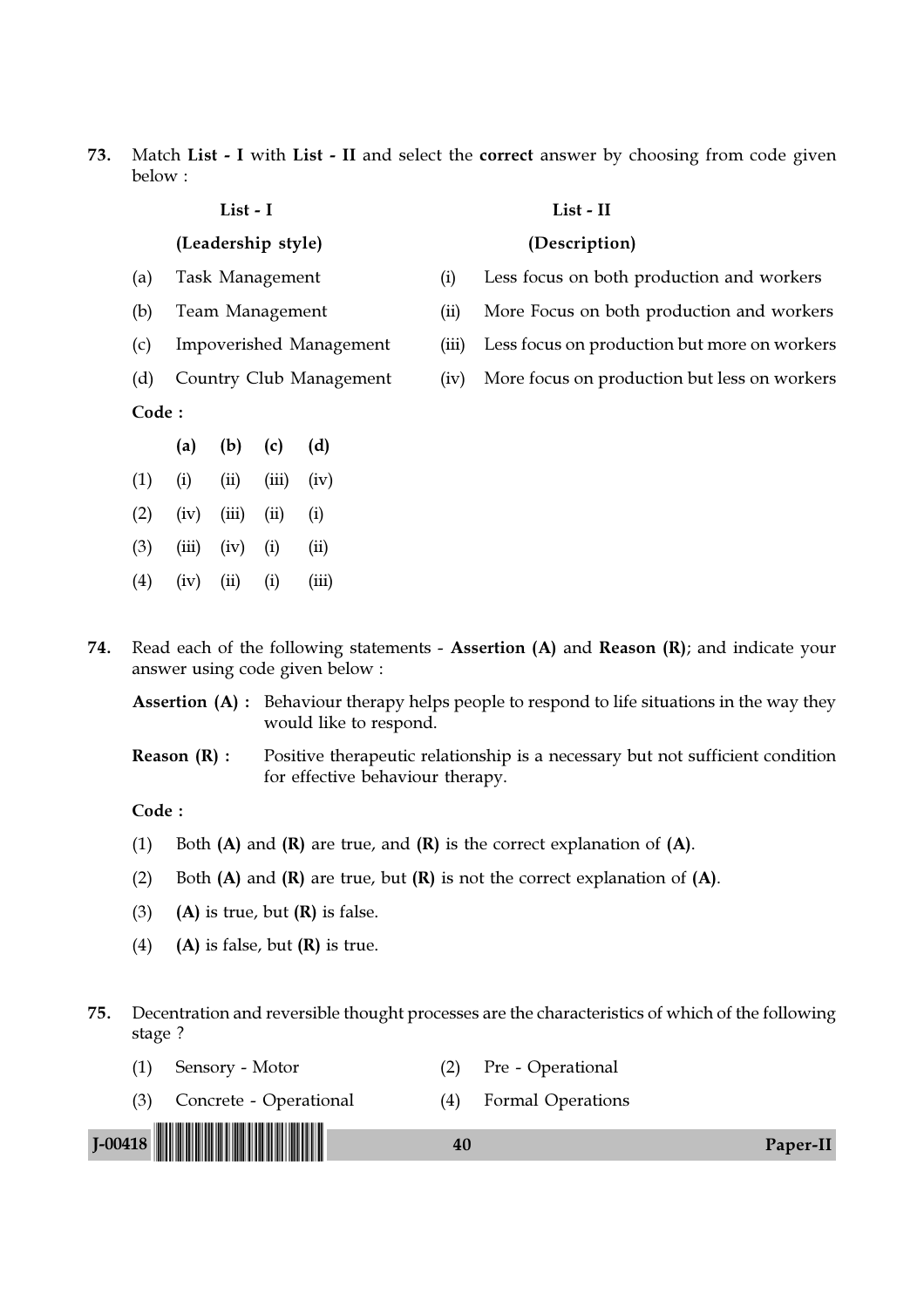73. Match **List - I** with **List - II** and select the **correct** answer by choosing from code given below :

| | List - I | | List - II |
|---|---|---|---|
| | **(Leadership style)** | | **(Description)** |
| (a) | Task Management | (i) | Less focus on both production and workers |
| (b) | Team Management | (ii) | More Focus on both production and workers |
| (c) | Impoverished Management | (iii) | Less focus on production but more on workers |
| (d) | Country Club Management | (iv) | More focus on production but less on workers |

**Code :**

| | (a) | (b) | (c) | (d) |
|---|---|---|---|---|
| (1) | (i) | (ii) | (iii) | (iv) |
| (2) | (iv) | (iii) | (ii) | (i) |
| (3) | (iii) | (iv) | (i) | (ii) |
| (4) | (iv) | (ii) | (i) | (iii) |

74. Read each of the following statements - **Assertion (A)** and **Reason (R)**; and indicate your answer using code given below :

**Assertion (A) :** Behaviour therapy helps people to respond to life situations in the way they would like to respond.

**Reason (R) :** Positive therapeutic relationship is a necessary but not sufficient condition for effective behaviour therapy.

**Code :**

(1) Both **(A)** and **(R)** are true, and **(R)** is the correct explanation of **(A)**.

(2) Both **(A)** and **(R)** are true, but **(R)** is not the correct explanation of **(A)**.

(3) **(A)** is true, but **(R)** is false.

(4) **(A)** is false, but **(R)** is true.

75. Decentration and reversible thought processes are the characteristics of which of the following stage ?

(1) Sensory - Motor

(2) Pre - Operational

(3) Concrete - Operational

(4) Formal Operations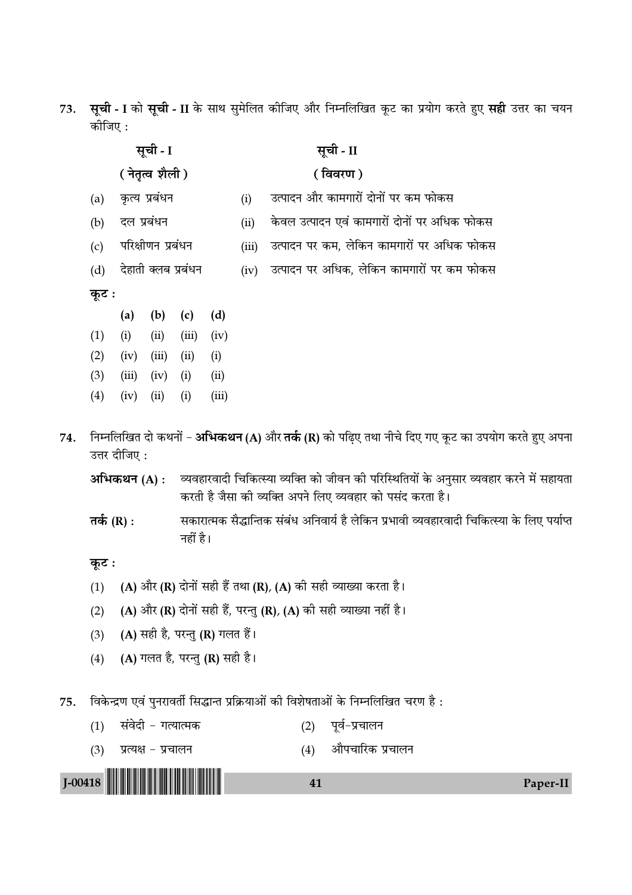73. **सूची - I** को **सूची - II** के साथ सुमेलित कीजिए और निम्नलिखित कूट का प्रयोग करते हुए **सही** उत्तर का चयन कीजिए :

| | सूची - I<br>(नेतृत्व शैली) | | सूची - II<br>(विवरण) |
|---|---|---|---|
| (a) | कृत्य प्रबंधन | (i) | उत्पादन और कामगारों दोनों पर कम फोकस |
| (b) | दल प्रबंधन | (ii) | केवल उत्पादन एवं कामगारों दोनों पर अधिक फोकस |
| (c) | परिक्षीणन प्रबंधन | (iii) | उत्पादन पर कम, लेकिन कामगारों पर अधिक फोकस |
| (d) | देहाती क्लब प्रबंधन | (iv) | उत्पादन पर अधिक, लेकिन कामगारों पर कम फोकस |

**कूट :**

| | (a) | (b) | (c) | (d) |
|---|---|---|---|---|
| (1) | (i) | (ii) | (iii) | (iv) |
| (2) | (iv) | (iii) | (ii) | (i) |
| (3) | (iii) | (iv) | (i) | (ii) |
| (4) | (iv) | (ii) | (i) | (iii) |

74. निम्नलिखित दो कथनों - **अभिकथन (A)** और **तर्क (R)** को पढ़िए तथा नीचे दिए गए कूट का उपयोग करते हुए अपना उत्तर दीजिए :

**अभिकथन (A) :** व्यवहारवादी चिकित्स्या व्यक्ति को जीवन की परिस्थितियों के अनुसार व्यवहार करने में सहायता करती है जैसा की व्यक्ति अपने लिए व्यवहार को पसंद करता है।

**तर्क (R) :** सकारात्मक सैद्धान्तिक संबंध अनिवार्य है लेकिन प्रभावी व्यवहारवादी चिकित्स्या के लिए पर्याप्त नहीं है।

**कूट :**

(1) **(A)** और **(R)** दोनों सही हैं तथा **(R)**, **(A)** की सही व्याख्या करता है।

(2) **(A)** और **(R)** दोनों सही हैं, परन्तु **(R)**, **(A)** की सही व्याख्या नहीं है।

(3) **(A)** सही है, परन्तु **(R)** गलत हैं।

(4) **(A)** गलत है, परन्तु **(R)** सही है।

75. विकेन्द्रण एवं पुनरावर्ती सिद्धान्त प्रक्रियाओं की विशेषताओं के निम्नलिखित चरण है :

(1) संवेदी - गत्यात्मक

(2) पूर्व-प्रचालन

(3) प्रत्यक्ष - प्रचालन

(4) औपचारिक प्रचालन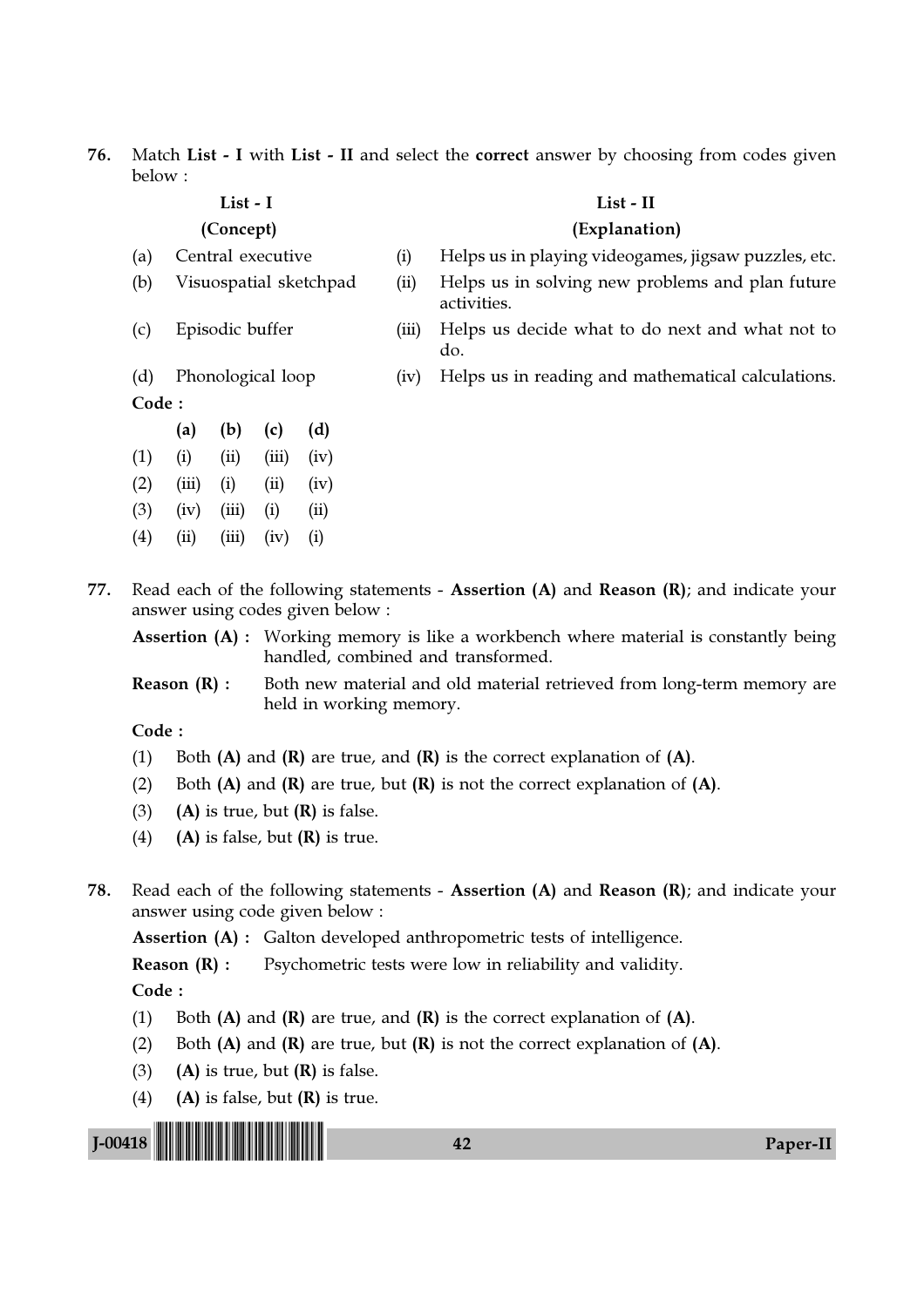76. Match **List - I** with **List - II** and select the **correct** answer by choosing from codes given below :

| | **List - I** | | **List - II** |
|---|---|---|---|
| | **(Concept)** | | **(Explanation)** |
| (a) | Central executive | (i) | Helps us in playing videogames, jigsaw puzzles, etc. |
| (b) | Visuospatial sketchpad | (ii) | Helps us in solving new problems and plan future activities. |
| (c) | Episodic buffer | (iii) | Helps us decide what to do next and what not to do. |
| (d) | Phonological loop | (iv) | Helps us in reading and mathematical calculations. |

**Code :**

| | **(a)** | **(b)** | **(c)** | **(d)** |
|---|---|---|---|---|
| (1) | (i) | (ii) | (iii) | (iv) |
| (2) | (iii) | (i) | (ii) | (iv) |
| (3) | (iv) | (iii) | (i) | (ii) |
| (4) | (ii) | (iii) | (iv) | (i) |

77. Read each of the following statements - **Assertion (A)** and **Reason (R)**; and indicate your answer using codes given below :

**Assertion (A) :** Working memory is like a workbench where material is constantly being handled, combined and transformed.

**Reason (R) :** Both new material and old material retrieved from long-term memory are held in working memory.

**Code :**

(1) Both **(A)** and **(R)** are true, and **(R)** is the correct explanation of **(A)**.

(2) Both **(A)** and **(R)** are true, but **(R)** is not the correct explanation of **(A)**.

(3) **(A)** is true, but **(R)** is false.

(4) **(A)** is false, but **(R)** is true.

78. Read each of the following statements - **Assertion (A)** and **Reason (R)**; and indicate your answer using code given below :

**Assertion (A) :** Galton developed anthropometric tests of intelligence.

**Reason (R) :** Psychometric tests were low in reliability and validity.

**Code :**

(1) Both **(A)** and **(R)** are true, and **(R)** is the correct explanation of **(A)**.

(2) Both **(A)** and **(R)** are true, but **(R)** is not the correct explanation of **(A)**.

(3) **(A)** is true, but **(R)** is false.

(4) **(A)** is false, but **(R)** is true.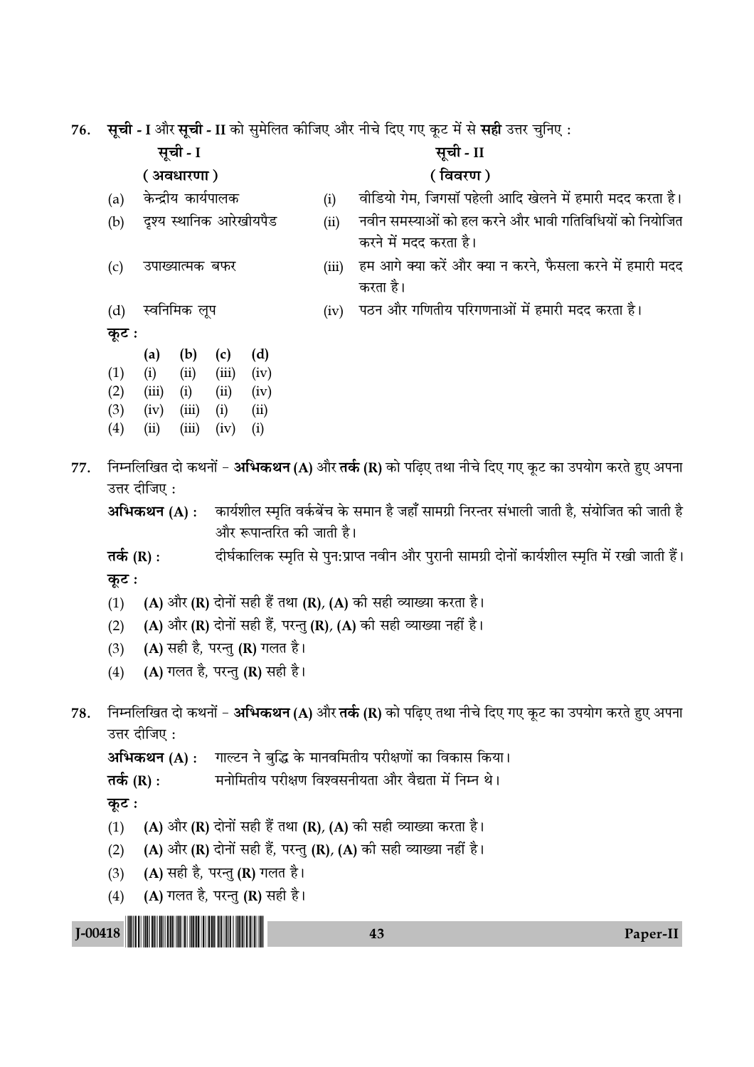76. **सूची - I** और **सूची - II** को सुमेलित कीजिए और नीचे दिए गए कूट में से **सही** उत्तर चुनिए :

| | **सूची - I** | | **सूची - II** |
|---|---|---|---|
| | **( अवधारणा )** | | **( विवरण )** |
| (a) | केन्द्रीय कार्यपालक | (i) | वीडियो गेम, जिगसॉ पहेली आदि खेलने में हमारी मदद करता है। |
| (b) | दृश्य स्थानिक आरेखीयपैड | (ii) | नवीन समस्याओं को हल करने और भावी गतिविधियों को नियोजित करने में मदद करता है। |
| (c) | उपाख्यात्मक बफर | (iii) | हम आगे क्या करें और क्या न करने, फैसला करने में हमारी मदद करता है। |
| (d) | स्वनिमिक लूप | (iv) | पठन और गणितीय परिगणनाओं में हमारी मदद करता है। |

**कूट :**

| | **(a)** | **(b)** | **(c)** | **(d)** |
|---|---|---|---|---|
| (1) | (i) | (ii) | (iii) | (iv) |
| (2) | (iii) | (i) | (ii) | (iv) |
| (3) | (iv) | (iii) | (i) | (ii) |
| (4) | (ii) | (iii) | (iv) | (i) |

77. निम्नलिखित दो कथनों – **अभिकथन (A)** और **तर्क (R)** को पढ़िए तथा नीचे दिए गए कूट का उपयोग करते हुए अपना उत्तर दीजिए :

**अभिकथन (A) :** कार्यशील स्मृति वर्कबेंच के समान है जहाँ सामग्री निरन्तर संभाली जाती है, संयोजित की जाती है और रूपान्तरित की जाती है।

**तर्क (R) :** दीर्घकालिक स्मृति से पुन:प्राप्त नवीन और पुरानी सामग्री दोनों कार्यशील स्मृति में रखी जाती हैं।

**कूट :**

(1) **(A)** और **(R)** दोनों सही हैं तथा **(R)**, **(A)** की सही व्याख्या करता है।
(2) **(A)** और **(R)** दोनों सही हैं, परन्तु **(R)**, **(A)** की सही व्याख्या नहीं है।
(3) **(A)** सही है, परन्तु **(R)** गलत है।
(4) **(A)** गलत है, परन्तु **(R)** सही है।

78. निम्नलिखित दो कथनों – **अभिकथन (A)** और **तर्क (R)** को पढ़िए तथा नीचे दिए गए कूट का उपयोग करते हुए अपना उत्तर दीजिए :

**अभिकथन (A) :** गाल्टन ने बुद्धि के मानवमितीय परीक्षणों का विकास किया।

**तर्क (R) :** मनोमितीय परीक्षण विश्वसनीयता और वैद्यता में निम्न थे।

**कूट :**

(1) **(A)** और **(R)** दोनों सही हैं तथा **(R)**, **(A)** की सही व्याख्या करता है।
(2) **(A)** और **(R)** दोनों सही हैं, परन्तु **(R)**, **(A)** की सही व्याख्या नहीं है।
(3) **(A)** सही है, परन्तु **(R)** गलत है।
(4) **(A)** गलत है, परन्तु **(R)** सही है।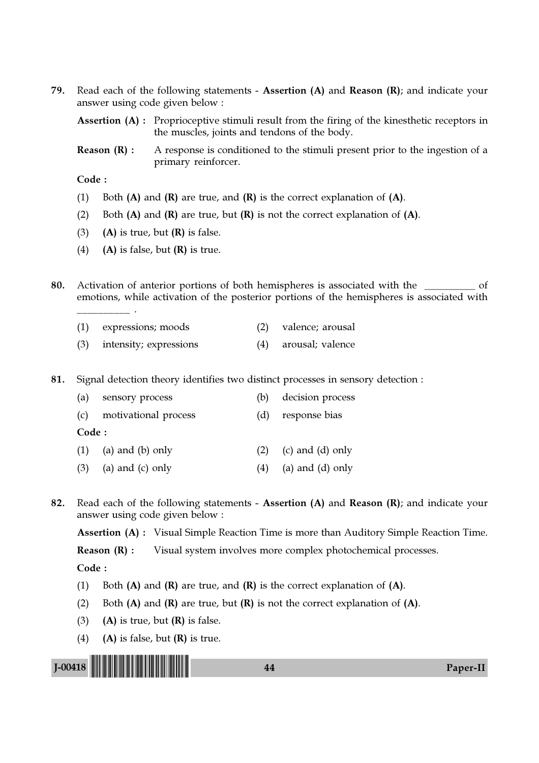79. Read each of the following statements - **Assertion (A)** and **Reason (R)**; and indicate your answer using code given below :

**Assertion (A) :** Proprioceptive stimuli result from the firing of the kinesthetic receptors in the muscles, joints and tendons of the body.

**Reason (R) :** A response is conditioned to the stimuli present prior to the ingestion of a primary reinforcer.

**Code :**

(1) Both **(A)** and **(R)** are true, and **(R)** is the correct explanation of **(A)**.

(2) Both **(A)** and **(R)** are true, but **(R)** is not the correct explanation of **(A)**.

(3) **(A)** is true, but **(R)** is false.

(4) **(A)** is false, but **(R)** is true.

80. Activation of anterior portions of both hemispheres is associated with the __________ of emotions, while activation of the posterior portions of the hemispheres is associated with __________ .

(1) expressions; moods
(2) valence; arousal
(3) intensity; expressions
(4) arousal; valence

81. Signal detection theory identifies two distinct processes in sensory detection :

(a) sensory process
(b) decision process
(c) motivational process
(d) response bias

**Code :**

(1) (a) and (b) only
(2) (c) and (d) only
(3) (a) and (c) only
(4) (a) and (d) only

82. Read each of the following statements - **Assertion (A)** and **Reason (R)**; and indicate your answer using code given below :

**Assertion (A) :** Visual Simple Reaction Time is more than Auditory Simple Reaction Time.

**Reason (R) :** Visual system involves more complex photochemical processes.

**Code :**

(1) Both **(A)** and **(R)** are true, and **(R)** is the correct explanation of **(A)**.

(2) Both **(A)** and **(R)** are true, but **(R)** is not the correct explanation of **(A)**.

(3) **(A)** is true, but **(R)** is false.

(4) **(A)** is false, but **(R)** is true.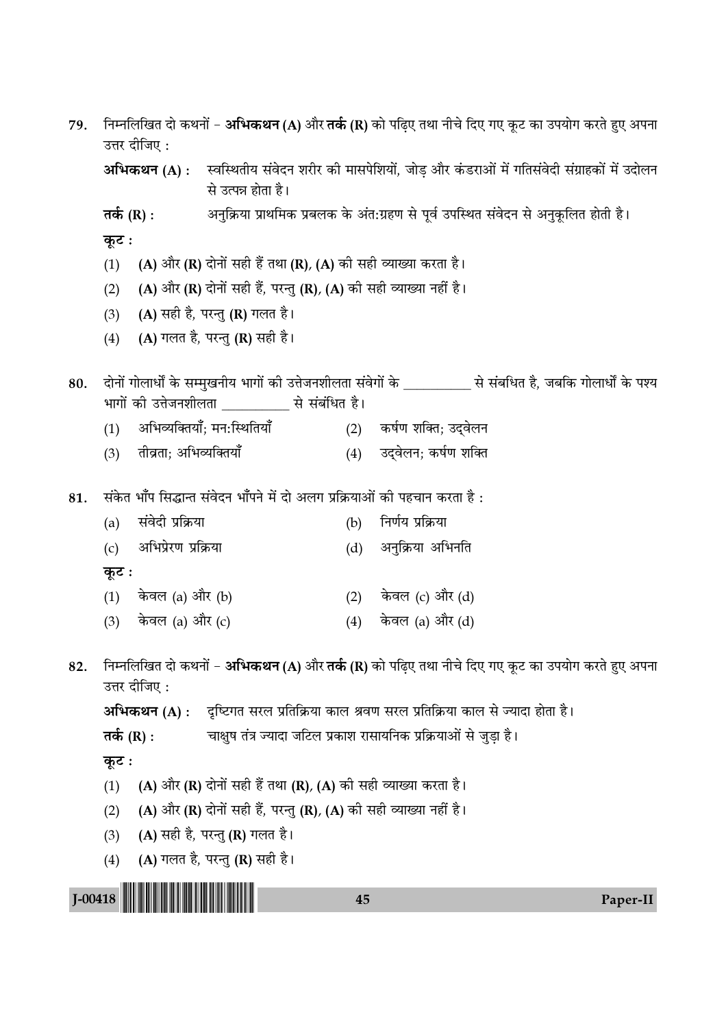79. निम्नलिखित दो कथनों – **अभिकथन (A)** और **तर्क (R)** को पढ़िए तथा नीचे दिए गए कूट का उपयोग करते हुए अपना उत्तर दीजिए :

**अभिकथन (A) :** स्वस्थितीय संवेदन शरीर की मासपेशियों, जोड़ और कंडराओं में गतिसंवेदी संग्राहकों में उदोलन से उत्पन्न होता है।

**तर्क (R) :** अनुक्रिया प्राथमिक प्रबलक के अंत:ग्रहण से पूर्व उपस्थित संवेदन से अनुकूलित होती है।

**कूट :**

(1) **(A)** और **(R)** दोनों सही हैं तथा **(R)**, **(A)** की सही व्याख्या करता है।

(2) **(A)** और **(R)** दोनों सही हैं, परन्तु **(R)**, **(A)** की सही व्याख्या नहीं है।

(3) **(A)** सही है, परन्तु **(R)** गलत है।

(4) **(A)** गलत है, परन्तु **(R)** सही है।

80. दोनों गोलार्धों के सम्मुखनीय भागों की उत्तेजनशीलता संवेगों के __________ से संबधित है, जबकि गोलार्धों के पश्य भागों की उत्तेजनशीलता __________ से संबंधित है।

(1) अभिव्यक्तियाँ; मन:स्थितियाँ

(2) कर्षण शक्ति; उद्वेलन

(3) तीव्रता; अभिव्यक्तियाँ

(4) उद्वेलन; कर्षण शक्ति

81. संकेत भाँप सिद्धान्त संवेदन भाँपने में दो अलग प्रक्रियाओं की पहचान करता है :

(a) संवेदी प्रक्रिया

(b) निर्णय प्रक्रिया

(c) अभिप्रेरण प्रक्रिया

(d) अनुक्रिया अभिनति

**कूट :**

(1) केवल (a) और (b)

(2) केवल (c) और (d)

(3) केवल (a) और (c)

(4) केवल (a) और (d)

82. निम्नलिखित दो कथनों – **अभिकथन (A)** और **तर्क (R)** को पढ़िए तथा नीचे दिए गए कूट का उपयोग करते हुए अपना उत्तर दीजिए :

**अभिकथन (A) :** दृष्टिगत सरल प्रतिक्रिया काल श्रवण सरल प्रतिक्रिया काल से ज्यादा होता है।

**तर्क (R) :** चाक्षुष तंत्र ज्यादा जटिल प्रकाश रासायनिक प्रक्रियाओं से जुड़ा है।

**कूट :**

(1) **(A)** और **(R)** दोनों सही हैं तथा **(R)**, **(A)** की सही व्याख्या करता है।

(2) **(A)** और **(R)** दोनों सही हैं, परन्तु **(R)**, **(A)** की सही व्याख्या नहीं है।

(3) **(A)** सही है, परन्तु **(R)** गलत है।

(4) **(A)** गलत है, परन्तु **(R)** सही है।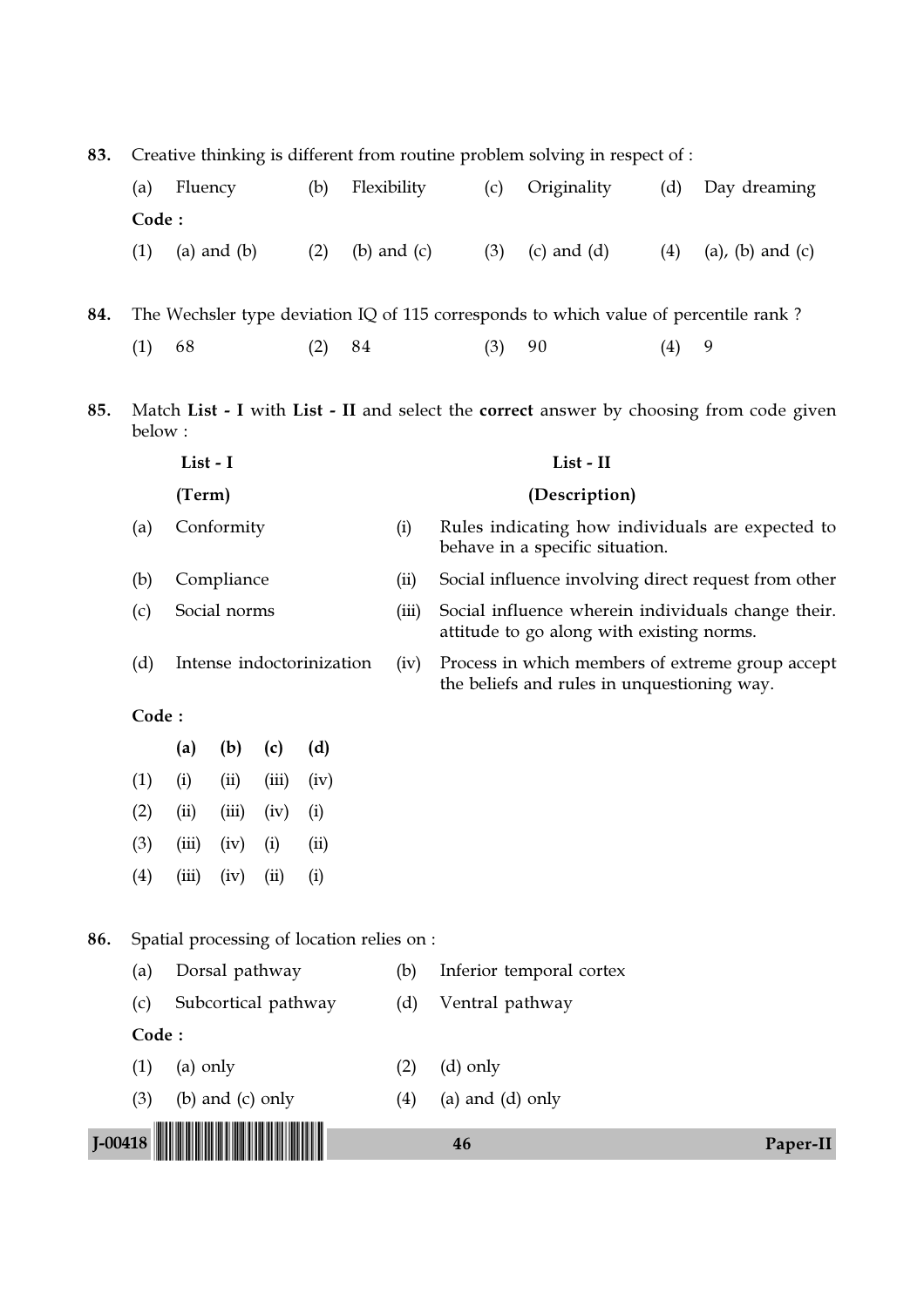**83.** Creative thinking is different from routine problem solving in respect of :

| (a) Fluency | (b) Flexibility | (c) Originality | (d) Day dreaming |
|---|---|---|---|

**Code :**

| (1) (a) and (b) | (2) (b) and (c) | (3) (c) and (d) | (4) (a), (b) and (c) |
|---|---|---|---|

**84.** The Wechsler type deviation IQ of 115 corresponds to which value of percentile rank ?

| (1) 68 | (2) 84 | (3) 90 | (4) 9 |
|---|---|---|---|

**85.** Match **List - I** with **List - II** and select the **correct** answer by choosing from code given below :

| | List - I (Term) | | List - II (Description) |
|---|---|---|---|
| (a) | Conformity | (i) | Rules indicating how individuals are expected to behave in a specific situation. |
| (b) | Compliance | (ii) | Social influence involving direct request from other |
| (c) | Social norms | (iii) | Social influence wherein individuals change their. attitude to go along with existing norms. |
| (d) | Intense indoctorinization | (iv) | Process in which members of extreme group accept the beliefs and rules in unquestioning way. |

**Code :**

| | (a) | (b) | (c) | (d) |
|---|---|---|---|---|
| (1) | (i) | (ii) | (iii) | (iv) |
| (2) | (ii) | (iii) | (iv) | (i) |
| (3) | (iii) | (iv) | (i) | (ii) |
| (4) | (iii) | (iv) | (ii) | (i) |

**86.** Spatial processing of location relies on :

| (a) Dorsal pathway | (b) Inferior temporal cortex |
|---|---|
| (c) Subcortical pathway | (d) Ventral pathway |

**Code :**

| (1) (a) only | (2) (d) only |
|---|---|
| (3) (b) and (c) only | (4) (a) and (d) only |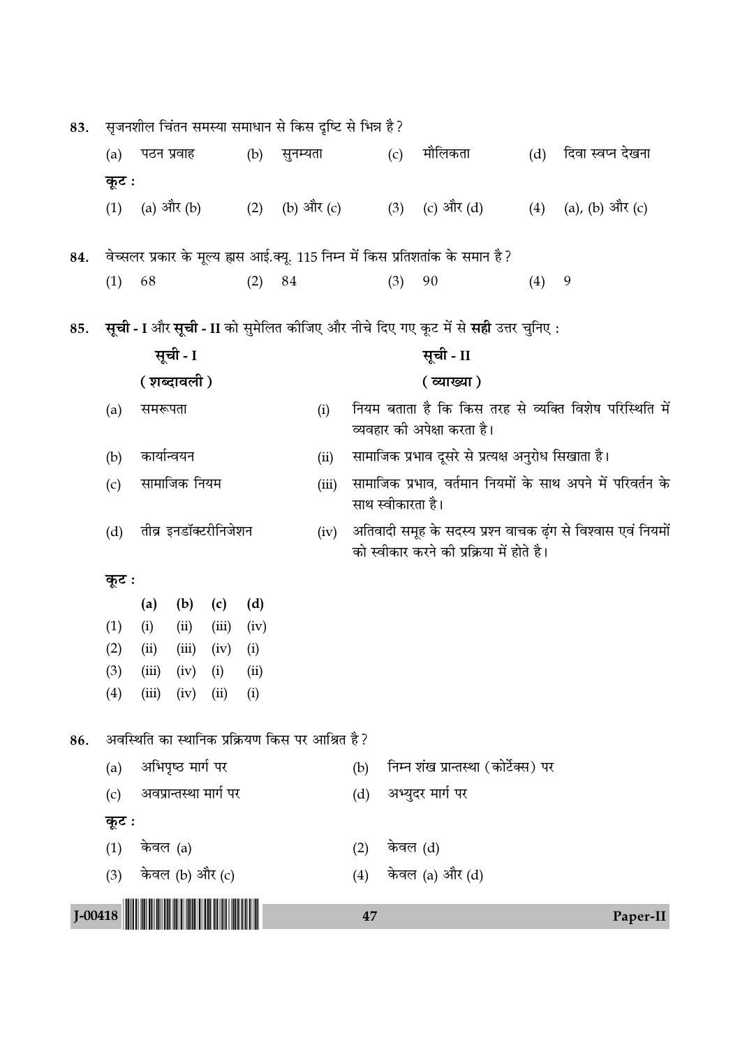**83.** सृजनशील चिंतन समस्या समाधान से किस दृष्टि से भिन्न है?

(a) पठन प्रवाह (b) सुनम्यता (c) मौलिकता (d) दिवा स्वप्न देखना

**कूट :**

(1) (a) और (b) (2) (b) और (c) (3) (c) और (d) (4) (a), (b) और (c)

**84.** वेच्सलर प्रकार के मूल्य ह्रास आई.क्यू. 115 निम्न में किस प्रतिशतांक के समान है?

(1) 68 (2) 84 (3) 90 (4) 9

**85.** **सूची - I** और **सूची - II** को सुमेलित कीजिए और नीचे दिए गए कूट में से **सही** उत्तर चुनिए :

| | **सूची - I** **( शब्दावली )** | | **सूची - II** **( व्याख्या )** |
|---|---|---|---|
| (a) | समरूपता | (i) | नियम बताता है कि किस तरह से व्यक्ति विशेष परिस्थिति में व्यवहार की अपेक्षा करता है। |
| (b) | कार्यान्वयन | (ii) | सामाजिक प्रभाव दूसरे से प्रत्यक्ष अनुरोध सिखाता है। |
| (c) | सामाजिक नियम | (iii) | सामाजिक प्रभाव, वर्तमान नियमों के साथ अपने में परिवर्तन के साथ स्वीकारता है। |
| (d) | तीव्र इनडॉक्टरीनिजेशन | (iv) | अतिवादी समूह के सदस्य प्रश्न वाचक ढ़ंग से विश्वास एवं नियमों को स्वीकार करने की प्रक्रिया में होते है। |

**कूट :**

| | (a) | (b) | (c) | (d) |
|---|---|---|---|---|
| (1) | (i) | (ii) | (iii) | (iv) |
| (2) | (ii) | (iii) | (iv) | (i) |
| (3) | (iii) | (iv) | (i) | (ii) |
| (4) | (iii) | (iv) | (ii) | (i) |

**86.** अवस्थिति का स्थानिक प्रक्रियण किस पर आश्रित है?

(a) अभिपृष्ठ मार्ग पर (b) निम्न शंख प्रान्तस्था (कोर्टेक्स) पर

(c) अवप्रान्तस्था मार्ग पर (d) अभ्युदर मार्ग पर

**कूट :**

(1) केवल (a) (2) केवल (d)

(3) केवल (b) और (c) (4) केवल (a) और (d)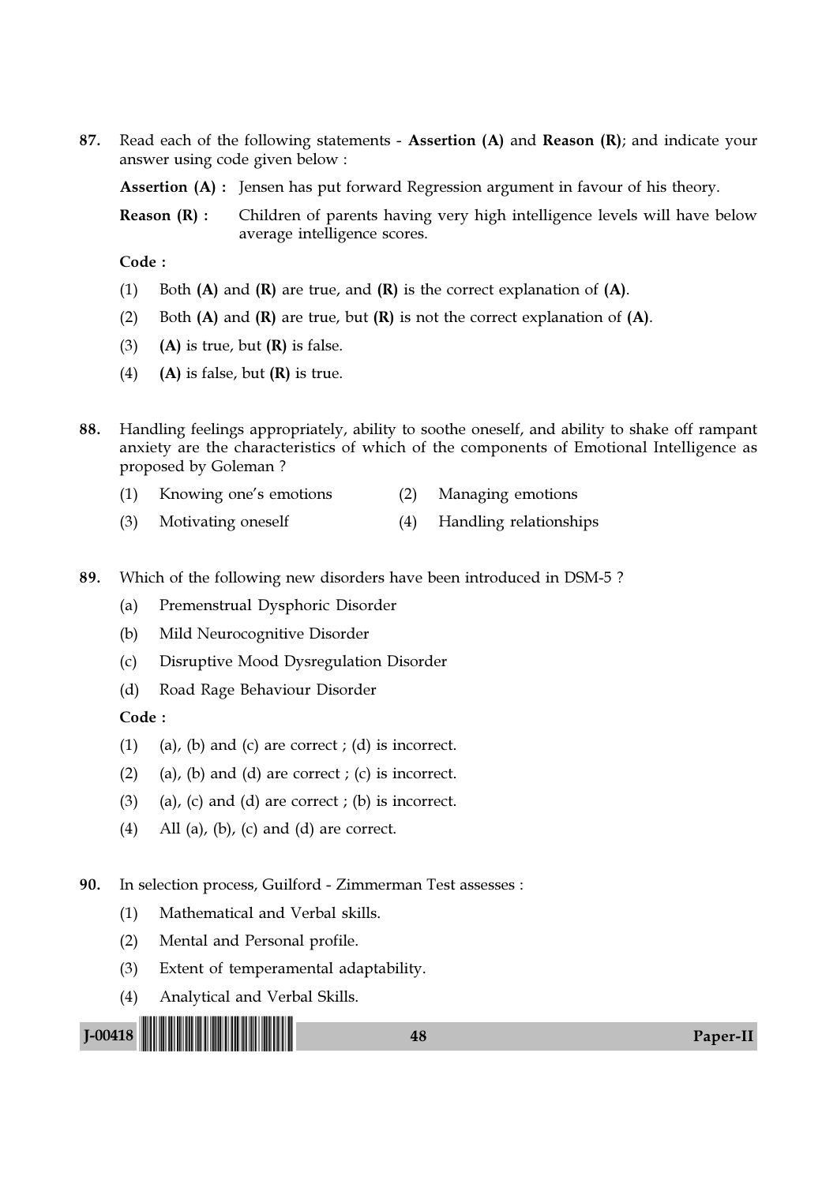87. Read each of the following statements - **Assertion (A)** and **Reason (R)**; and indicate your answer using code given below :

**Assertion (A) :** Jensen has put forward Regression argument in favour of his theory.

**Reason (R) :** Children of parents having very high intelligence levels will have below average intelligence scores.

**Code :**

(1) Both **(A)** and **(R)** are true, and **(R)** is the correct explanation of **(A)**.

(2) Both **(A)** and **(R)** are true, but **(R)** is not the correct explanation of **(A)**.

(3) **(A)** is true, but **(R)** is false.

(4) **(A)** is false, but **(R)** is true.

88. Handling feelings appropriately, ability to soothe oneself, and ability to shake off rampant anxiety are the characteristics of which of the components of Emotional Intelligence as proposed by Goleman ?

(1) Knowing one's emotions
(2) Managing emotions
(3) Motivating oneself
(4) Handling relationships

89. Which of the following new disorders have been introduced in DSM-5 ?

(a) Premenstrual Dysphoric Disorder

(b) Mild Neurocognitive Disorder

(c) Disruptive Mood Dysregulation Disorder

(d) Road Rage Behaviour Disorder

**Code :**

(1) (a), (b) and (c) are correct ; (d) is incorrect.

(2) (a), (b) and (d) are correct ; (c) is incorrect.

(3) (a), (c) and (d) are correct ; (b) is incorrect.

(4) All (a), (b), (c) and (d) are correct.

90. In selection process, Guilford - Zimmerman Test assesses :

(1) Mathematical and Verbal skills.

(2) Mental and Personal profile.

(3) Extent of temperamental adaptability.

(4) Analytical and Verbal Skills.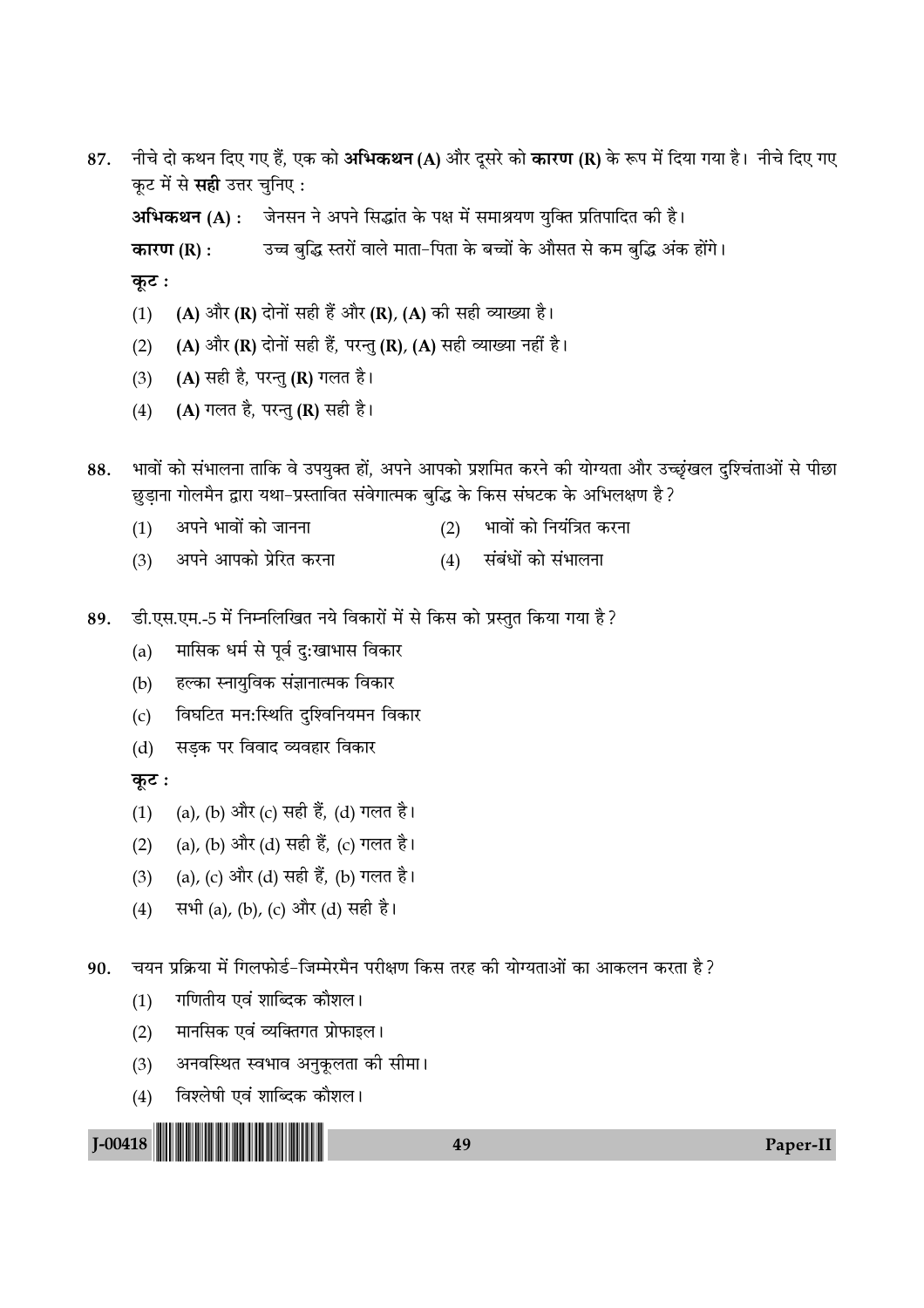87. नीचे दो कथन दिए गए हैं, एक को **अभिकथन (A)** और दूसरे को **कारण (R)** के रूप में दिया गया है। नीचे दिए गए कूट में से **सही** उत्तर चुनिए :

**अभिकथन (A) :** जेनसन ने अपने सिद्धांत के पक्ष में समाश्रयण युक्ति प्रतिपादित की है।

**कारण (R) :** उच्च बुद्धि स्तरों वाले माता-पिता के बच्चों के औसत से कम बुद्धि अंक होंगे।

**कूट :**

(1) **(A)** और **(R)** दोनों सही हैं और **(R)**, **(A)** की सही व्याख्या है।

(2) **(A)** और **(R)** दोनों सही हैं, परन्तु **(R)**, **(A)** सही व्याख्या नहीं है।

(3) **(A)** सही है, परन्तु **(R)** गलत है।

(4) **(A)** गलत है, परन्तु **(R)** सही है।

88. भावों को संभालना ताकि वे उपयुक्त हों, अपने आपको प्रशमित करने की योग्यता और उच्छृंखल दुश्चिंताओं से पीछा छुड़ाना गोलमैन द्वारा यथा-प्रस्तावित संवेगात्मक बुद्धि के किस संघटक के अभिलक्षण है?

(1) अपने भावों को जानना
(2) भावों को नियंत्रित करना
(3) अपने आपको प्रेरित करना
(4) संबंधों को संभालना

89. डी.एस.एम.-5 में निम्नलिखित नये विकारों में से किस को प्रस्तुत किया गया है?

(a) मासिक धर्म से पूर्व दु:खाभास विकार

(b) हल्का स्नायुविक संज्ञानात्मक विकार

(c) विघटित मन:स्थिति दुश्विनियमन विकार

(d) सड़क पर विवाद व्यवहार विकार

**कूट :**

(1) (a), (b) और (c) सही हैं, (d) गलत है।

(2) (a), (b) और (d) सही हैं, (c) गलत है।

(3) (a), (c) और (d) सही हैं, (b) गलत है।

(4) सभी (a), (b), (c) और (d) सही है।

90. चयन प्रक्रिया में गिलफोर्ड-जिम्मेरमैन परीक्षण किस तरह की योग्यताओं का आकलन करता है?

(1) गणितीय एवं शाब्दिक कौशल।

(2) मानसिक एवं व्यक्तिगत प्रोफाइल।

(3) अनवस्थित स्वभाव अनुकूलता की सीमा।

(4) विश्लेषी एवं शाब्दिक कौशल।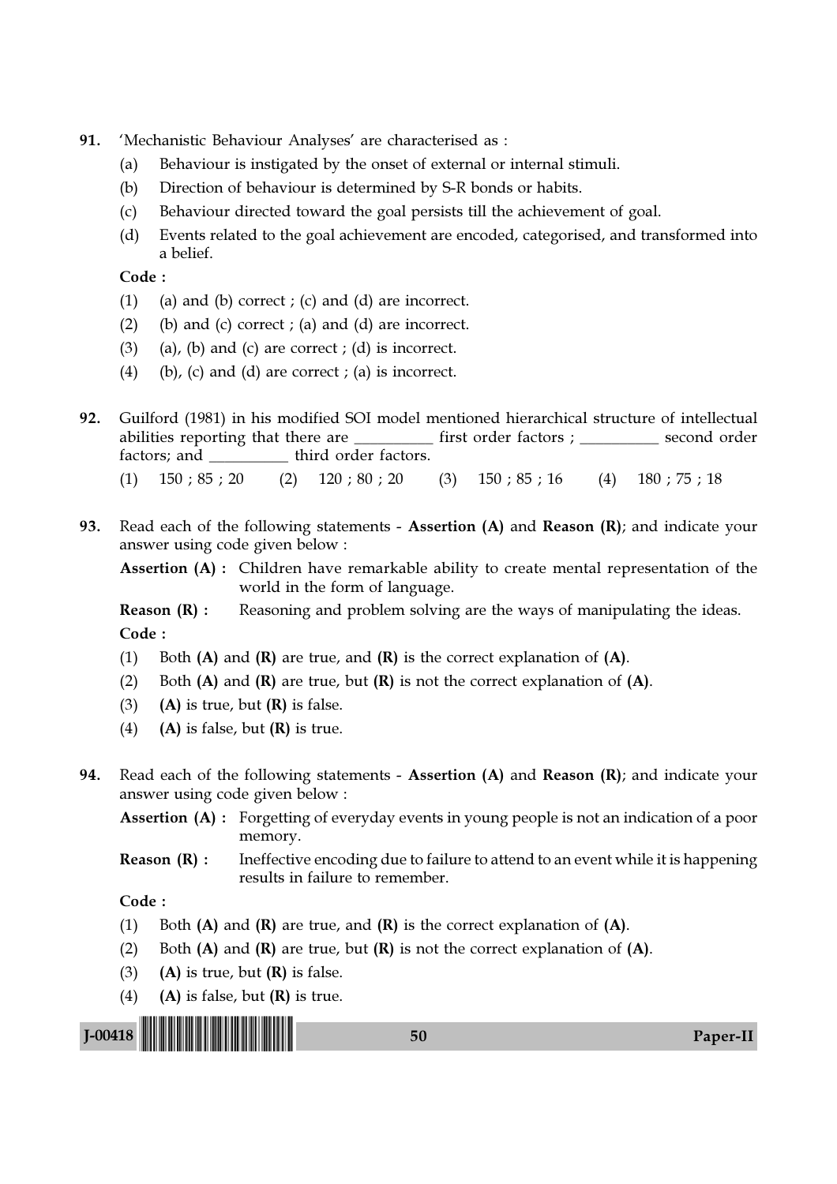91. 'Mechanistic Behaviour Analyses' are characterised as :

   (a) Behaviour is instigated by the onset of external or internal stimuli.

   (b) Direction of behaviour is determined by S-R bonds or habits.

   (c) Behaviour directed toward the goal persists till the achievement of goal.

   (d) Events related to the goal achievement are encoded, categorised, and transformed into a belief.

   **Code :**

   (1) (a) and (b) correct ; (c) and (d) are incorrect.

   (2) (b) and (c) correct ; (a) and (d) are incorrect.

   (3) (a), (b) and (c) are correct ; (d) is incorrect.

   (4) (b), (c) and (d) are correct ; (a) is incorrect.

92. Guilford (1981) in his modified SOI model mentioned hierarchical structure of intellectual abilities reporting that there are __________ first order factors ; __________ second order factors; and __________ third order factors.

   (1) 150 ; 85 ; 20 (2) 120 ; 80 ; 20 (3) 150 ; 85 ; 16 (4) 180 ; 75 ; 18

93. Read each of the following statements - **Assertion (A)** and **Reason (R)**; and indicate your answer using code given below :

   **Assertion (A) :** Children have remarkable ability to create mental representation of the world in the form of language.

   **Reason (R) :** Reasoning and problem solving are the ways of manipulating the ideas.

   **Code :**

   (1) Both **(A)** and **(R)** are true, and **(R)** is the correct explanation of **(A)**.

   (2) Both **(A)** and **(R)** are true, but **(R)** is not the correct explanation of **(A)**.

   (3) **(A)** is true, but **(R)** is false.

   (4) **(A)** is false, but **(R)** is true.

94. Read each of the following statements - **Assertion (A)** and **Reason (R)**; and indicate your answer using code given below :

   **Assertion (A) :** Forgetting of everyday events in young people is not an indication of a poor memory.

   **Reason (R) :** Ineffective encoding due to failure to attend to an event while it is happening results in failure to remember.

   **Code :**

   (1) Both **(A)** and **(R)** are true, and **(R)** is the correct explanation of **(A)**.

   (2) Both **(A)** and **(R)** are true, but **(R)** is not the correct explanation of **(A)**.

   (3) **(A)** is true, but **(R)** is false.

   (4) **(A)** is false, but **(R)** is true.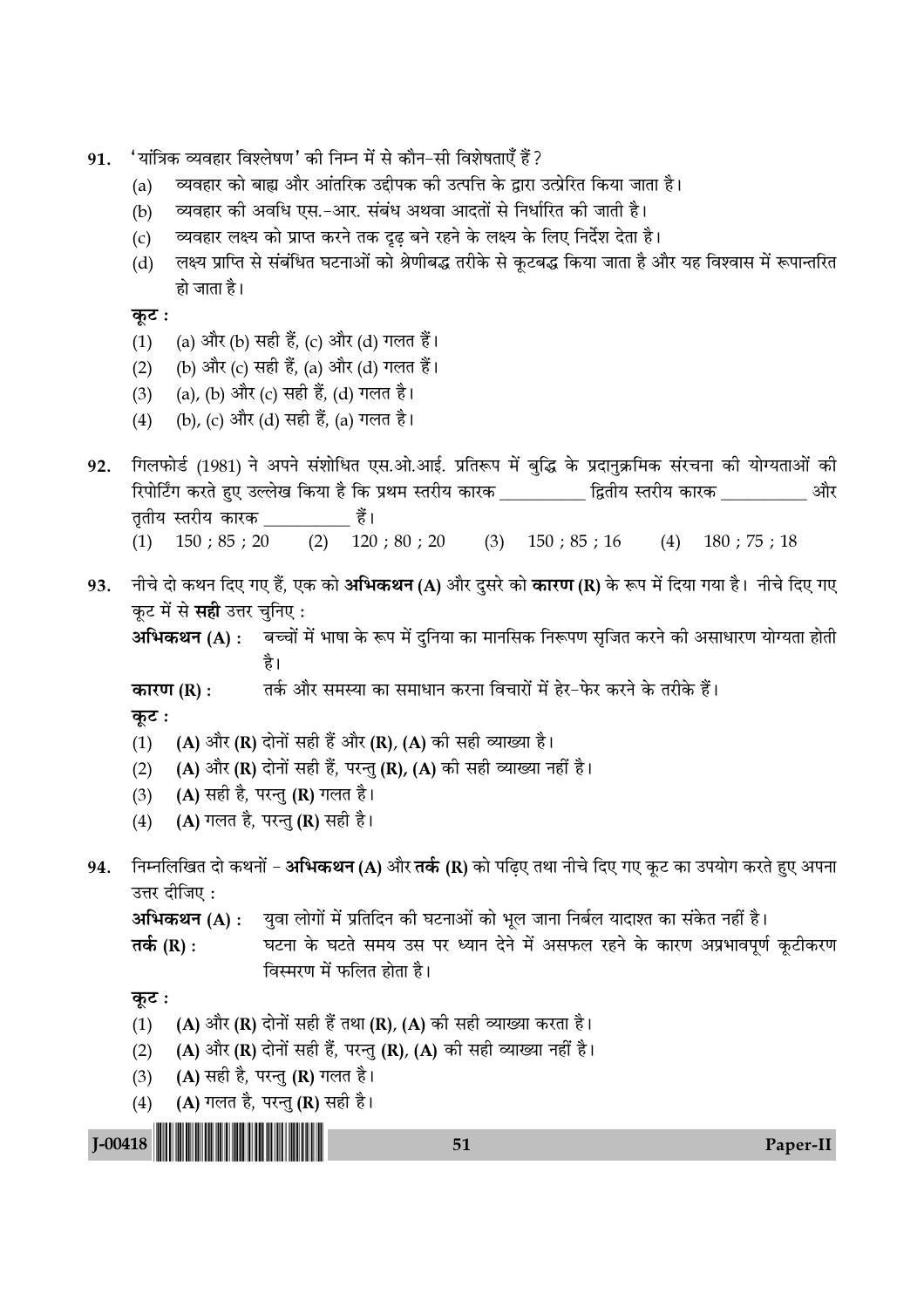91. 'यांत्रिक व्यवहार विश्लेषण' की निम्न में से कौन-सी विशेषताएँ हैं ?

   (a) व्यवहार को बाह्य और आंतरिक उद्दीपक की उत्पत्ति के द्वारा उत्प्रेरित किया जाता है।
   (b) व्यवहार की अवधि एस.-आर. संबंध अथवा आदतों से निर्धारित की जाती है।
   (c) व्यवहार लक्ष्य को प्राप्त करने तक दृढ़ बने रहने के लक्ष्य के लिए निर्देश देता है।
   (d) लक्ष्य प्राप्ति से संबंधित घटनाओं को श्रेणीबद्ध तरीके से कूटबद्ध किया जाता है और यह विश्वास में रूपान्तरित हो जाता है।

   **कूट :**
   (1) (a) और (b) सही हैं, (c) और (d) गलत हैं।
   (2) (b) और (c) सही हैं, (a) और (d) गलत हैं।
   (3) (a), (b) और (c) सही हैं, (d) गलत है।
   (4) (b), (c) और (d) सही हैं, (a) गलत है।

92. गिलफोर्ड (1981) ने अपने संशोधित एस.ओ.आई. प्रतिरूप में बुद्धि के प्रदानुक्रमिक संरचना की योग्यताओं की रिपोर्टिंग करते हुए उल्लेख किया है कि प्रथम स्तरीय कारक __________ द्वितीय स्तरीय कारक __________ और तृतीय स्तरीय कारक __________ हैं।

   (1) 150 ; 85 ; 20 (2) 120 ; 80 ; 20 (3) 150 ; 85 ; 16 (4) 180 ; 75 ; 18

93. नीचे दो कथन दिए गए हैं, एक को **अभिकथन (A)** और दुसरे को **कारण (R)** के रूप में दिया गया है। नीचे दिए गए कूट में से **सही** उत्तर चुनिए :

   **अभिकथन (A) :** बच्चों में भाषा के रूप में दुनिया का मानसिक निरूपण सृजित करने की असाधारण योग्यता होती है।

   **कारण (R) :** तर्क और समस्या का समाधान करना विचारों में हेर-फेर करने के तरीके हैं।

   **कूट :**
   (1) **(A)** और **(R)** दोनों सही हैं और **(R)**, **(A)** की सही व्याख्या है।
   (2) **(A)** और **(R)** दोनों सही हैं, परन्तु **(R)**, **(A)** की सही व्याख्या नहीं है।
   (3) **(A)** सही है, परन्तु **(R)** गलत है।
   (4) **(A)** गलत है, परन्तु **(R)** सही है।

94. निम्नलिखित दो कथनों – **अभिकथन (A)** और **तर्क (R)** को पढ़िए तथा नीचे दिए गए कूट का उपयोग करते हुए अपना उत्तर दीजिए :

   **अभिकथन (A) :** युवा लोगों में प्रतिदिन की घटनाओं को भूल जाना निर्बल यादाश्त का संकेत नहीं है।

   **तर्क (R) :** घटना के घटते समय उस पर ध्यान देने में असफल रहने के कारण अप्रभावपूर्ण कूटीकरण विस्मरण में फलित होता है।

   **कूट :**
   (1) **(A)** और **(R)** दोनों सही हैं तथा **(R)**, **(A)** की सही व्याख्या करता है।
   (2) **(A)** और **(R)** दोनों सही हैं, परन्तु **(R)**, **(A)** की सही व्याख्या नहीं है।
   (3) **(A)** सही है, परन्तु **(R)** गलत है।
   (4) **(A)** गलत है, परन्तु **(R)** सही है।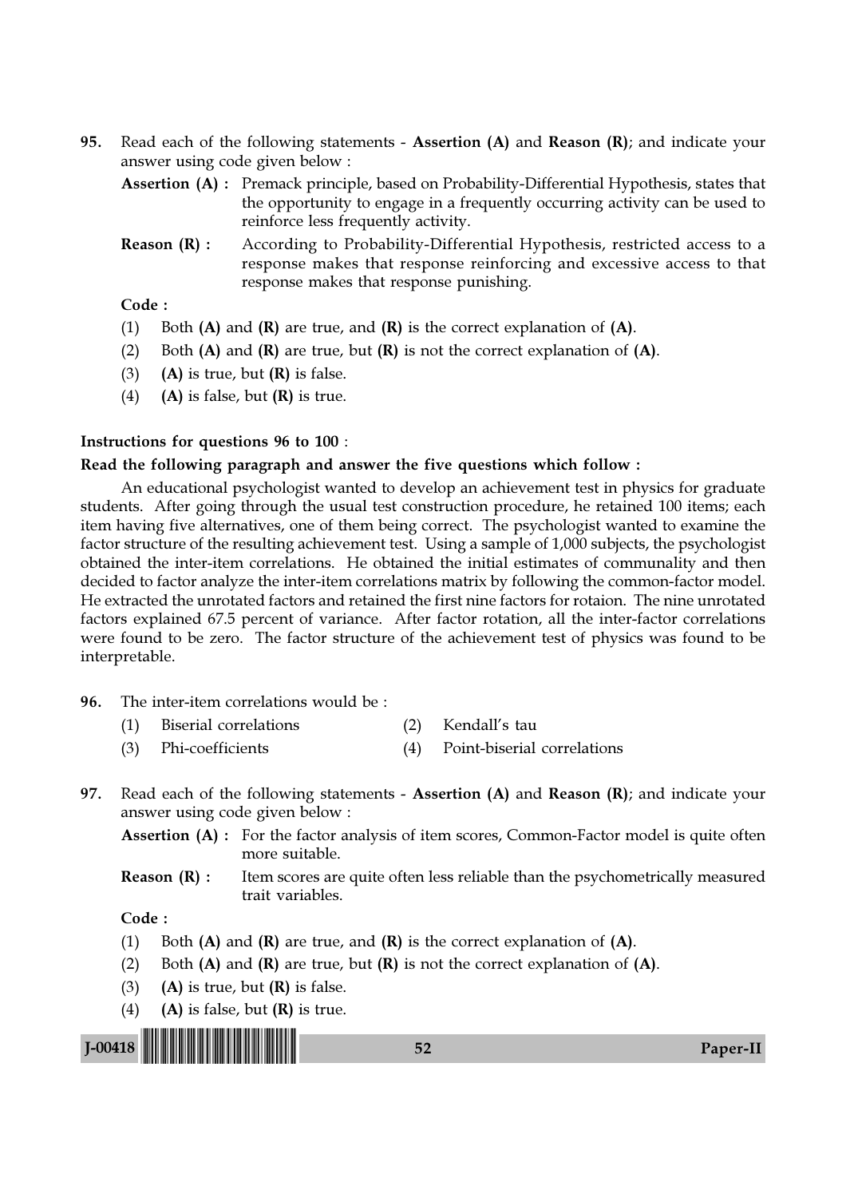95. Read each of the following statements - **Assertion (A)** and **Reason (R)**; and indicate your answer using code given below :

**Assertion (A) :** Premack principle, based on Probability-Differential Hypothesis, states that the opportunity to engage in a frequently occurring activity can be used to reinforce less frequently activity.

**Reason (R) :** According to Probability-Differential Hypothesis, restricted access to a response makes that response reinforcing and excessive access to that response makes that response punishing.

**Code :**

(1) Both **(A)** and **(R)** are true, and **(R)** is the correct explanation of **(A)**.

(2) Both **(A)** and **(R)** are true, but **(R)** is not the correct explanation of **(A)**.

(3) **(A)** is true, but **(R)** is false.

(4) **(A)** is false, but **(R)** is true.

**Instructions for questions 96 to 100** :

**Read the following paragraph and answer the five questions which follow :**

An educational psychologist wanted to develop an achievement test in physics for graduate students. After going through the usual test construction procedure, he retained 100 items; each item having five alternatives, one of them being correct. The psychologist wanted to examine the factor structure of the resulting achievement test. Using a sample of 1,000 subjects, the psychologist obtained the inter-item correlations. He obtained the initial estimates of communality and then decided to factor analyze the inter-item correlations matrix by following the common-factor model. He extracted the unrotated factors and retained the first nine factors for rotaion. The nine unrotated factors explained 67.5 percent of variance. After factor rotation, all the inter-factor correlations were found to be zero. The factor structure of the achievement test of physics was found to be interpretable.

96. The inter-item correlations would be :

(1) Biserial correlations

(2) Kendall's tau

(3) Phi-coefficients

(4) Point-biserial correlations

97. Read each of the following statements - **Assertion (A)** and **Reason (R)**; and indicate your answer using code given below :

**Assertion (A) :** For the factor analysis of item scores, Common-Factor model is quite often more suitable.

**Reason (R) :** Item scores are quite often less reliable than the psychometrically measured trait variables.

**Code :**

(1) Both **(A)** and **(R)** are true, and **(R)** is the correct explanation of **(A)**.

(2) Both **(A)** and **(R)** are true, but **(R)** is not the correct explanation of **(A)**.

(3) **(A)** is true, but **(R)** is false.

(4) **(A)** is false, but **(R)** is true.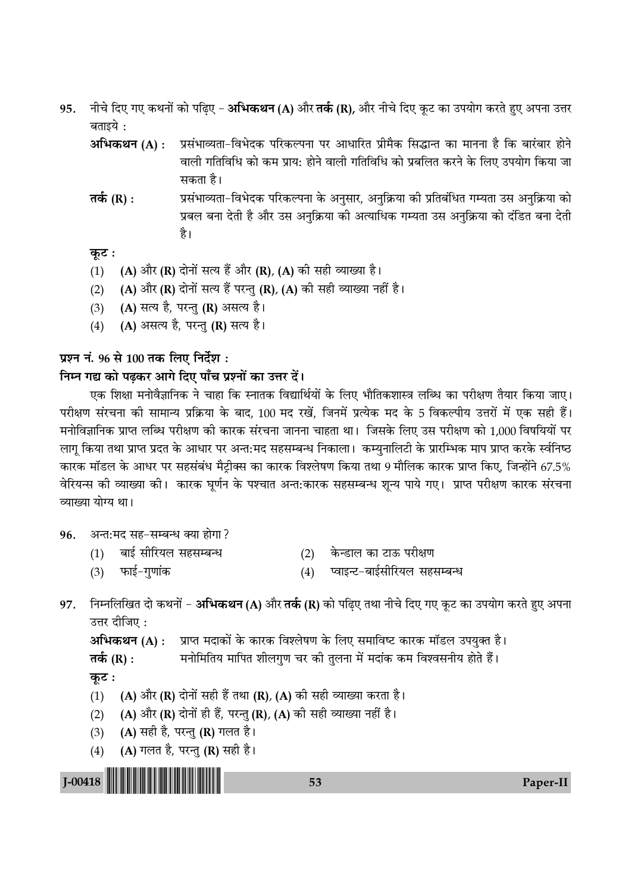95. नीचे दिए गए कथनों को पढ़िए – **अभिकथन (A)** और **तर्क (R)**, और नीचे दिए गए कूट का उपयोग करते हुए अपना उत्तर बताइये :

**अभिकथन (A) :** प्रसंभाव्यता-विभेदक परिकल्पना पर आधारित प्रीमैक सिद्धान्त का मानना है कि बारंबार होने वाली गतिविधि को कम प्राय: होने वाली गतिविधि को प्रबलित करने के लिए उपयोग किया जा सकता है।

**तर्क (R) :** प्रसंभाव्यता-विभेदक परिकल्पना के अनुसार, अनुक्रिया की प्रतिबंधित गम्यता उस अनुक्रिया को प्रबल बना देती है और उस अनुक्रिया की अत्याधिक गम्यता उस अनुक्रिया को दंडित बना देती है।

**कूट :**

(1) **(A)** और **(R)** दोनों सत्य हैं और **(R)**, **(A)** की सही व्याख्या है।

(2) **(A)** और **(R)** दोनों सत्य हैं परन्तु **(R)**, **(A)** की सही व्याख्या नहीं है।

(3) **(A)** सत्य है, परन्तु **(R)** असत्य है।

(4) **(A)** असत्य है, परन्तु **(R)** सत्य है।

**प्रश्न नं. 96 से 100 तक लिए निर्देश :**

**निम्न गद्य को पढ़कर आगे दिए पाँच प्रश्नों का उत्तर दें।**

एक शिक्षा मनोवैज्ञानिक ने चाहा कि स्नातक विद्यार्थियों के लिए भौतिकशास्त्र लब्धि का परीक्षण तैयार किया जाए। परीक्षण संरचना की सामान्य प्रक्रिया के बाद, 100 मद रखें, जिनमें प्रत्येक मद के 5 विकल्पीय उत्तरों में एक सही हैं। मनोविज्ञानिक प्राप्त लब्धि परीक्षण की कारक संरचना जानना चाहता था। जिसके लिए उस परीक्षण को 1,000 विषयियों पर लागू किया तथा प्राप्त प्रदत के आधार पर अन्त:मद सहसम्बन्ध निकाला। कम्युनालिटी के प्रारम्भिक माप प्राप्त करके स्वनिष्ठ कारक मॉडल के आधर पर सहसंबंध मैट्रीक्स का कारक विश्लेषण किया तथा 9 मौलिक कारक प्राप्त किए, जिन्होंने 67.5% वेरियन्स की व्याख्या की। कारक घूर्णन के पश्चात अन्त:कारक सहसम्बन्ध शून्य पाये गए। प्राप्त परीक्षण कारक संरचना व्याख्या योग्य था।

96. अन्त:मद सह-सम्बन्ध क्या होगा ?

(1) बाई सीरियल सहसम्बन्ध

(2) केन्डाल का टाऊ परीक्षण

(3) फाई-गुणांक

(4) प्वाइन्ट-बाईसीरियल सहसम्बन्ध

97. निम्नलिखित दो कथनों – **अभिकथन (A)** और **तर्क (R)** को पढ़िए तथा नीचे दिए गए कूट का उपयोग करते हुए अपना उत्तर दीजिए :

**अभिकथन (A) :** प्राप्त मदाकों के कारक विश्लेषण के लिए समाविष्ट कारक मॉडल उपयुक्त है।

**तर्क (R) :** मनोमितिय मापित शीलगुण चर की तुलना में मदांक कम विश्वसनीय होते हैं।

**कूट :**

(1) **(A)** और **(R)** दोनों सही हैं तथा **(R)**, **(A)** की सही व्याख्या करता है।

(2) **(A)** और **(R)** दोनों ही हैं, परन्तु **(R)**, **(A)** की सही व्याख्या नहीं है।

(3) **(A)** सही है, परन्तु **(R)** गलत है।

(4) **(A)** गलत है, परन्तु **(R)** सही है।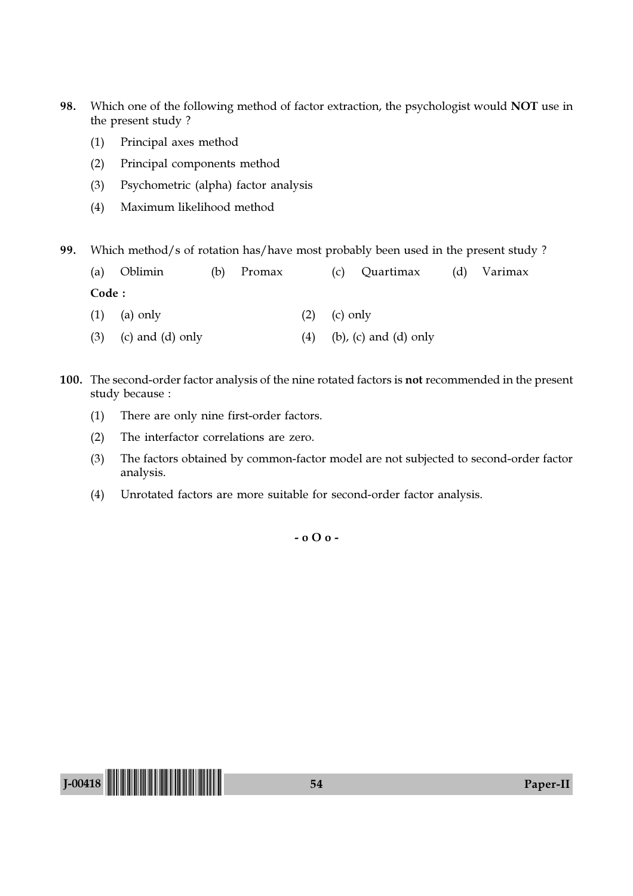98. Which one of the following method of factor extraction, the psychologist would **NOT** use in the present study ?

    (1) Principal axes method

    (2) Principal components method

    (3) Psychometric (alpha) factor analysis

    (4) Maximum likelihood method

99. Which method/s of rotation has/have most probably been used in the present study ?

    (a) Oblimin  (b) Promax  (c) Quartimax  (d) Varimax

    **Code :**

    (1) (a) only  (2) (c) only

    (3) (c) and (d) only  (4) (b), (c) and (d) only

100. The second-order factor analysis of the nine rotated factors is **not** recommended in the present study because :

    (1) There are only nine first-order factors.

    (2) The interfactor correlations are zero.

    (3) The factors obtained by common-factor model are not subjected to second-order factor analysis.

    (4) Unrotated factors are more suitable for second-order factor analysis.

- o O o -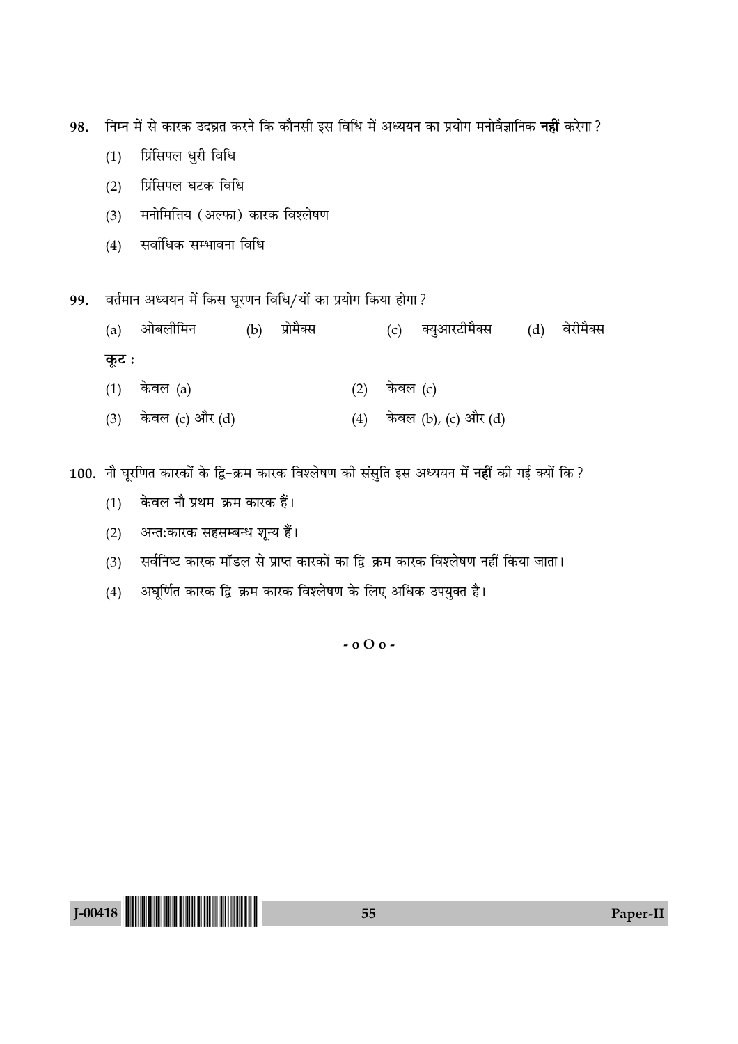98. निम्न में से कारक उद्घ्रत करने कि कौनसी इस विधि में अध्ययन का प्रयोग मनोवैज्ञानिक **नहीं** करेगा ?

(1) प्रिंसिपल धुरी विधि

(2) प्रिंसिपल घटक विधि

(3) मनोमित्तिय (अल्फा) कारक विश्लेषण

(4) सर्वाधिक सम्भावना विधि

99. वर्तमान अध्ययन में किस घूरणन विधि/यों का प्रयोग किया होगा ?

(a) ओबलीमिन (b) प्रोमैक्स (c) क्युआरटीमैक्स (d) वेरीमैक्स

**कूट :**

(1) केवल (a)

(2) केवल (c)

(3) केवल (c) और (d)

(4) केवल (b), (c) और (d)

100. नौ घूरणित कारकों के द्वि-क्रम कारक विश्लेषण की संस्तुति इस अध्ययन में **नहीं** की गई क्यों कि ?

(1) केवल नौ प्रथम-क्रम कारक हैं।

(2) अन्त:कारक सहसम्बन्ध शून्य हैं।

(3) सर्वनिष्ट कारक मॉडल से प्राप्त कारकों का द्वि-क्रम कारक विश्लेषण नहीं किया जाता।

(4) अघूर्णित कारक द्वि-क्रम कारक विश्लेषण के लिए अधिक उपयुक्त है।

- o O o -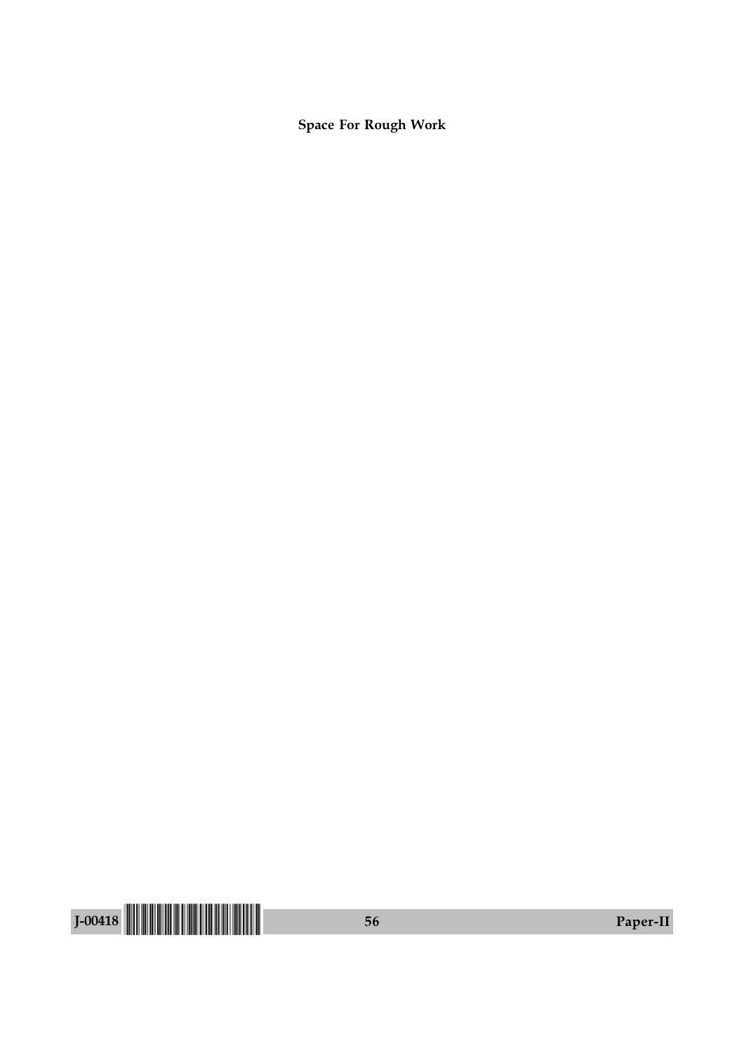**Space For Rough Work**